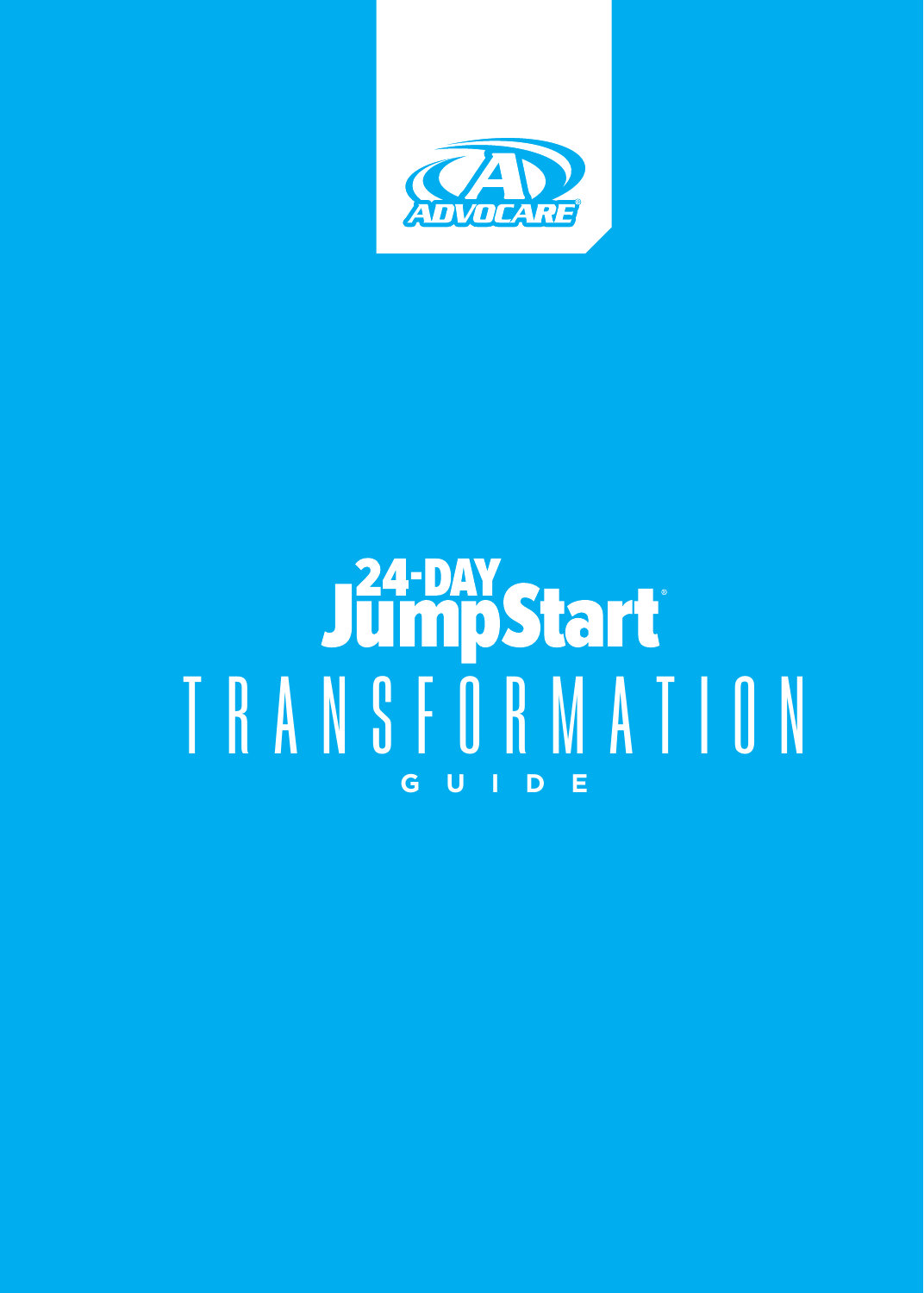ADVOCARE®

# 24-DAY JumpStart®

# TRANSFORMATION

## GUIDE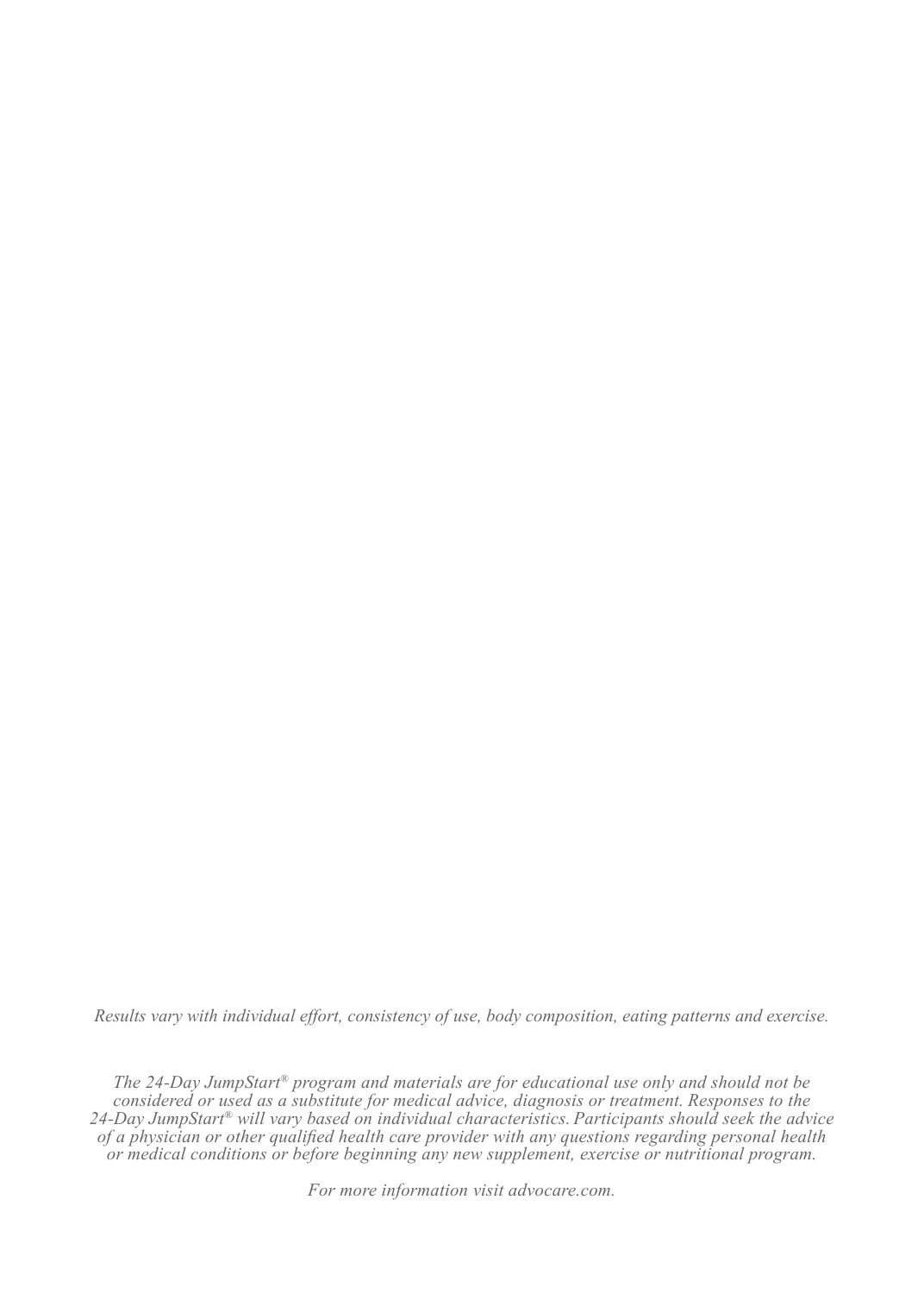*Results vary with individual effort, consistency of use, body composition, eating patterns and exercise.*

*The 24-Day JumpStart® program and materials are for educational use only and should not be considered or used as a substitute for medical advice, diagnosis or treatment. Responses to the 24-Day JumpStart® will vary based on individual characteristics. Participants should seek the advice of a physician or other qualified health care provider with any questions regarding personal health or medical conditions or before beginning any new supplement, exercise or nutritional program.*

*For more information visit advocare.com.*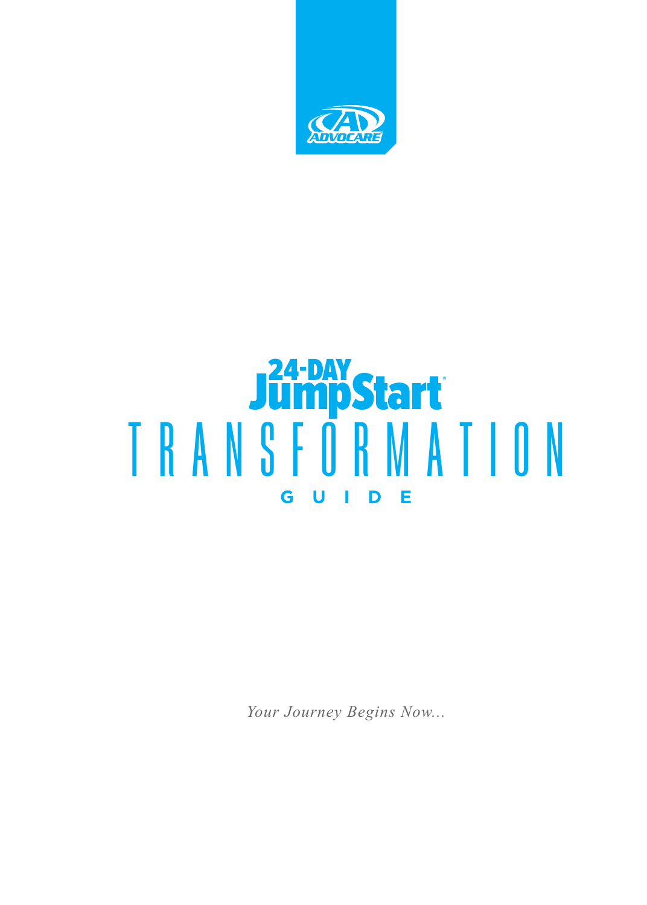ADVOCARE

# 24-DAY JumpStart®

# TRANSFORMATION

## GUIDE

*Your Journey Begins Now...*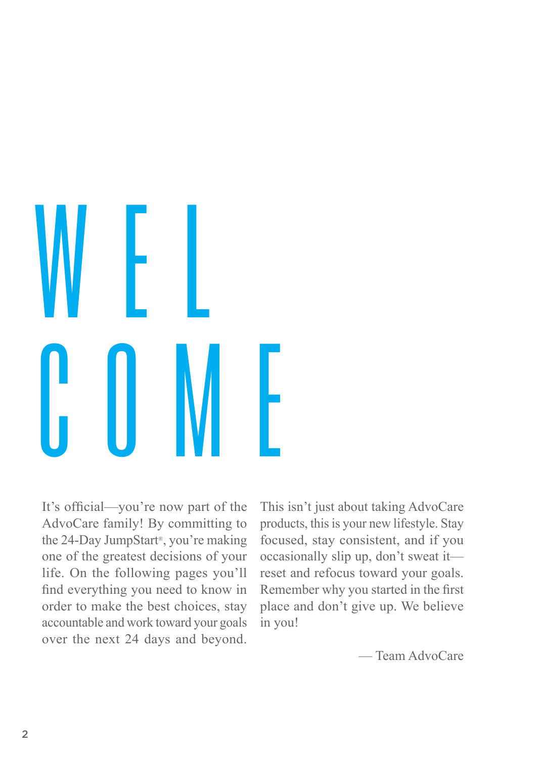# WELCOME

It's official—you're now part of the AdvoCare family! By committing to the 24-Day JumpStart®, you're making one of the greatest decisions of your life. On the following pages you'll find everything you need to know in order to make the best choices, stay accountable and work toward your goals over the next 24 days and beyond.

This isn't just about taking AdvoCare products, this is your new lifestyle. Stay focused, stay consistent, and if you occasionally slip up, don't sweat it—reset and refocus toward your goals. Remember why you started in the first place and don't give up. We believe in you!

— Team AdvoCare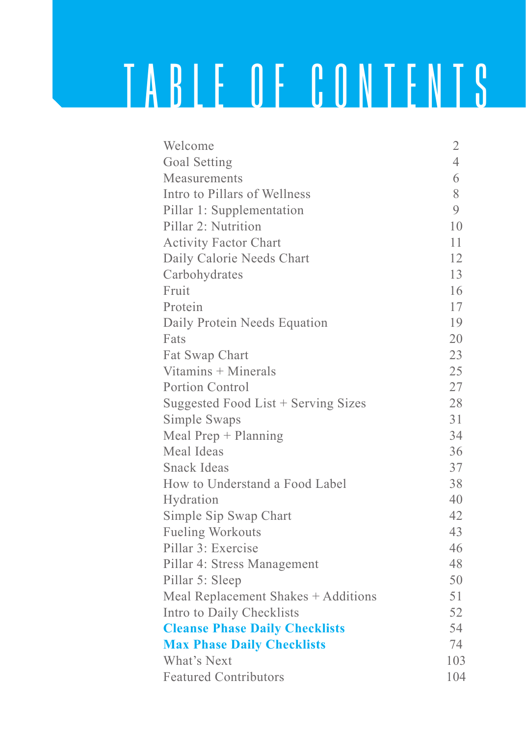# TABLE OF CONTENTS

| | |
|---|---|
| Welcome | 2 |
| Goal Setting | 4 |
| Measurements | 6 |
| Intro to Pillars of Wellness | 8 |
| Pillar 1: Supplementation | 9 |
| Pillar 2: Nutrition | 10 |
| Activity Factor Chart | 11 |
| Daily Calorie Needs Chart | 12 |
| Carbohydrates | 13 |
| Fruit | 16 |
| Protein | 17 |
| Daily Protein Needs Equation | 19 |
| Fats | 20 |
| Fat Swap Chart | 23 |
| Vitamins + Minerals | 25 |
| Portion Control | 27 |
| Suggested Food List + Serving Sizes | 28 |
| Simple Swaps | 31 |
| Meal Prep + Planning | 34 |
| Meal Ideas | 36 |
| Snack Ideas | 37 |
| How to Understand a Food Label | 38 |
| Hydration | 40 |
| Simple Sip Swap Chart | 42 |
| Fueling Workouts | 43 |
| Pillar 3: Exercise | 46 |
| Pillar 4: Stress Management | 48 |
| Pillar 5: Sleep | 50 |
| Meal Replacement Shakes + Additions | 51 |
| Intro to Daily Checklists | 52 |
| **Cleanse Phase Daily Checklists** | 54 |
| **Max Phase Daily Checklists** | 74 |
| What's Next | 103 |
| Featured Contributors | 104 |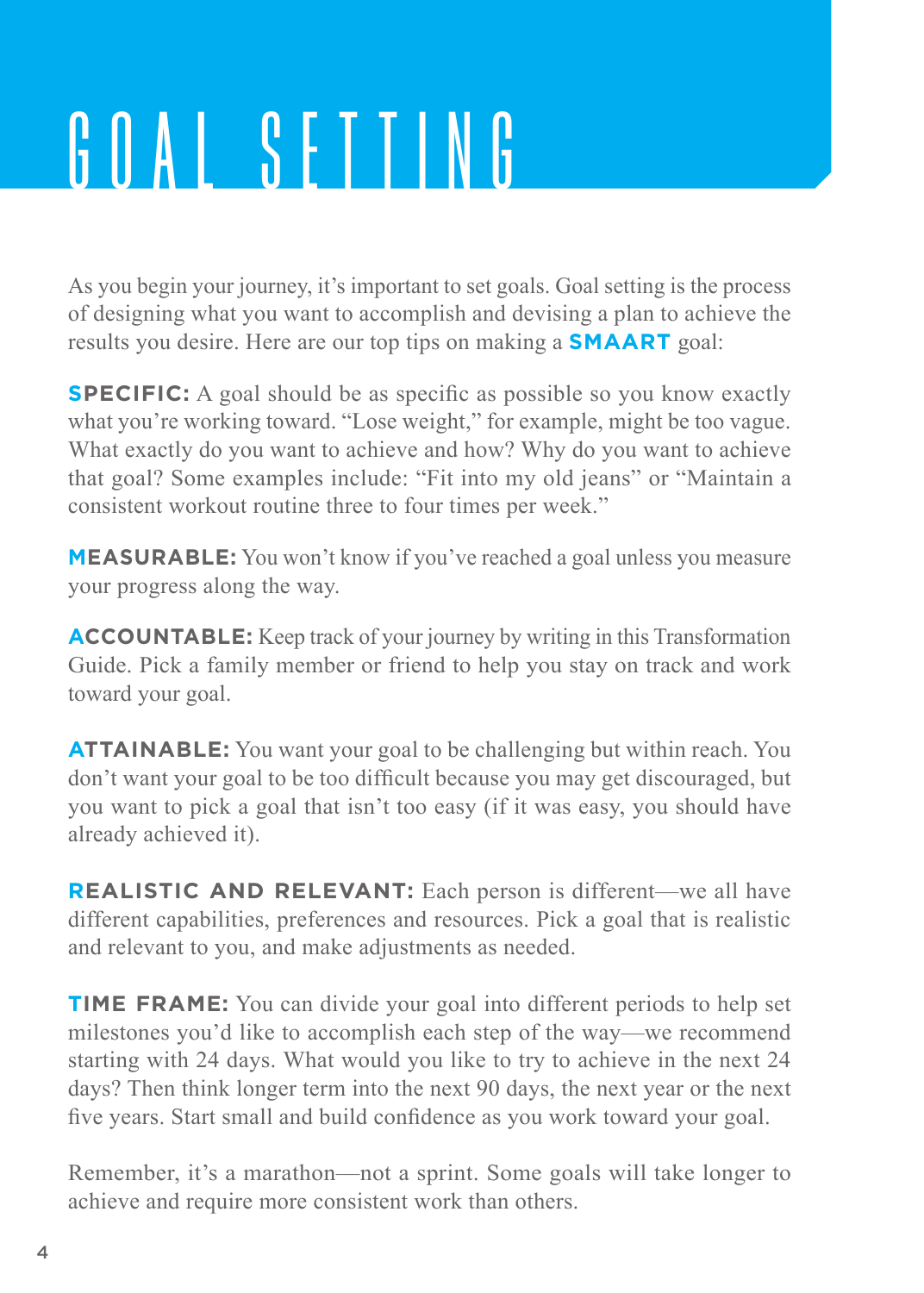# GOAL SETTING

As you begin your journey, it's important to set goals. Goal setting is the process of designing what you want to accomplish and devising a plan to achieve the results you desire. Here are our top tips on making a **SMAART** goal:

**SPECIFIC:** A goal should be as specific as possible so you know exactly what you're working toward. "Lose weight," for example, might be too vague. What exactly do you want to achieve and how? Why do you want to achieve that goal? Some examples include: "Fit into my old jeans" or "Maintain a consistent workout routine three to four times per week."

**MEASURABLE:** You won't know if you've reached a goal unless you measure your progress along the way.

**ACCOUNTABLE:** Keep track of your journey by writing in this Transformation Guide. Pick a family member or friend to help you stay on track and work toward your goal.

**ATTAINABLE:** You want your goal to be challenging but within reach. You don't want your goal to be too difficult because you may get discouraged, but you want to pick a goal that isn't too easy (if it was easy, you should have already achieved it).

**REALISTIC AND RELEVANT:** Each person is different—we all have different capabilities, preferences and resources. Pick a goal that is realistic and relevant to you, and make adjustments as needed.

**TIME FRAME:** You can divide your goal into different periods to help set milestones you'd like to accomplish each step of the way—we recommend starting with 24 days. What would you like to try to achieve in the next 24 days? Then think longer term into the next 90 days, the next year or the next five years. Start small and build confidence as you work toward your goal.

Remember, it's a marathon—not a sprint. Some goals will take longer to achieve and require more consistent work than others.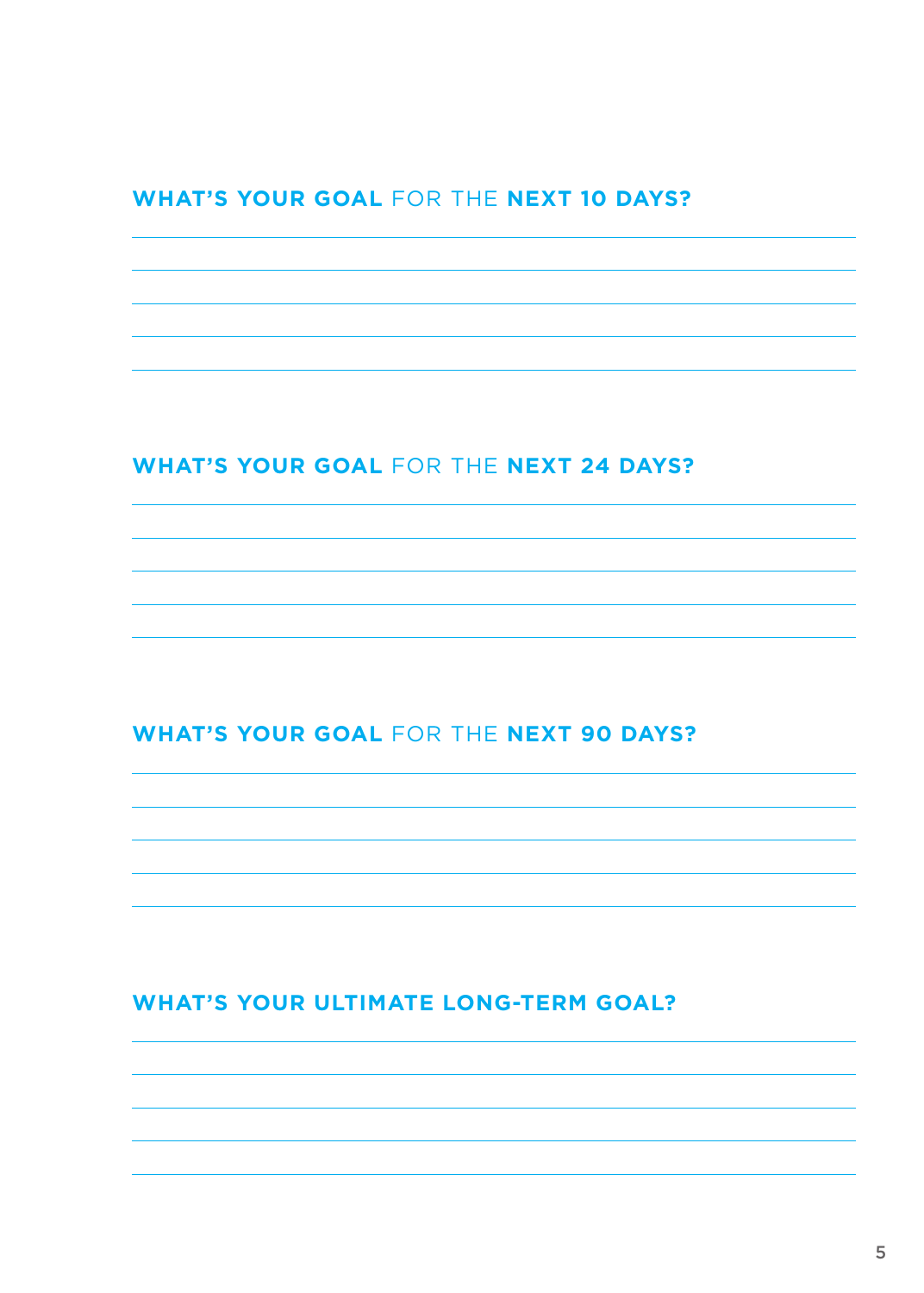## **WHAT'S YOUR GOAL** FOR THE **NEXT 10 DAYS?**

## **WHAT'S YOUR GOAL** FOR THE **NEXT 24 DAYS?**

## **WHAT'S YOUR GOAL** FOR THE **NEXT 90 DAYS?**

## **WHAT'S YOUR ULTIMATE LONG-TERM GOAL?**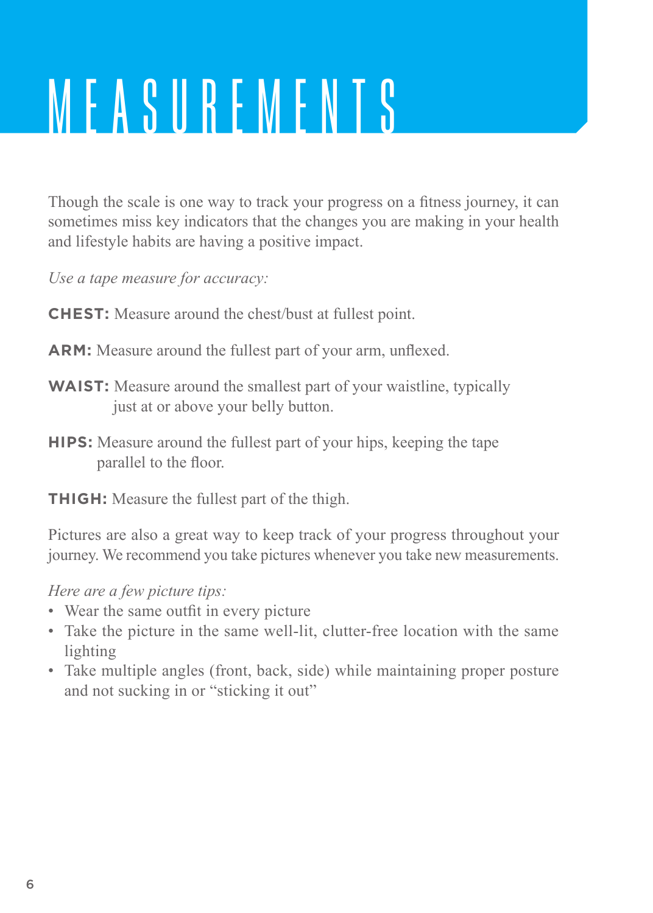# MEASUREMENTS

Though the scale is one way to track your progress on a fitness journey, it can sometimes miss key indicators that the changes you are making in your health and lifestyle habits are having a positive impact.

*Use a tape measure for accuracy:*

**CHEST:** Measure around the chest/bust at fullest point.

**ARM:** Measure around the fullest part of your arm, unflexed.

**WAIST:** Measure around the smallest part of your waistline, typically just at or above your belly button.

**HIPS:** Measure around the fullest part of your hips, keeping the tape parallel to the floor.

**THIGH:** Measure the fullest part of the thigh.

Pictures are also a great way to keep track of your progress throughout your journey. We recommend you take pictures whenever you take new measurements.

*Here are a few picture tips:*

- Wear the same outfit in every picture
- Take the picture in the same well-lit, clutter-free location with the same lighting
- Take multiple angles (front, back, side) while maintaining proper posture and not sucking in or "sticking it out"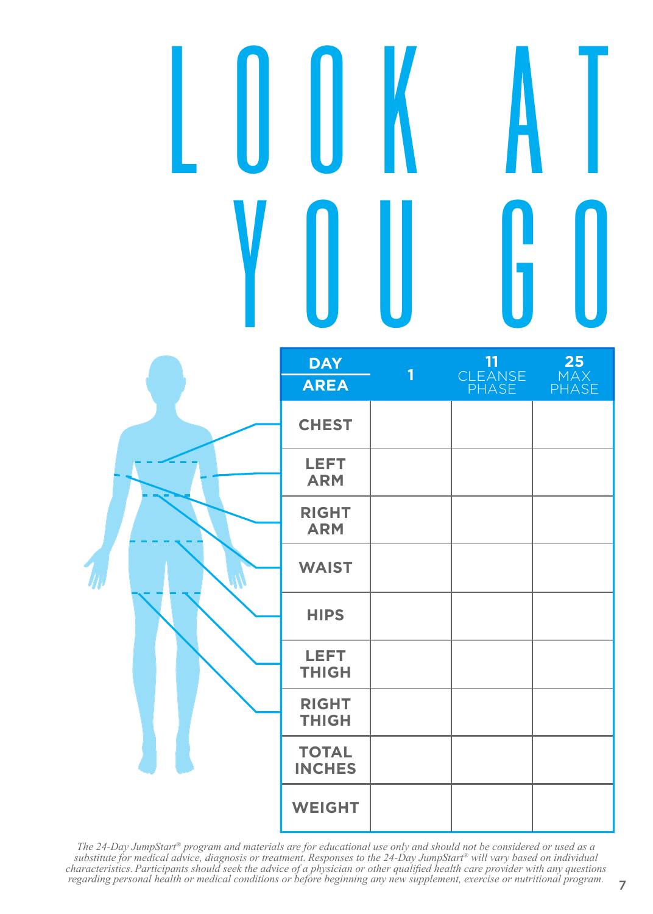# LOOK AT YOU GO

| DAY / AREA | 1 | 11 CLEANSE PHASE | 25 MAX PHASE |
|---|---|---|---|
| CHEST | | | |
| LEFT ARM | | | |
| RIGHT ARM | | | |
| WAIST | | | |
| HIPS | | | |
| LEFT THIGH | | | |
| RIGHT THIGH | | | |
| TOTAL INCHES | | | |
| WEIGHT | | | |

*The 24-Day JumpStart® program and materials are for educational use only and should not be considered or used as a substitute for medical advice, diagnosis or treatment. Responses to the 24-Day JumpStart® will vary based on individual characteristics. Participants should seek the advice of a physician or other qualified health care provider with any questions regarding personal health or medical conditions or before beginning any new supplement, exercise or nutritional program.*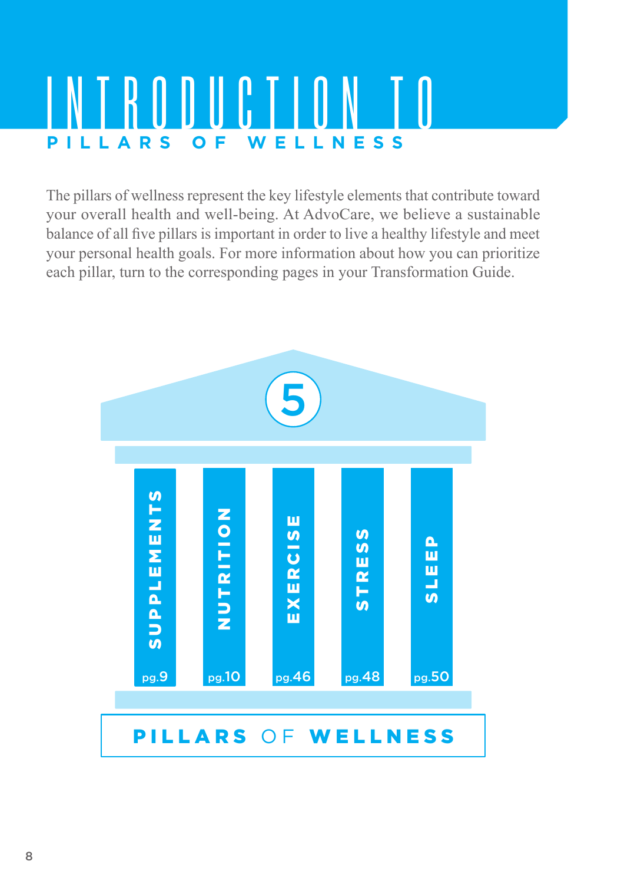# INTRODUCTION TO
## PILLARS OF WELLNESS

The pillars of wellness represent the key lifestyle elements that contribute toward your overall health and well-being. At AdvoCare, we believe a sustainable balance of all five pillars is important in order to live a healthy lifestyle and meet your personal health goals. For more information about how you can prioritize each pillar, turn to the corresponding pages in your Transformation Guide.

5

- SUPPLEMENTS pg.9
- NUTRITION pg.10
- EXERCISE pg.46
- STRESS pg.48
- SLEEP pg.50

**PILLARS OF WELLNESS**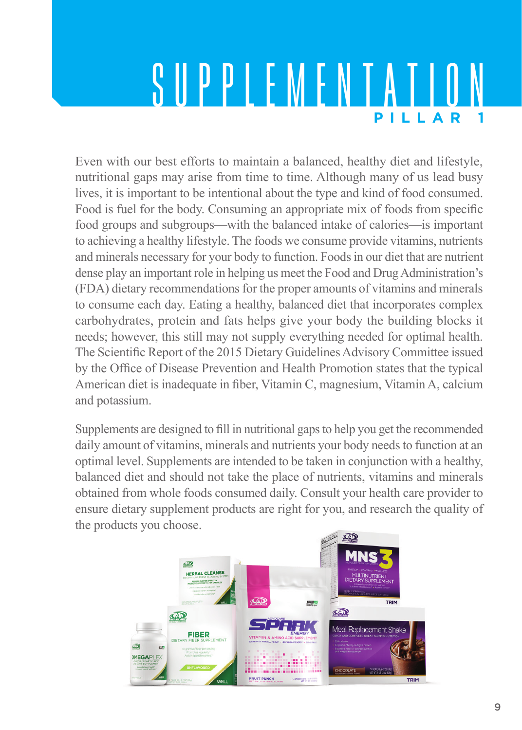# SUPPLEMENTATION

## PILLAR 1

Even with our best efforts to maintain a balanced, healthy diet and lifestyle, nutritional gaps may arise from time to time. Although many of us lead busy lives, it is important to be intentional about the type and kind of food consumed. Food is fuel for the body. Consuming an appropriate mix of foods from specific food groups and subgroups—with the balanced intake of calories—is important to achieving a healthy lifestyle. The foods we consume provide vitamins, nutrients and minerals necessary for your body to function. Foods in our diet that are nutrient dense play an important role in helping us meet the Food and Drug Administration's (FDA) dietary recommendations for the proper amounts of vitamins and minerals to consume each day. Eating a healthy, balanced diet that incorporates complex carbohydrates, protein and fats helps give your body the building blocks it needs; however, this still may not supply everything needed for optimal health. The Scientific Report of the 2015 Dietary Guidelines Advisory Committee issued by the Office of Disease Prevention and Health Promotion states that the typical American diet is inadequate in fiber, Vitamin C, magnesium, Vitamin A, calcium and potassium.

Supplements are designed to fill in nutritional gaps to help you get the recommended daily amount of vitamins, minerals and nutrients your body needs to function at an optimal level. Supplements are intended to be taken in conjunction with a healthy, balanced diet and should not take the place of nutrients, vitamins and minerals obtained from whole foods consumed daily. Consult your health care provider to ensure dietary supplement products are right for you, and research the quality of the products you choose.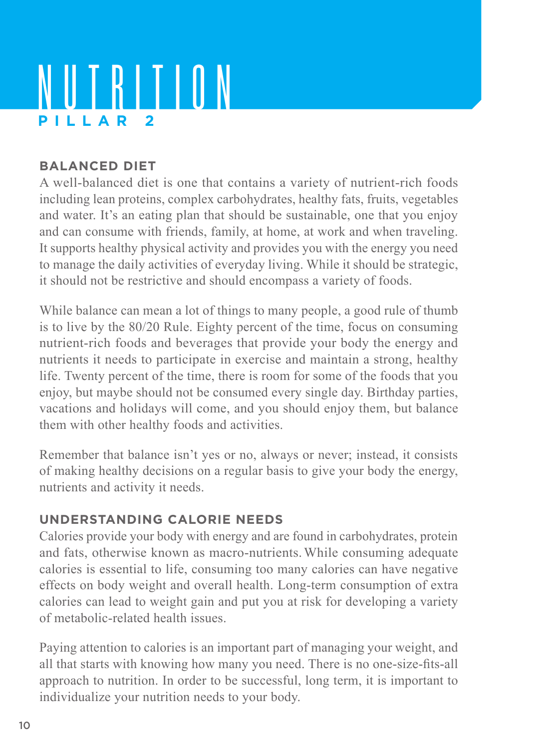# NUTRITION

**PILLAR 2**

## BALANCED DIET

A well-balanced diet is one that contains a variety of nutrient-rich foods including lean proteins, complex carbohydrates, healthy fats, fruits, vegetables and water. It's an eating plan that should be sustainable, one that you enjoy and can consume with friends, family, at home, at work and when traveling. It supports healthy physical activity and provides you with the energy you need to manage the daily activities of everyday living. While it should be strategic, it should not be restrictive and should encompass a variety of foods.

While balance can mean a lot of things to many people, a good rule of thumb is to live by the 80/20 Rule. Eighty percent of the time, focus on consuming nutrient-rich foods and beverages that provide your body the energy and nutrients it needs to participate in exercise and maintain a strong, healthy life. Twenty percent of the time, there is room for some of the foods that you enjoy, but maybe should not be consumed every single day. Birthday parties, vacations and holidays will come, and you should enjoy them, but balance them with other healthy foods and activities.

Remember that balance isn't yes or no, always or never; instead, it consists of making healthy decisions on a regular basis to give your body the energy, nutrients and activity it needs.

## UNDERSTANDING CALORIE NEEDS

Calories provide your body with energy and are found in carbohydrates, protein and fats, otherwise known as macro-nutrients. While consuming adequate calories is essential to life, consuming too many calories can have negative effects on body weight and overall health. Long-term consumption of extra calories can lead to weight gain and put you at risk for developing a variety of metabolic-related health issues.

Paying attention to calories is an important part of managing your weight, and all that starts with knowing how many you need. There is no one-size-fits-all approach to nutrition. In order to be successful, long term, it is important to individualize your nutrition needs to your body.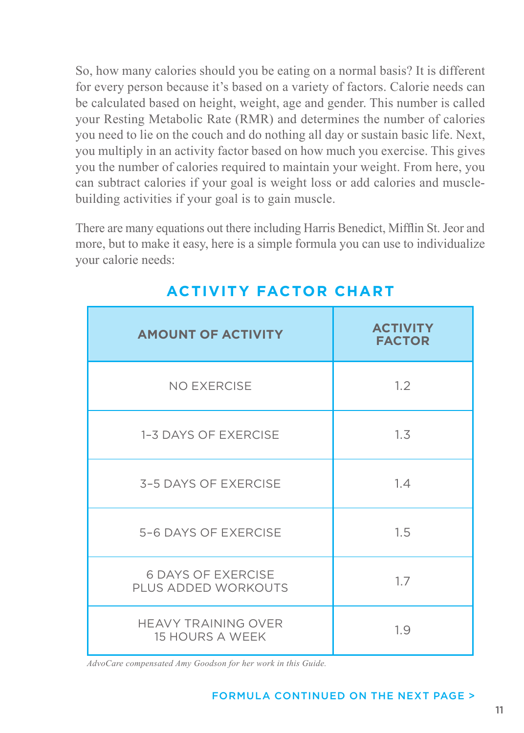So, how many calories should you be eating on a normal basis? It is different for every person because it's based on a variety of factors. Calorie needs can be calculated based on height, weight, age and gender. This number is called your Resting Metabolic Rate (RMR) and determines the number of calories you need to lie on the couch and do nothing all day or sustain basic life. Next, you multiply in an activity factor based on how much you exercise. This gives you the number of calories required to maintain your weight. From here, you can subtract calories if your goal is weight loss or add calories and muscle-building activities if your goal is to gain muscle.

There are many equations out there including Harris Benedict, Mifflin St. Jeor and more, but to make it easy, here is a simple formula you can use to individualize your calorie needs:

## ACTIVITY FACTOR CHART

| AMOUNT OF ACTIVITY | ACTIVITY FACTOR |
|---|---|
| NO EXERCISE | 1.2 |
| 1–3 DAYS OF EXERCISE | 1.3 |
| 3–5 DAYS OF EXERCISE | 1.4 |
| 5–6 DAYS OF EXERCISE | 1.5 |
| 6 DAYS OF EXERCISE PLUS ADDED WORKOUTS | 1.7 |
| HEAVY TRAINING OVER 15 HOURS A WEEK | 1.9 |

*AdvoCare compensated Amy Goodson for her work in this Guide.*

FORMULA CONTINUED ON THE NEXT PAGE >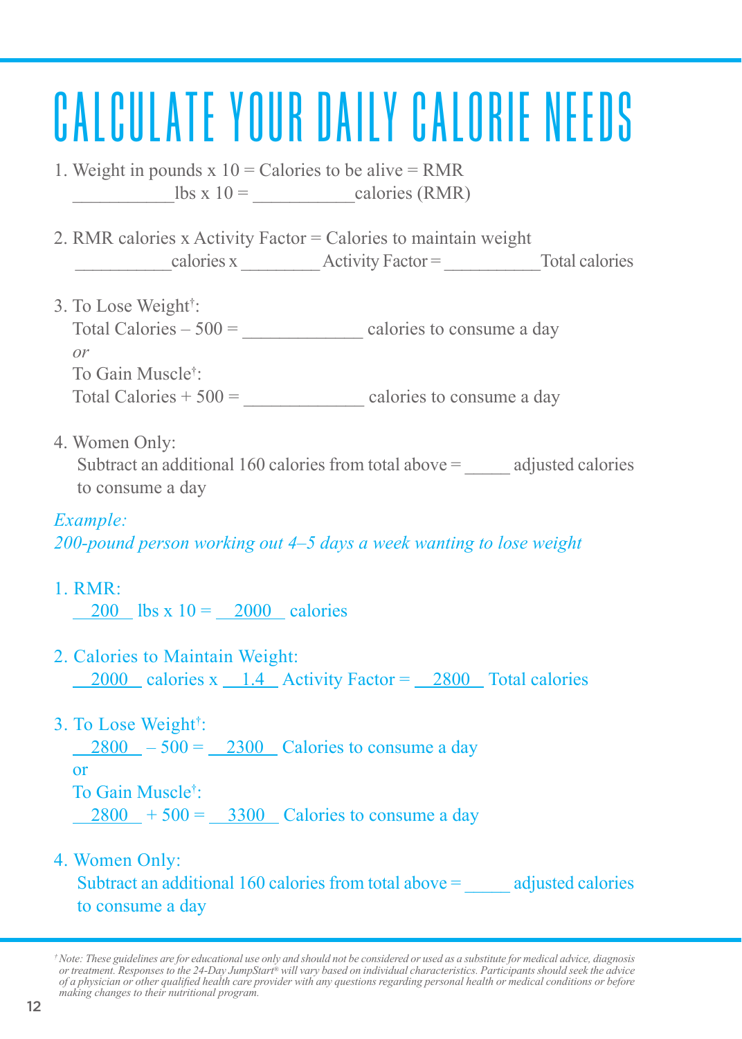# CALCULATE YOUR DAILY CALORIE NEEDS

1. Weight in pounds x 10 = Calories to be alive = RMR
   ___________lbs x 10 = ___________calories (RMR)

2. RMR calories x Activity Factor = Calories to maintain weight
   ___________calories x _________ Activity Factor = ___________Total calories

3. To Lose Weight†:
   Total Calories – 500 = _____________ calories to consume a day
   *or*
   To Gain Muscle†:
   Total Calories + 500 = _____________ calories to consume a day

4. Women Only:
   Subtract an additional 160 calories from total above = _____ adjusted calories to consume a day

*Example:*
*200-pound person working out 4–5 days a week wanting to lose weight*

1. RMR:
   __200__ lbs x 10 = __2000__ calories

2. Calories to Maintain Weight:
   __2000__ calories x __1.4__ Activity Factor = __2800__ Total calories

3. To Lose Weight†:
   __2800__ – 500 = __2300__ Calories to consume a day
   or
   To Gain Muscle†:
   __2800__ + 500 = __3300__ Calories to consume a day

4. Women Only:
   Subtract an additional 160 calories from total above = _____ adjusted calories to consume a day

*† Note: These guidelines are for educational use only and should not be considered or used as a substitute for medical advice, diagnosis or treatment. Responses to the 24-Day JumpStart® will vary based on individual characteristics. Participants should seek the advice of a physician or other qualified health care provider with any questions regarding personal health or medical conditions or before making changes to their nutritional program.*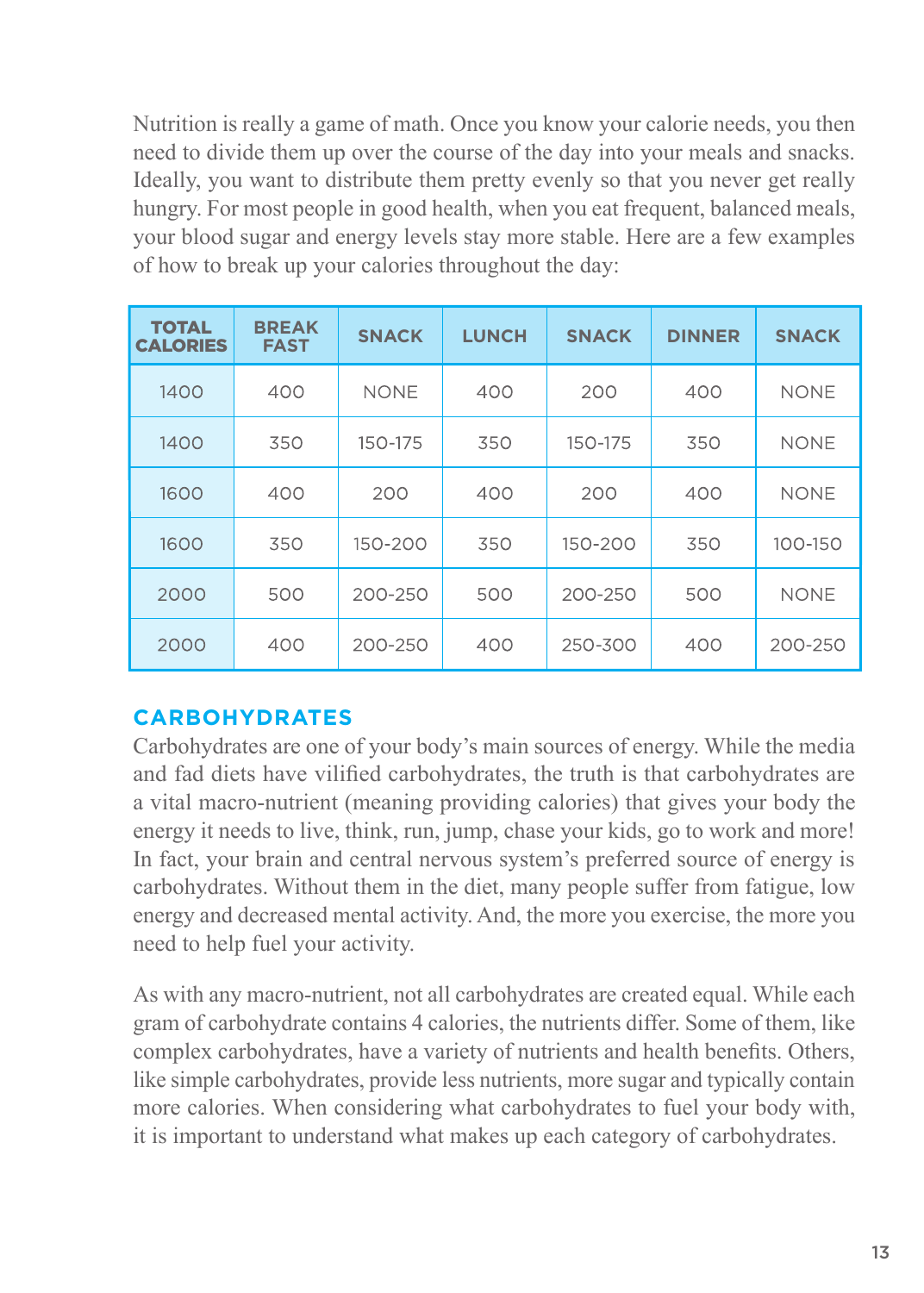Nutrition is really a game of math. Once you know your calorie needs, you then need to divide them up over the course of the day into your meals and snacks. Ideally, you want to distribute them pretty evenly so that you never get really hungry. For most people in good health, when you eat frequent, balanced meals, your blood sugar and energy levels stay more stable. Here are a few examples of how to break up your calories throughout the day:

| TOTAL CALORIES | BREAK FAST | SNACK | LUNCH | SNACK | DINNER | SNACK |
|---|---|---|---|---|---|---|
| 1400 | 400 | NONE | 400 | 200 | 400 | NONE |
| 1400 | 350 | 150-175 | 350 | 150-175 | 350 | NONE |
| 1600 | 400 | 200 | 400 | 200 | 400 | NONE |
| 1600 | 350 | 150-200 | 350 | 150-200 | 350 | 100-150 |
| 2000 | 500 | 200-250 | 500 | 200-250 | 500 | NONE |
| 2000 | 400 | 200-250 | 400 | 250-300 | 400 | 200-250 |

## CARBOHYDRATES

Carbohydrates are one of your body's main sources of energy. While the media and fad diets have vilified carbohydrates, the truth is that carbohydrates are a vital macro-nutrient (meaning providing calories) that gives your body the energy it needs to live, think, run, jump, chase your kids, go to work and more! In fact, your brain and central nervous system's preferred source of energy is carbohydrates. Without them in the diet, many people suffer from fatigue, low energy and decreased mental activity. And, the more you exercise, the more you need to help fuel your activity.

As with any macro-nutrient, not all carbohydrates are created equal. While each gram of carbohydrate contains 4 calories, the nutrients differ. Some of them, like complex carbohydrates, have a variety of nutrients and health benefits. Others, like simple carbohydrates, provide less nutrients, more sugar and typically contain more calories. When considering what carbohydrates to fuel your body with, it is important to understand what makes up each category of carbohydrates.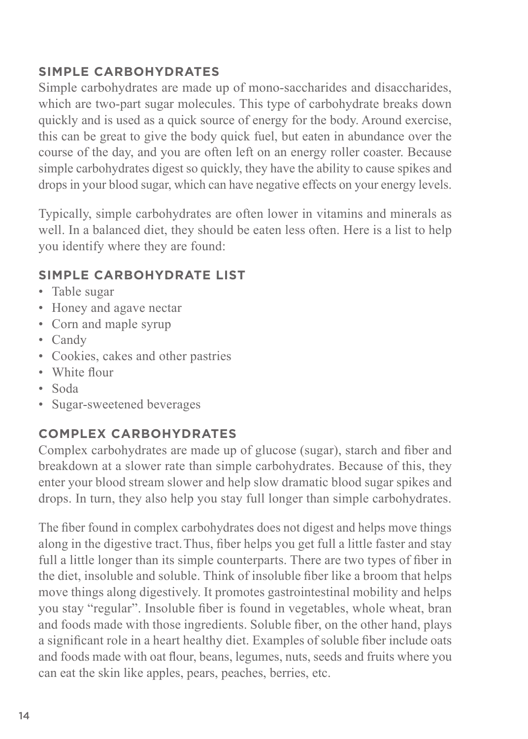## SIMPLE CARBOHYDRATES

Simple carbohydrates are made up of mono-saccharides and disaccharides, which are two-part sugar molecules. This type of carbohydrate breaks down quickly and is used as a quick source of energy for the body. Around exercise, this can be great to give the body quick fuel, but eaten in abundance over the course of the day, and you are often left on an energy roller coaster. Because simple carbohydrates digest so quickly, they have the ability to cause spikes and drops in your blood sugar, which can have negative effects on your energy levels.

Typically, simple carbohydrates are often lower in vitamins and minerals as well. In a balanced diet, they should be eaten less often. Here is a list to help you identify where they are found:

## SIMPLE CARBOHYDRATE LIST

- Table sugar
- Honey and agave nectar
- Corn and maple syrup
- Candy
- Cookies, cakes and other pastries
- White flour
- Soda
- Sugar-sweetened beverages

## COMPLEX CARBOHYDRATES

Complex carbohydrates are made up of glucose (sugar), starch and fiber and breakdown at a slower rate than simple carbohydrates. Because of this, they enter your blood stream slower and help slow dramatic blood sugar spikes and drops. In turn, they also help you stay full longer than simple carbohydrates.

The fiber found in complex carbohydrates does not digest and helps move things along in the digestive tract. Thus, fiber helps you get full a little faster and stay full a little longer than its simple counterparts. There are two types of fiber in the diet, insoluble and soluble. Think of insoluble fiber like a broom that helps move things along digestively. It promotes gastrointestinal mobility and helps you stay "regular". Insoluble fiber is found in vegetables, whole wheat, bran and foods made with those ingredients. Soluble fiber, on the other hand, plays a significant role in a heart healthy diet. Examples of soluble fiber include oats and foods made with oat flour, beans, legumes, nuts, seeds and fruits where you can eat the skin like apples, pears, peaches, berries, etc.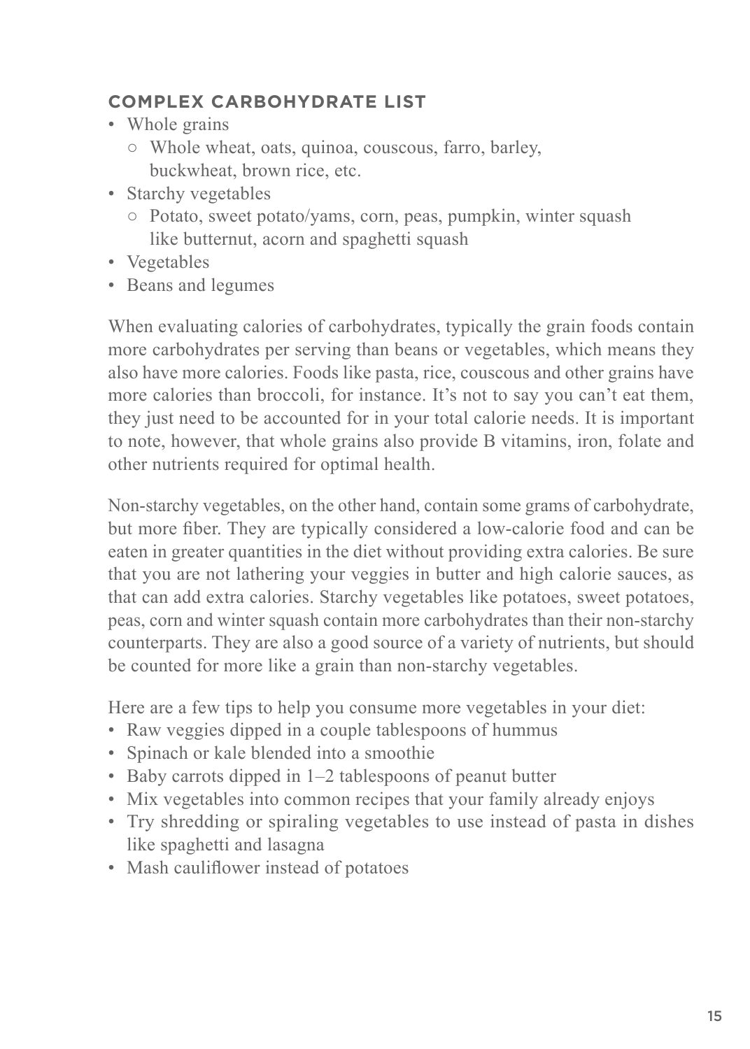### COMPLEX CARBOHYDRATE LIST

- Whole grains
  - Whole wheat, oats, quinoa, couscous, farro, barley, buckwheat, brown rice, etc.
- Starchy vegetables
  - Potato, sweet potato/yams, corn, peas, pumpkin, winter squash like butternut, acorn and spaghetti squash
- Vegetables
- Beans and legumes

When evaluating calories of carbohydrates, typically the grain foods contain more carbohydrates per serving than beans or vegetables, which means they also have more calories. Foods like pasta, rice, couscous and other grains have more calories than broccoli, for instance. It's not to say you can't eat them, they just need to be accounted for in your total calorie needs. It is important to note, however, that whole grains also provide B vitamins, iron, folate and other nutrients required for optimal health.

Non-starchy vegetables, on the other hand, contain some grams of carbohydrate, but more fiber. They are typically considered a low-calorie food and can be eaten in greater quantities in the diet without providing extra calories. Be sure that you are not lathering your veggies in butter and high calorie sauces, as that can add extra calories. Starchy vegetables like potatoes, sweet potatoes, peas, corn and winter squash contain more carbohydrates than their non-starchy counterparts. They are also a good source of a variety of nutrients, but should be counted for more like a grain than non-starchy vegetables.

Here are a few tips to help you consume more vegetables in your diet:

- Raw veggies dipped in a couple tablespoons of hummus
- Spinach or kale blended into a smoothie
- Baby carrots dipped in 1–2 tablespoons of peanut butter
- Mix vegetables into common recipes that your family already enjoys
- Try shredding or spiraling vegetables to use instead of pasta in dishes like spaghetti and lasagna
- Mash cauliflower instead of potatoes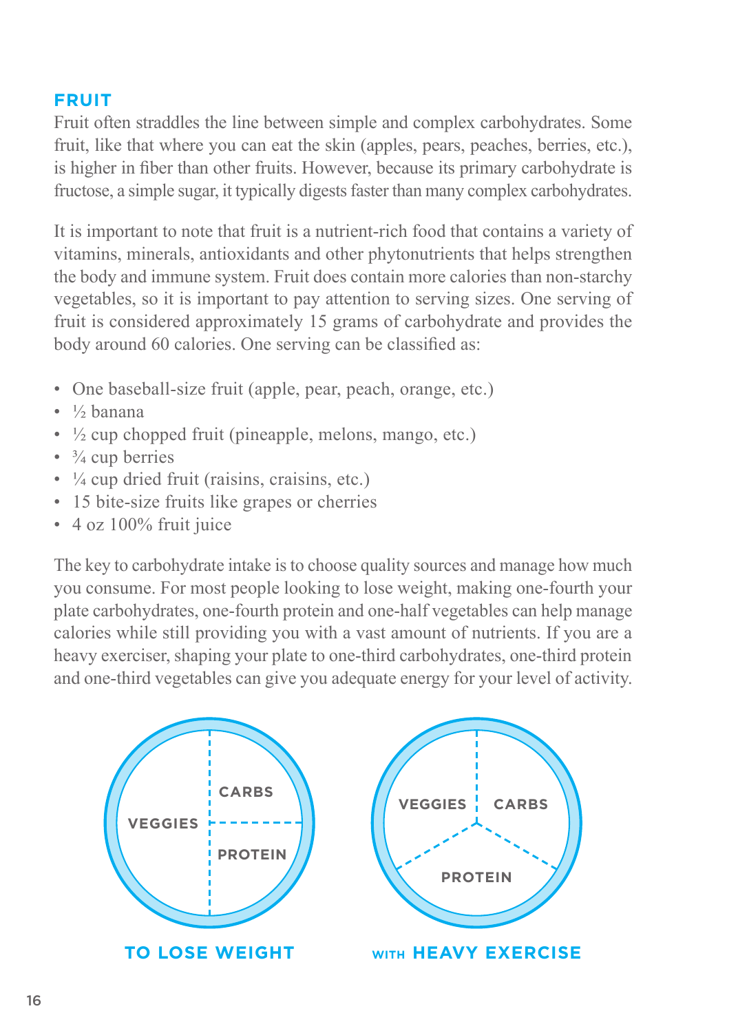## FRUIT

Fruit often straddles the line between simple and complex carbohydrates. Some fruit, like that where you can eat the skin (apples, pears, peaches, berries, etc.), is higher in fiber than other fruits. However, because its primary carbohydrate is fructose, a simple sugar, it typically digests faster than many complex carbohydrates.

It is important to note that fruit is a nutrient-rich food that contains a variety of vitamins, minerals, antioxidants and other phytonutrients that helps strengthen the body and immune system. Fruit does contain more calories than non-starchy vegetables, so it is important to pay attention to serving sizes. One serving of fruit is considered approximately 15 grams of carbohydrate and provides the body around 60 calories. One serving can be classified as:

- One baseball-size fruit (apple, pear, peach, orange, etc.)
- ½ banana
- ½ cup chopped fruit (pineapple, melons, mango, etc.)
- ¾ cup berries
- ¼ cup dried fruit (raisins, craisins, etc.)
- 15 bite-size fruits like grapes or cherries
- 4 oz 100% fruit juice

The key to carbohydrate intake is to choose quality sources and manage how much you consume. For most people looking to lose weight, making one-fourth your plate carbohydrates, one-fourth protein and one-half vegetables can help manage calories while still providing you with a vast amount of nutrients. If you are a heavy exerciser, shaping your plate to one-third carbohydrates, one-third protein and one-third vegetables can give you adequate energy for your level of activity.

VEGGIES | CARBS | PROTEIN

**TO LOSE WEIGHT**

VEGGIES | CARBS | PROTEIN

**WITH HEAVY EXERCISE**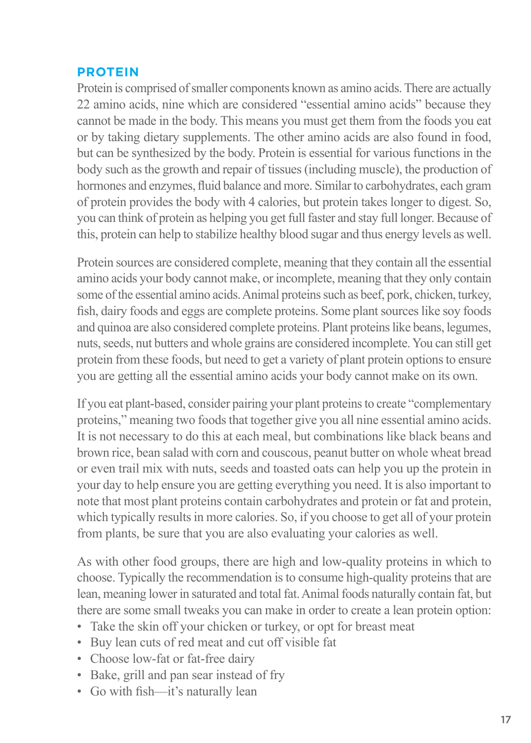## PROTEIN

Protein is comprised of smaller components known as amino acids. There are actually 22 amino acids, nine which are considered "essential amino acids" because they cannot be made in the body. This means you must get them from the foods you eat or by taking dietary supplements. The other amino acids are also found in food, but can be synthesized by the body. Protein is essential for various functions in the body such as the growth and repair of tissues (including muscle), the production of hormones and enzymes, fluid balance and more. Similar to carbohydrates, each gram of protein provides the body with 4 calories, but protein takes longer to digest. So, you can think of protein as helping you get full faster and stay full longer. Because of this, protein can help to stabilize healthy blood sugar and thus energy levels as well.

Protein sources are considered complete, meaning that they contain all the essential amino acids your body cannot make, or incomplete, meaning that they only contain some of the essential amino acids. Animal proteins such as beef, pork, chicken, turkey, fish, dairy foods and eggs are complete proteins. Some plant sources like soy foods and quinoa are also considered complete proteins. Plant proteins like beans, legumes, nuts, seeds, nut butters and whole grains are considered incomplete. You can still get protein from these foods, but need to get a variety of plant protein options to ensure you are getting all the essential amino acids your body cannot make on its own.

If you eat plant-based, consider pairing your plant proteins to create "complementary proteins," meaning two foods that together give you all nine essential amino acids. It is not necessary to do this at each meal, but combinations like black beans and brown rice, bean salad with corn and couscous, peanut butter on whole wheat bread or even trail mix with nuts, seeds and toasted oats can help you up the protein in your day to help ensure you are getting everything you need. It is also important to note that most plant proteins contain carbohydrates and protein or fat and protein, which typically results in more calories. So, if you choose to get all of your protein from plants, be sure that you are also evaluating your calories as well.

As with other food groups, there are high and low-quality proteins in which to choose. Typically the recommendation is to consume high-quality proteins that are lean, meaning lower in saturated and total fat. Animal foods naturally contain fat, but there are some small tweaks you can make in order to create a lean protein option:

- Take the skin off your chicken or turkey, or opt for breast meat
- Buy lean cuts of red meat and cut off visible fat
- Choose low-fat or fat-free dairy
- Bake, grill and pan sear instead of fry
- Go with fish—it's naturally lean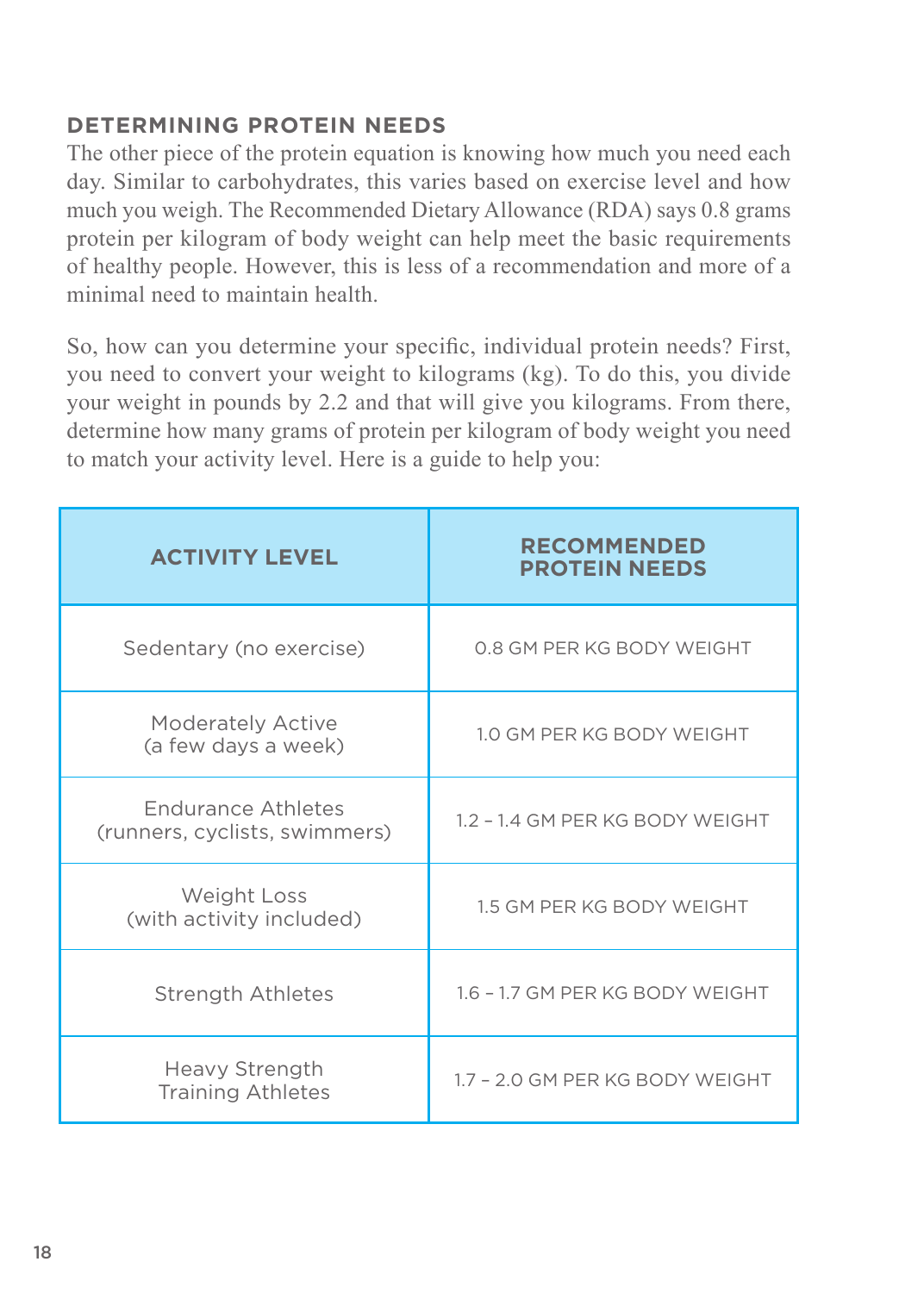## DETERMINING PROTEIN NEEDS

The other piece of the protein equation is knowing how much you need each day. Similar to carbohydrates, this varies based on exercise level and how much you weigh. The Recommended Dietary Allowance (RDA) says 0.8 grams protein per kilogram of body weight can help meet the basic requirements of healthy people. However, this is less of a recommendation and more of a minimal need to maintain health.

So, how can you determine your specific, individual protein needs? First, you need to convert your weight to kilograms (kg). To do this, you divide your weight in pounds by 2.2 and that will give you kilograms. From there, determine how many grams of protein per kilogram of body weight you need to match your activity level. Here is a guide to help you:

| ACTIVITY LEVEL | RECOMMENDED PROTEIN NEEDS |
|---|---|
| Sedentary (no exercise) | 0.8 GM PER KG BODY WEIGHT |
| Moderately Active (a few days a week) | 1.0 GM PER KG BODY WEIGHT |
| Endurance Athletes (runners, cyclists, swimmers) | 1.2 – 1.4 GM PER KG BODY WEIGHT |
| Weight Loss (with activity included) | 1.5 GM PER KG BODY WEIGHT |
| Strength Athletes | 1.6 – 1.7 GM PER KG BODY WEIGHT |
| Heavy Strength Training Athletes | 1.7 – 2.0 GM PER KG BODY WEIGHT |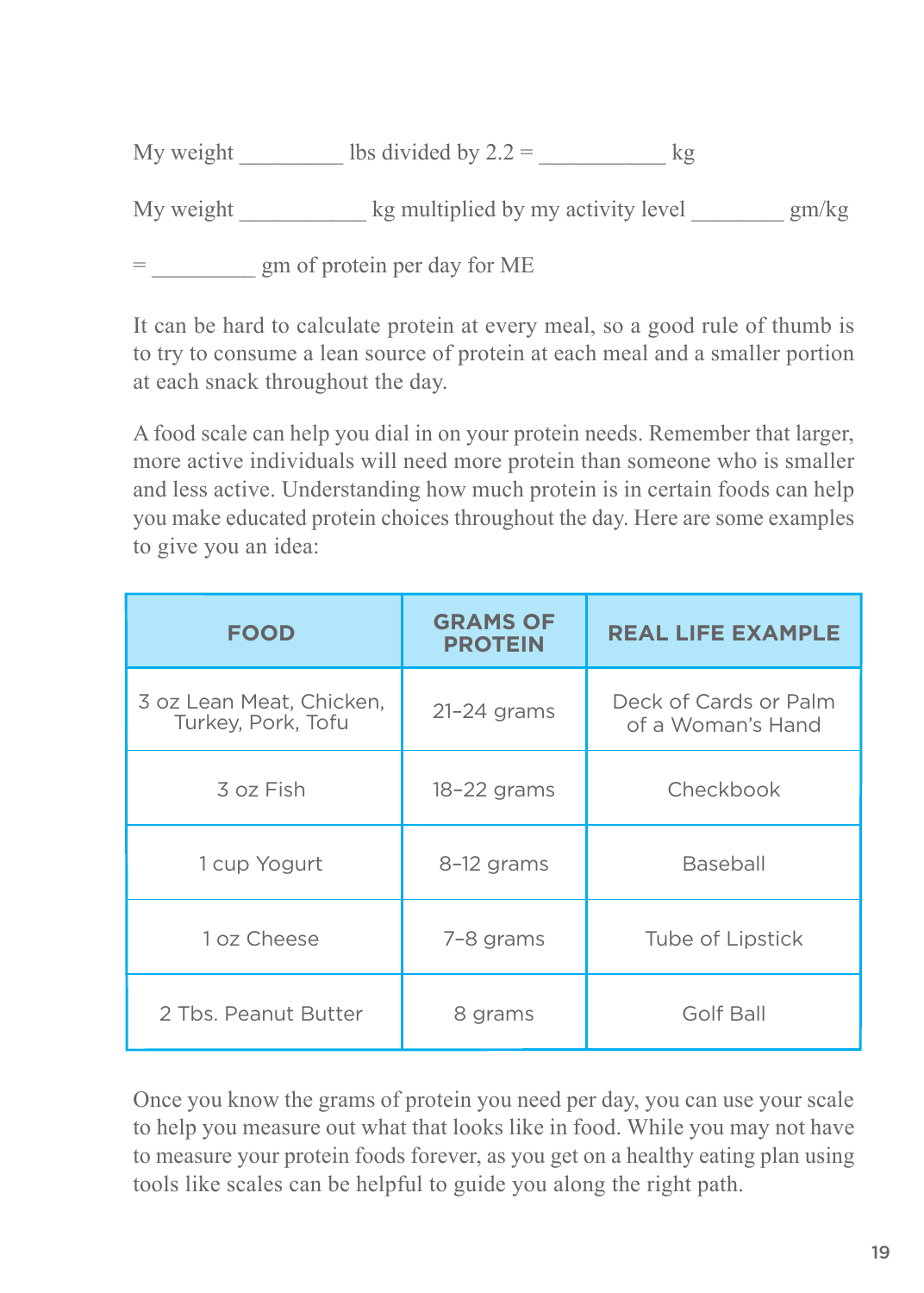My weight _________ lbs divided by 2.2 = ___________ kg

My weight ___________ kg multiplied by my activity level ________ gm/kg

= _________ gm of protein per day for ME

It can be hard to calculate protein at every meal, so a good rule of thumb is to try to consume a lean source of protein at each meal and a smaller portion at each snack throughout the day.

A food scale can help you dial in on your protein needs. Remember that larger, more active individuals will need more protein than someone who is smaller and less active. Understanding how much protein is in certain foods can help you make educated protein choices throughout the day. Here are some examples to give you an idea:

| FOOD | GRAMS OF PROTEIN | REAL LIFE EXAMPLE |
|---|---|---|
| 3 oz Lean Meat, Chicken, Turkey, Pork, Tofu | 21–24 grams | Deck of Cards or Palm of a Woman's Hand |
| 3 oz Fish | 18–22 grams | Checkbook |
| 1 cup Yogurt | 8–12 grams | Baseball |
| 1 oz Cheese | 7–8 grams | Tube of Lipstick |
| 2 Tbs. Peanut Butter | 8 grams | Golf Ball |

Once you know the grams of protein you need per day, you can use your scale to help you measure out what that looks like in food. While you may not have to measure your protein foods forever, as you get on a healthy eating plan using tools like scales can be helpful to guide you along the right path.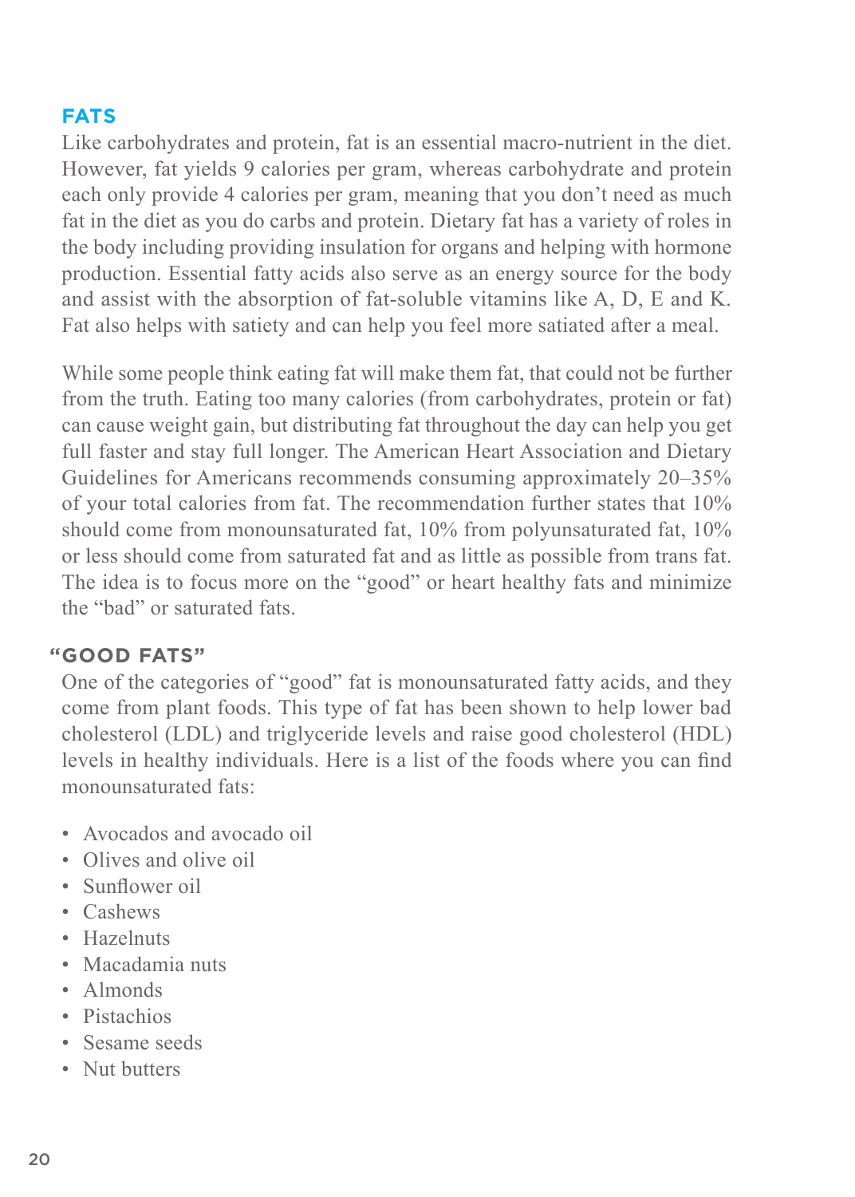## FATS

Like carbohydrates and protein, fat is an essential macro-nutrient in the diet. However, fat yields 9 calories per gram, whereas carbohydrate and protein each only provide 4 calories per gram, meaning that you don't need as much fat in the diet as you do carbs and protein. Dietary fat has a variety of roles in the body including providing insulation for organs and helping with hormone production. Essential fatty acids also serve as an energy source for the body and assist with the absorption of fat-soluble vitamins like A, D, E and K. Fat also helps with satiety and can help you feel more satiated after a meal.

While some people think eating fat will make them fat, that could not be further from the truth. Eating too many calories (from carbohydrates, protein or fat) can cause weight gain, but distributing fat throughout the day can help you get full faster and stay full longer. The American Heart Association and Dietary Guidelines for Americans recommends consuming approximately 20–35% of your total calories from fat. The recommendation further states that 10% should come from monounsaturated fat, 10% from polyunsaturated fat, 10% or less should come from saturated fat and as little as possible from trans fat. The idea is to focus more on the "good" or heart healthy fats and minimize the "bad" or saturated fats.

### "GOOD FATS"

One of the categories of "good" fat is monounsaturated fatty acids, and they come from plant foods. This type of fat has been shown to help lower bad cholesterol (LDL) and triglyceride levels and raise good cholesterol (HDL) levels in healthy individuals. Here is a list of the foods where you can find monounsaturated fats:

- Avocados and avocado oil
- Olives and olive oil
- Sunflower oil
- Cashews
- Hazelnuts
- Macadamia nuts
- Almonds
- Pistachios
- Sesame seeds
- Nut butters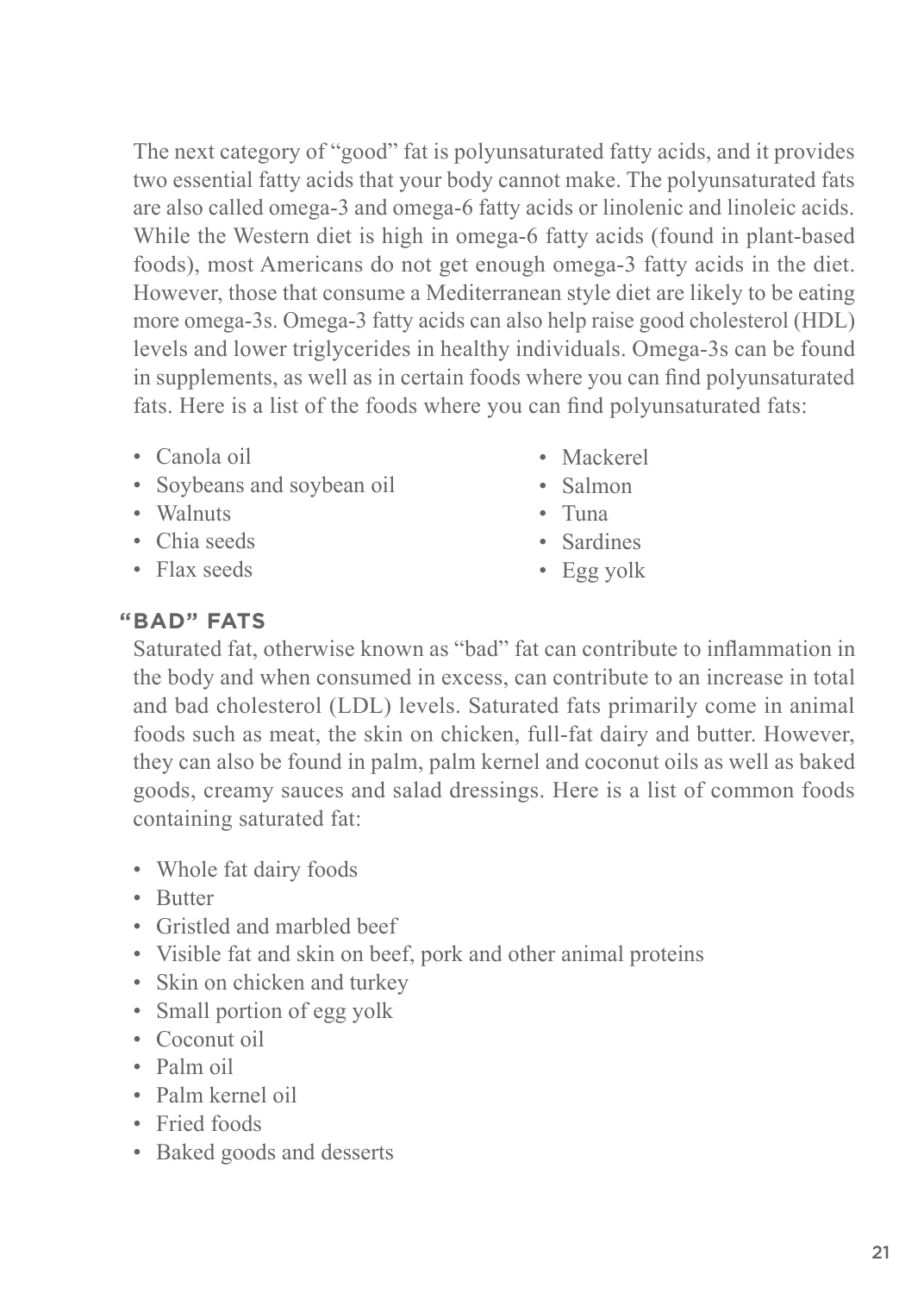The next category of "good" fat is polyunsaturated fatty acids, and it provides two essential fatty acids that your body cannot make. The polyunsaturated fats are also called omega-3 and omega-6 fatty acids or linolenic and linoleic acids. While the Western diet is high in omega-6 fatty acids (found in plant-based foods), most Americans do not get enough omega-3 fatty acids in the diet. However, those that consume a Mediterranean style diet are likely to be eating more omega-3s. Omega-3 fatty acids can also help raise good cholesterol (HDL) levels and lower triglycerides in healthy individuals. Omega-3s can be found in supplements, as well as in certain foods where you can find polyunsaturated fats. Here is a list of the foods where you can find polyunsaturated fats:

- Canola oil
- Soybeans and soybean oil
- Walnuts
- Chia seeds
- Flax seeds
- Mackerel
- Salmon
- Tuna
- Sardines
- Egg yolk

## "BAD" FATS

Saturated fat, otherwise known as "bad" fat can contribute to inflammation in the body and when consumed in excess, can contribute to an increase in total and bad cholesterol (LDL) levels. Saturated fats primarily come in animal foods such as meat, the skin on chicken, full-fat dairy and butter. However, they can also be found in palm, palm kernel and coconut oils as well as baked goods, creamy sauces and salad dressings. Here is a list of common foods containing saturated fat:

- Whole fat dairy foods
- Butter
- Gristled and marbled beef
- Visible fat and skin on beef, pork and other animal proteins
- Skin on chicken and turkey
- Small portion of egg yolk
- Coconut oil
- Palm oil
- Palm kernel oil
- Fried foods
- Baked goods and desserts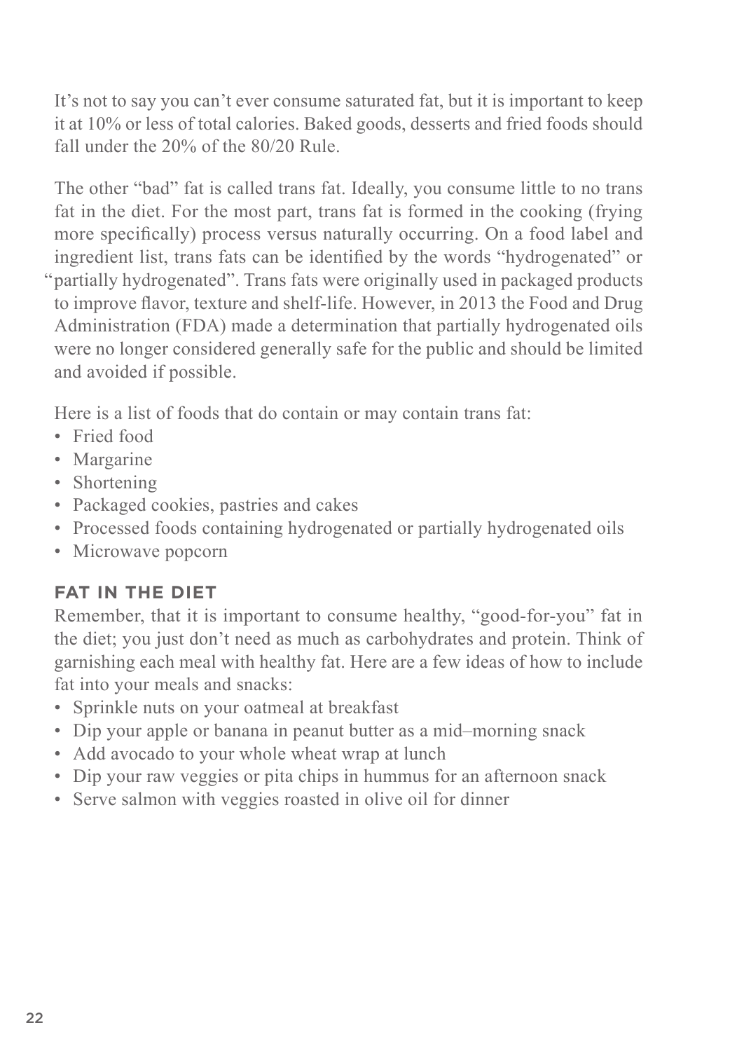It's not to say you can't ever consume saturated fat, but it is important to keep it at 10% or less of total calories. Baked goods, desserts and fried foods should fall under the 20% of the 80/20 Rule.

The other "bad" fat is called trans fat. Ideally, you consume little to no trans fat in the diet. For the most part, trans fat is formed in the cooking (frying more specifically) process versus naturally occurring. On a food label and ingredient list, trans fats can be identified by the words "hydrogenated" or "partially hydrogenated". Trans fats were originally used in packaged products to improve flavor, texture and shelf-life. However, in 2013 the Food and Drug Administration (FDA) made a determination that partially hydrogenated oils were no longer considered generally safe for the public and should be limited and avoided if possible.

Here is a list of foods that do contain or may contain trans fat:

- Fried food
- Margarine
- Shortening
- Packaged cookies, pastries and cakes
- Processed foods containing hydrogenated or partially hydrogenated oils
- Microwave popcorn

## FAT IN THE DIET

Remember, that it is important to consume healthy, "good-for-you" fat in the diet; you just don't need as much as carbohydrates and protein. Think of garnishing each meal with healthy fat. Here are a few ideas of how to include fat into your meals and snacks:

- Sprinkle nuts on your oatmeal at breakfast
- Dip your apple or banana in peanut butter as a mid–morning snack
- Add avocado to your whole wheat wrap at lunch
- Dip your raw veggies or pita chips in hummus for an afternoon snack
- Serve salmon with veggies roasted in olive oil for dinner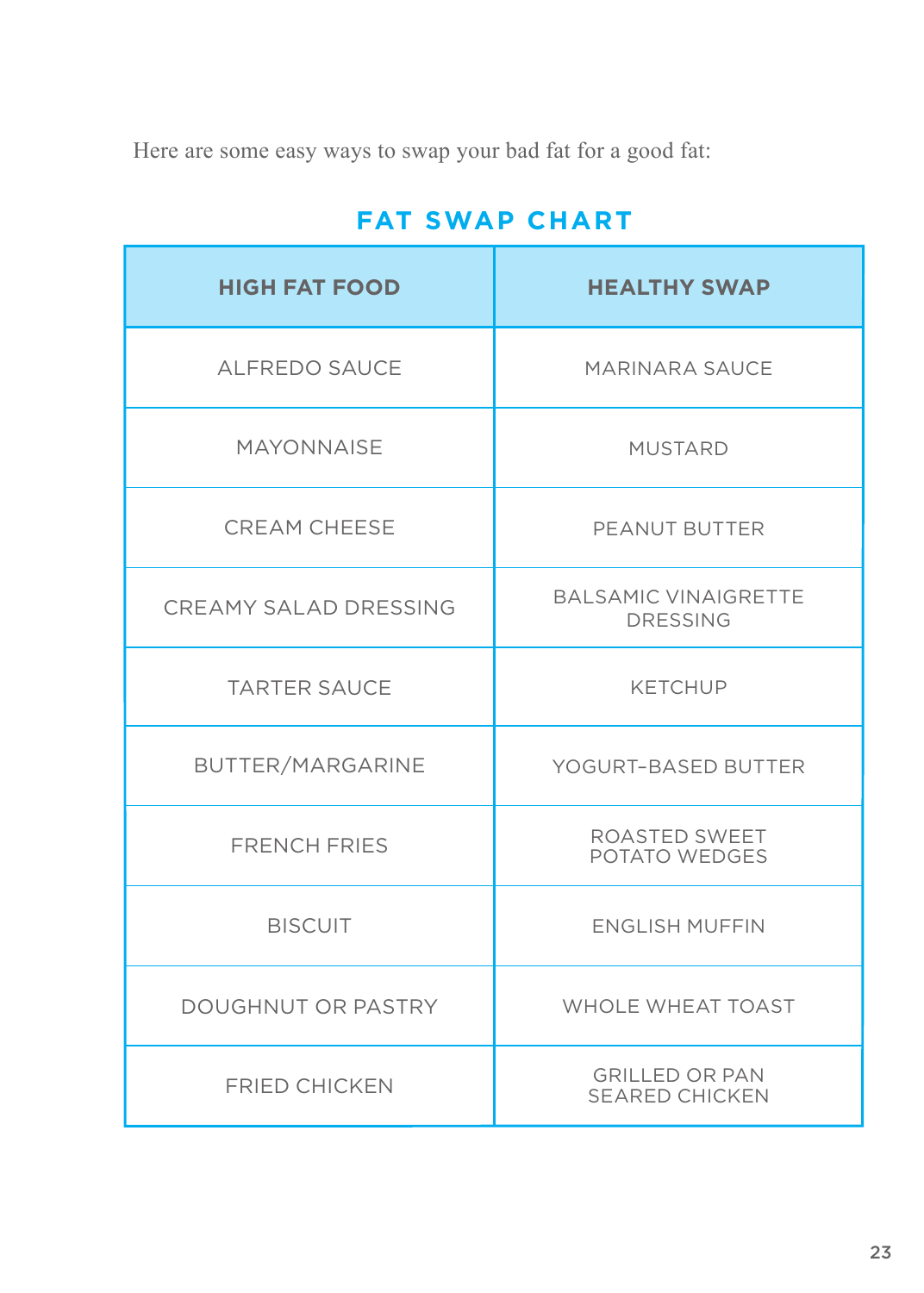Here are some easy ways to swap your bad fat for a good fat:

## FAT SWAP CHART

| HIGH FAT FOOD | HEALTHY SWAP |
|---|---|
| ALFREDO SAUCE | MARINARA SAUCE |
| MAYONNAISE | MUSTARD |
| CREAM CHEESE | PEANUT BUTTER |
| CREAMY SALAD DRESSING | BALSAMIC VINAIGRETTE DRESSING |
| TARTER SAUCE | KETCHUP |
| BUTTER/MARGARINE | YOGURT-BASED BUTTER |
| FRENCH FRIES | ROASTED SWEET POTATO WEDGES |
| BISCUIT | ENGLISH MUFFIN |
| DOUGHNUT OR PASTRY | WHOLE WHEAT TOAST |
| FRIED CHICKEN | GRILLED OR PAN SEARED CHICKEN |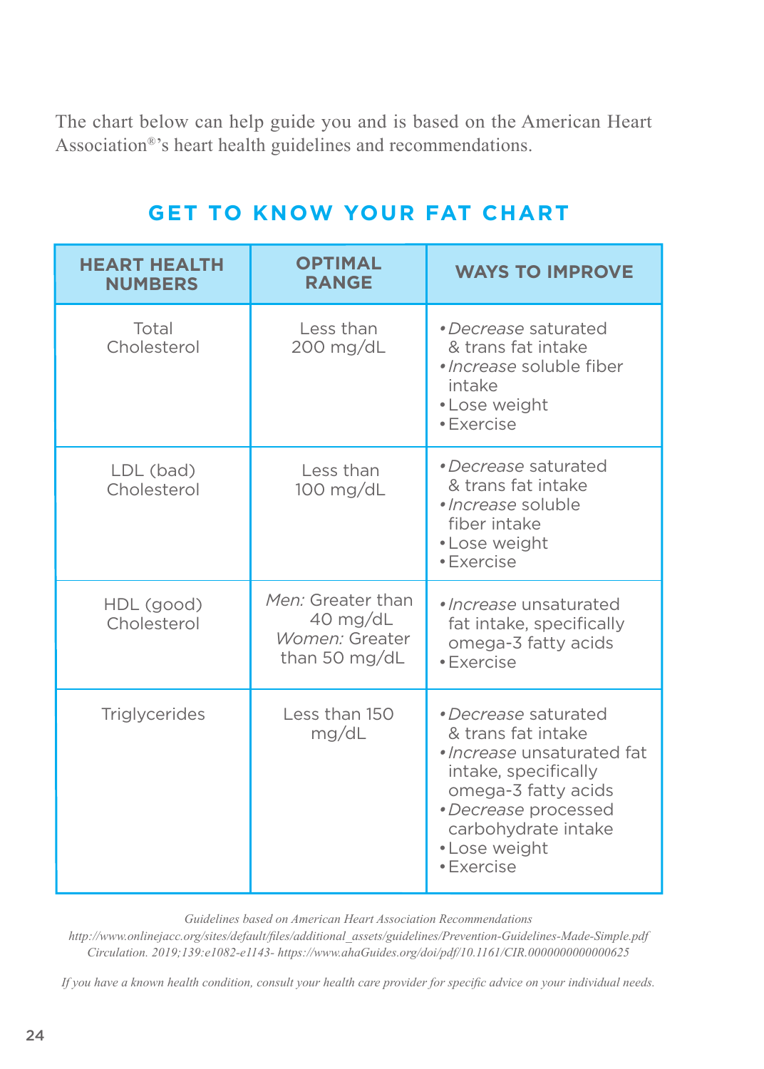The chart below can help guide you and is based on the American Heart Association®'s heart health guidelines and recommendations.

## GET TO KNOW YOUR FAT CHART

| HEART HEALTH NUMBERS | OPTIMAL RANGE | WAYS TO IMPROVE |
|---|---|---|
| Total Cholesterol | Less than 200 mg/dL | • *Decrease* saturated & trans fat intake<br>• *Increase* soluble fiber intake<br>• Lose weight<br>• Exercise |
| LDL (bad) Cholesterol | Less than 100 mg/dL | • *Decrease* saturated & trans fat intake<br>• *Increase* soluble fiber intake<br>• Lose weight<br>• Exercise |
| HDL (good) Cholesterol | *Men:* Greater than 40 mg/dL<br>*Women:* Greater than 50 mg/dL | • *Increase* unsaturated fat intake, specifically omega-3 fatty acids<br>• Exercise |
| Triglycerides | Less than 150 mg/dL | • *Decrease* saturated & trans fat intake<br>• *Increase* unsaturated fat intake, specifically omega-3 fatty acids<br>• *Decrease* processed carbohydrate intake<br>• Lose weight<br>• Exercise |

*Guidelines based on American Heart Association Recommendations*
*http://www.onlinejacc.org/sites/default/files/additional_assets/guidelines/Prevention-Guidelines-Made-Simple.pdf*
*Circulation. 2019;139:e1082-e1143- https://www.ahaGuides.org/doi/pdf/10.1161/CIR.0000000000000625*

*If you have a known health condition, consult your health care provider for specific advice on your individual needs.*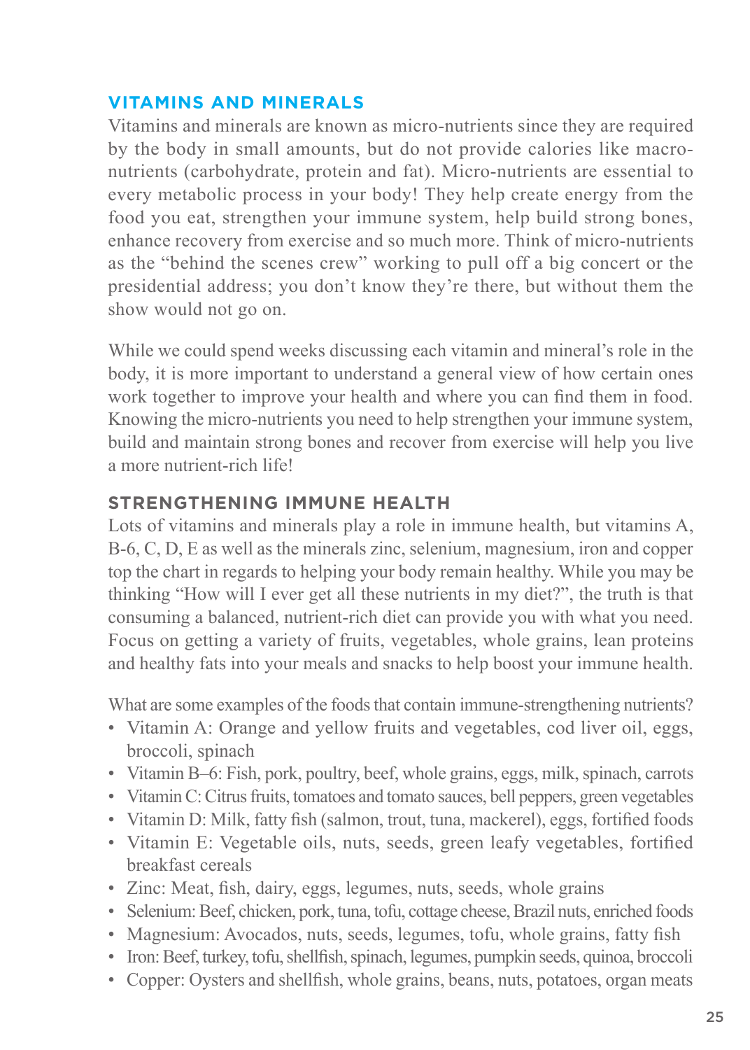## VITAMINS AND MINERALS

Vitamins and minerals are known as micro-nutrients since they are required by the body in small amounts, but do not provide calories like macro-nutrients (carbohydrate, protein and fat). Micro-nutrients are essential to every metabolic process in your body! They help create energy from the food you eat, strengthen your immune system, help build strong bones, enhance recovery from exercise and so much more. Think of micro-nutrients as the "behind the scenes crew" working to pull off a big concert or the presidential address; you don't know they're there, but without them the show would not go on.

While we could spend weeks discussing each vitamin and mineral's role in the body, it is more important to understand a general view of how certain ones work together to improve your health and where you can find them in food. Knowing the micro-nutrients you need to help strengthen your immune system, build and maintain strong bones and recover from exercise will help you live a more nutrient-rich life!

### STRENGTHENING IMMUNE HEALTH

Lots of vitamins and minerals play a role in immune health, but vitamins A, B-6, C, D, E as well as the minerals zinc, selenium, magnesium, iron and copper top the chart in regards to helping your body remain healthy. While you may be thinking "How will I ever get all these nutrients in my diet?", the truth is that consuming a balanced, nutrient-rich diet can provide you with what you need. Focus on getting a variety of fruits, vegetables, whole grains, lean proteins and healthy fats into your meals and snacks to help boost your immune health.

What are some examples of the foods that contain immune-strengthening nutrients?

- Vitamin A: Orange and yellow fruits and vegetables, cod liver oil, eggs, broccoli, spinach
- Vitamin B–6: Fish, pork, poultry, beef, whole grains, eggs, milk, spinach, carrots
- Vitamin C: Citrus fruits, tomatoes and tomato sauces, bell peppers, green vegetables
- Vitamin D: Milk, fatty fish (salmon, trout, tuna, mackerel), eggs, fortified foods
- Vitamin E: Vegetable oils, nuts, seeds, green leafy vegetables, fortified breakfast cereals
- Zinc: Meat, fish, dairy, eggs, legumes, nuts, seeds, whole grains
- Selenium: Beef, chicken, pork, tuna, tofu, cottage cheese, Brazil nuts, enriched foods
- Magnesium: Avocados, nuts, seeds, legumes, tofu, whole grains, fatty fish
- Iron: Beef, turkey, tofu, shellfish, spinach, legumes, pumpkin seeds, quinoa, broccoli
- Copper: Oysters and shellfish, whole grains, beans, nuts, potatoes, organ meats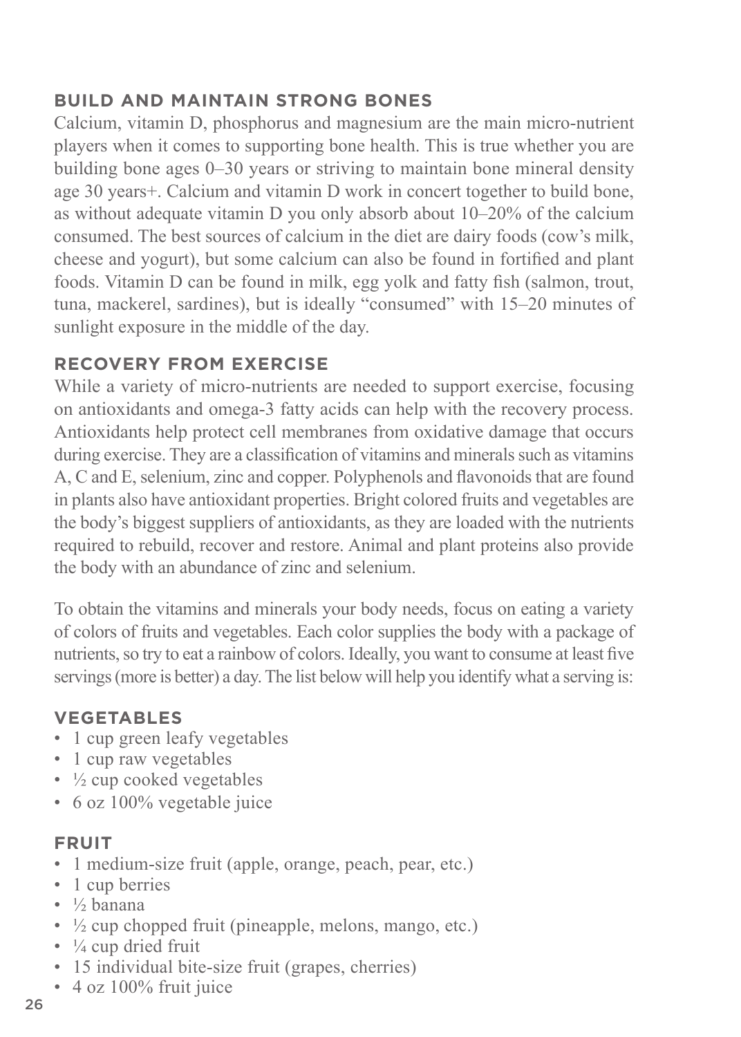## BUILD AND MAINTAIN STRONG BONES

Calcium, vitamin D, phosphorus and magnesium are the main micro-nutrient players when it comes to supporting bone health. This is true whether you are building bone ages 0–30 years or striving to maintain bone mineral density age 30 years+. Calcium and vitamin D work in concert together to build bone, as without adequate vitamin D you only absorb about 10–20% of the calcium consumed. The best sources of calcium in the diet are dairy foods (cow's milk, cheese and yogurt), but some calcium can also be found in fortified and plant foods. Vitamin D can be found in milk, egg yolk and fatty fish (salmon, trout, tuna, mackerel, sardines), but is ideally "consumed" with 15–20 minutes of sunlight exposure in the middle of the day.

## RECOVERY FROM EXERCISE

While a variety of micro-nutrients are needed to support exercise, focusing on antioxidants and omega-3 fatty acids can help with the recovery process. Antioxidants help protect cell membranes from oxidative damage that occurs during exercise. They are a classification of vitamins and minerals such as vitamins A, C and E, selenium, zinc and copper. Polyphenols and flavonoids that are found in plants also have antioxidant properties. Bright colored fruits and vegetables are the body's biggest suppliers of antioxidants, as they are loaded with the nutrients required to rebuild, recover and restore. Animal and plant proteins also provide the body with an abundance of zinc and selenium.

To obtain the vitamins and minerals your body needs, focus on eating a variety of colors of fruits and vegetables. Each color supplies the body with a package of nutrients, so try to eat a rainbow of colors. Ideally, you want to consume at least five servings (more is better) a day. The list below will help you identify what a serving is:

### VEGETABLES

- 1 cup green leafy vegetables
- 1 cup raw vegetables
- ½ cup cooked vegetables
- 6 oz 100% vegetable juice

### FRUIT

- 1 medium-size fruit (apple, orange, peach, pear, etc.)
- 1 cup berries
- ½ banana
- ½ cup chopped fruit (pineapple, melons, mango, etc.)
- ¼ cup dried fruit
- 15 individual bite-size fruit (grapes, cherries)
- 4 oz 100% fruit juice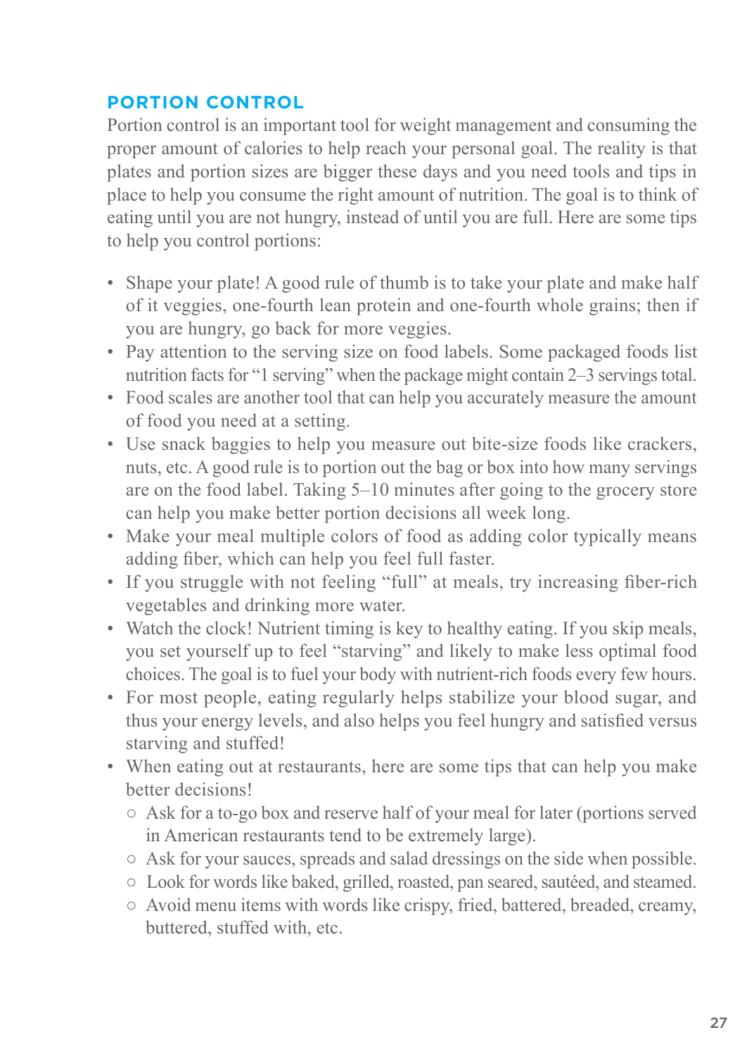## PORTION CONTROL

Portion control is an important tool for weight management and consuming the proper amount of calories to help reach your personal goal. The reality is that plates and portion sizes are bigger these days and you need tools and tips in place to help you consume the right amount of nutrition. The goal is to think of eating until you are not hungry, instead of until you are full. Here are some tips to help you control portions:

- Shape your plate! A good rule of thumb is to take your plate and make half of it veggies, one-fourth lean protein and one-fourth whole grains; then if you are hungry, go back for more veggies.
- Pay attention to the serving size on food labels. Some packaged foods list nutrition facts for "1 serving" when the package might contain 2–3 servings total.
- Food scales are another tool that can help you accurately measure the amount of food you need at a setting.
- Use snack baggies to help you measure out bite-size foods like crackers, nuts, etc. A good rule is to portion out the bag or box into how many servings are on the food label. Taking 5–10 minutes after going to the grocery store can help you make better portion decisions all week long.
- Make your meal multiple colors of food as adding color typically means adding fiber, which can help you feel full faster.
- If you struggle with not feeling "full" at meals, try increasing fiber-rich vegetables and drinking more water.
- Watch the clock! Nutrient timing is key to healthy eating. If you skip meals, you set yourself up to feel "starving" and likely to make less optimal food choices. The goal is to fuel your body with nutrient-rich foods every few hours.
- For most people, eating regularly helps stabilize your blood sugar, and thus your energy levels, and also helps you feel hungry and satisfied versus starving and stuffed!
- When eating out at restaurants, here are some tips that can help you make better decisions!
  - Ask for a to-go box and reserve half of your meal for later (portions served in American restaurants tend to be extremely large).
  - Ask for your sauces, spreads and salad dressings on the side when possible.
  - Look for words like baked, grilled, roasted, pan seared, sautéed, and steamed.
  - Avoid menu items with words like crispy, fried, battered, breaded, creamy, buttered, stuffed with, etc.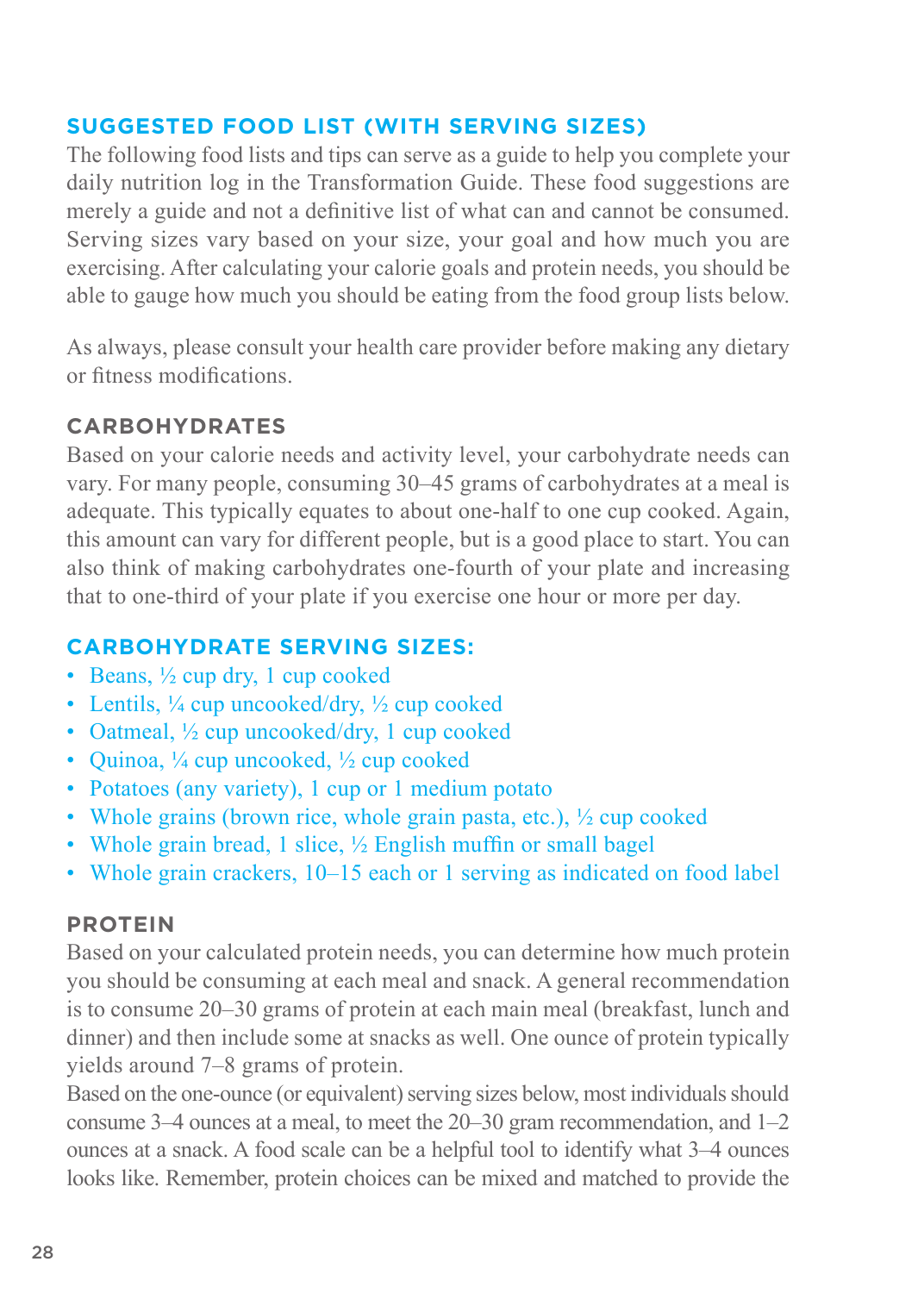## SUGGESTED FOOD LIST (WITH SERVING SIZES)

The following food lists and tips can serve as a guide to help you complete your daily nutrition log in the Transformation Guide. These food suggestions are merely a guide and not a definitive list of what can and cannot be consumed. Serving sizes vary based on your size, your goal and how much you are exercising. After calculating your calorie goals and protein needs, you should be able to gauge how much you should be eating from the food group lists below.

As always, please consult your health care provider before making any dietary or fitness modifications.

### CARBOHYDRATES

Based on your calorie needs and activity level, your carbohydrate needs can vary. For many people, consuming 30–45 grams of carbohydrates at a meal is adequate. This typically equates to about one-half to one cup cooked. Again, this amount can vary for different people, but is a good place to start. You can also think of making carbohydrates one-fourth of your plate and increasing that to one-third of your plate if you exercise one hour or more per day.

### CARBOHYDRATE SERVING SIZES:

- Beans, ½ cup dry, 1 cup cooked
- Lentils, ¼ cup uncooked/dry, ½ cup cooked
- Oatmeal, ½ cup uncooked/dry, 1 cup cooked
- Quinoa, ¼ cup uncooked, ½ cup cooked
- Potatoes (any variety), 1 cup or 1 medium potato
- Whole grains (brown rice, whole grain pasta, etc.), ½ cup cooked
- Whole grain bread, 1 slice, ½ English muffin or small bagel
- Whole grain crackers, 10–15 each or 1 serving as indicated on food label

### PROTEIN

Based on your calculated protein needs, you can determine how much protein you should be consuming at each meal and snack. A general recommendation is to consume 20–30 grams of protein at each main meal (breakfast, lunch and dinner) and then include some at snacks as well. One ounce of protein typically yields around 7–8 grams of protein.

Based on the one-ounce (or equivalent) serving sizes below, most individuals should consume 3–4 ounces at a meal, to meet the 20–30 gram recommendation, and 1–2 ounces at a snack. A food scale can be a helpful tool to identify what 3–4 ounces looks like. Remember, protein choices can be mixed and matched to provide the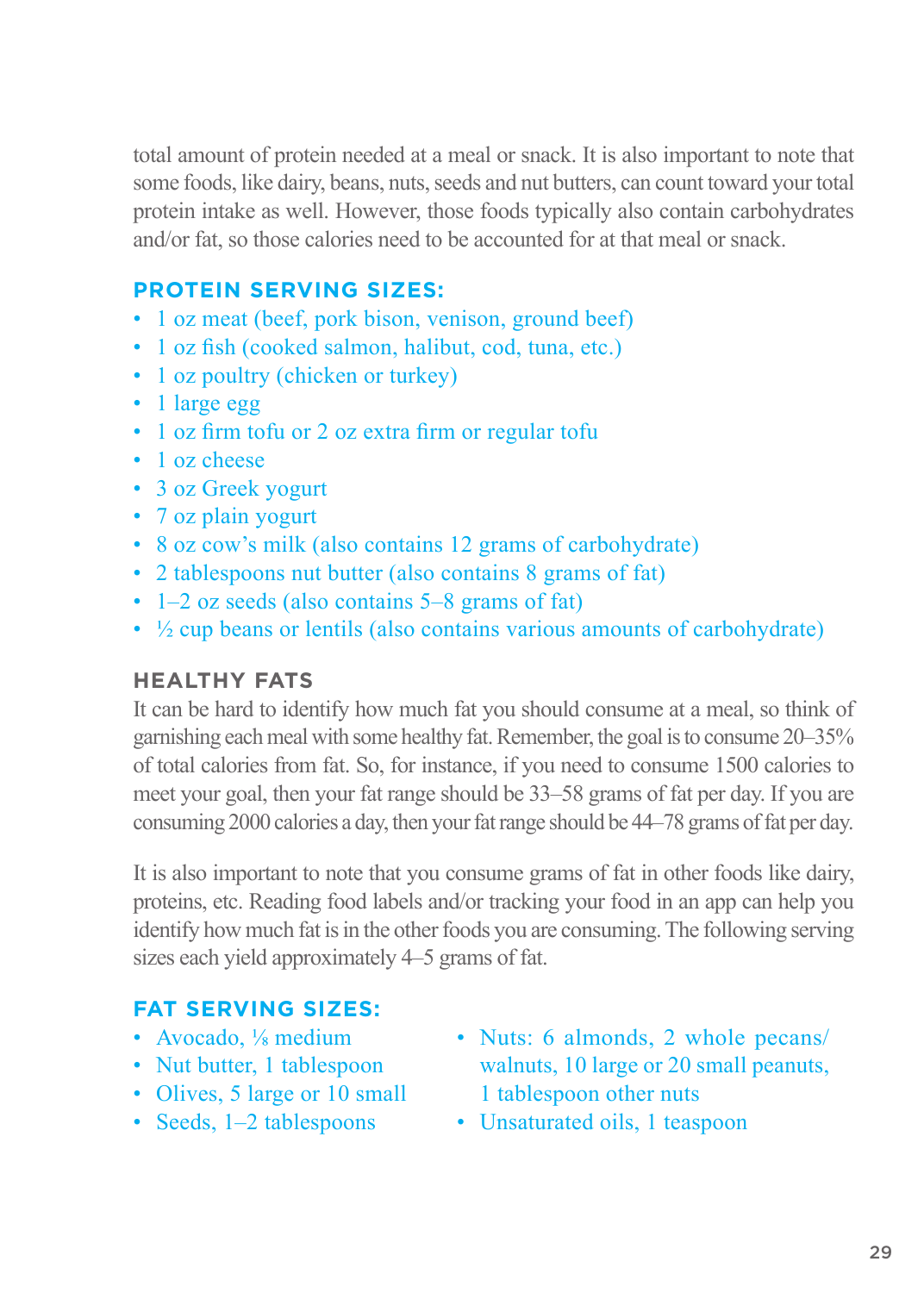total amount of protein needed at a meal or snack. It is also important to note that some foods, like dairy, beans, nuts, seeds and nut butters, can count toward your total protein intake as well. However, those foods typically also contain carbohydrates and/or fat, so those calories need to be accounted for at that meal or snack.

### PROTEIN SERVING SIZES:

- 1 oz meat (beef, pork bison, venison, ground beef)
- 1 oz fish (cooked salmon, halibut, cod, tuna, etc.)
- 1 oz poultry (chicken or turkey)
- 1 large egg
- 1 oz firm tofu or 2 oz extra firm or regular tofu
- 1 oz cheese
- 3 oz Greek yogurt
- 7 oz plain yogurt
- 8 oz cow's milk (also contains 12 grams of carbohydrate)
- 2 tablespoons nut butter (also contains 8 grams of fat)
- 1–2 oz seeds (also contains 5–8 grams of fat)
- ½ cup beans or lentils (also contains various amounts of carbohydrate)

### HEALTHY FATS

It can be hard to identify how much fat you should consume at a meal, so think of garnishing each meal with some healthy fat. Remember, the goal is to consume 20–35% of total calories from fat. So, for instance, if you need to consume 1500 calories to meet your goal, then your fat range should be 33–58 grams of fat per day. If you are consuming 2000 calories a day, then your fat range should be 44–78 grams of fat per day.

It is also important to note that you consume grams of fat in other foods like dairy, proteins, etc. Reading food labels and/or tracking your food in an app can help you identify how much fat is in the other foods you are consuming. The following serving sizes each yield approximately 4–5 grams of fat.

### FAT SERVING SIZES:

- Avocado, ⅛ medium
- Nut butter, 1 tablespoon
- Olives, 5 large or 10 small
- Seeds, 1–2 tablespoons
- Nuts: 6 almonds, 2 whole pecans/walnuts, 10 large or 20 small peanuts, 1 tablespoon other nuts
- Unsaturated oils, 1 teaspoon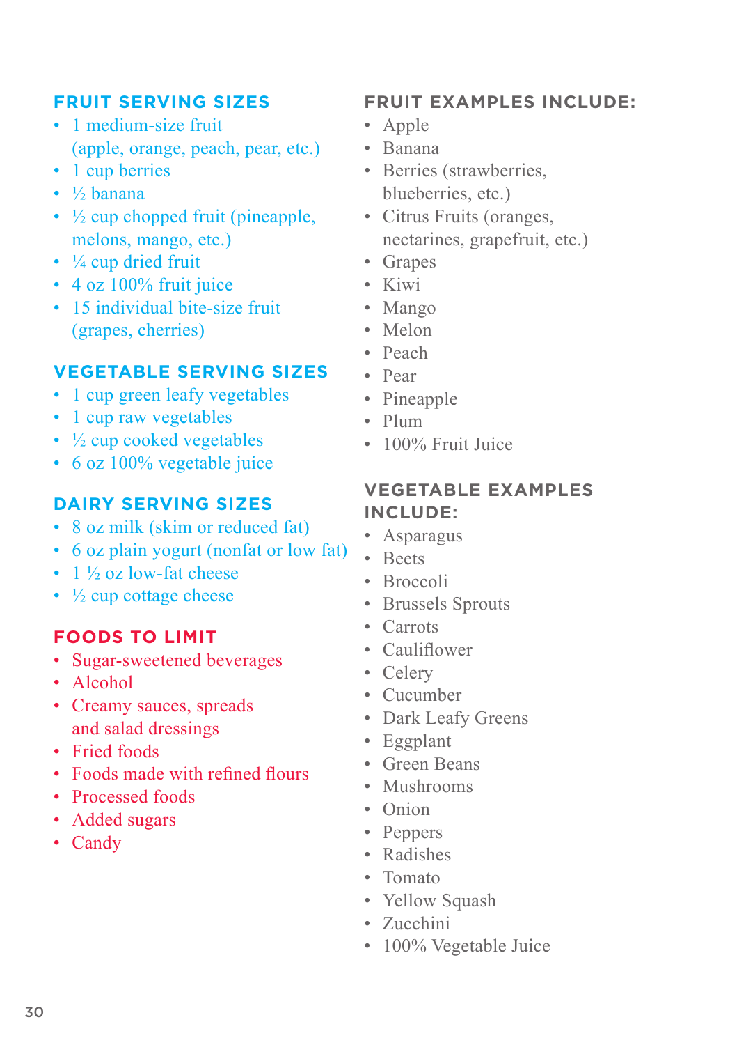## FRUIT SERVING SIZES

- 1 medium-size fruit (apple, orange, peach, pear, etc.)
- 1 cup berries
- ½ banana
- ½ cup chopped fruit (pineapple, melons, mango, etc.)
- ¼ cup dried fruit
- 4 oz 100% fruit juice
- 15 individual bite-size fruit (grapes, cherries)

## VEGETABLE SERVING SIZES

- 1 cup green leafy vegetables
- 1 cup raw vegetables
- ½ cup cooked vegetables
- 6 oz 100% vegetable juice

## DAIRY SERVING SIZES

- 8 oz milk (skim or reduced fat)
- 6 oz plain yogurt (nonfat or low fat)
- 1 ½ oz low-fat cheese
- ½ cup cottage cheese

## FOODS TO LIMIT

- Sugar-sweetened beverages
- Alcohol
- Creamy sauces, spreads and salad dressings
- Fried foods
- Foods made with refined flours
- Processed foods
- Added sugars
- Candy

## FRUIT EXAMPLES INCLUDE:

- Apple
- Banana
- Berries (strawberries, blueberries, etc.)
- Citrus Fruits (oranges, nectarines, grapefruit, etc.)
- Grapes
- Kiwi
- Mango
- Melon
- Peach
- Pear
- Pineapple
- Plum
- 100% Fruit Juice

## VEGETABLE EXAMPLES INCLUDE:

- Asparagus
- Beets
- Broccoli
- Brussels Sprouts
- Carrots
- Cauliflower
- Celery
- Cucumber
- Dark Leafy Greens
- Eggplant
- Green Beans
- Mushrooms
- Onion
- Peppers
- Radishes
- Tomato
- Yellow Squash
- Zucchini
- 100% Vegetable Juice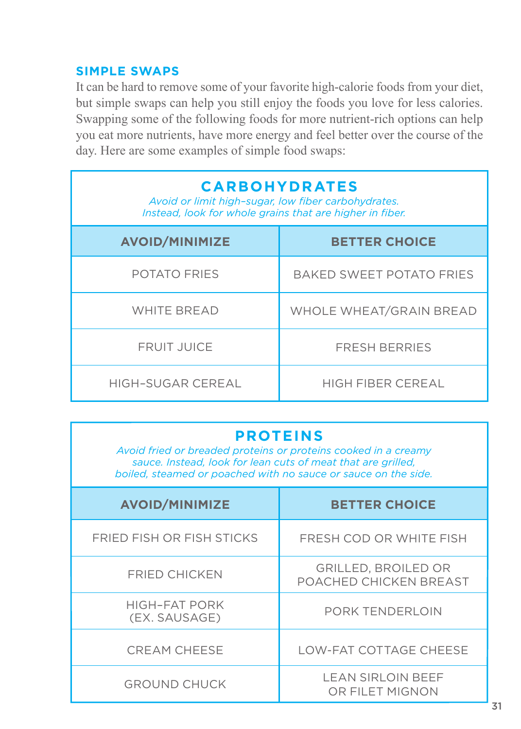## SIMPLE SWAPS

It can be hard to remove some of your favorite high-calorie foods from your diet, but simple swaps can help you still enjoy the foods you love for less calories. Swapping some of the following foods for more nutrient-rich options can help you eat more nutrients, have more energy and feel better over the course of the day. Here are some examples of simple food swaps:

### CARBOHYDRATES

*Avoid or limit high-sugar, low fiber carbohydrates. Instead, look for whole grains that are higher in fiber.*

| AVOID/MINIMIZE | BETTER CHOICE |
|---|---|
| POTATO FRIES | BAKED SWEET POTATO FRIES |
| WHITE BREAD | WHOLE WHEAT/GRAIN BREAD |
| FRUIT JUICE | FRESH BERRIES |
| HIGH-SUGAR CEREAL | HIGH FIBER CEREAL |

### PROTEINS

*Avoid fried or breaded proteins or proteins cooked in a creamy sauce. Instead, look for lean cuts of meat that are grilled, boiled, steamed or poached with no sauce or sauce on the side.*

| AVOID/MINIMIZE | BETTER CHOICE |
|---|---|
| FRIED FISH OR FISH STICKS | FRESH COD OR WHITE FISH |
| FRIED CHICKEN | GRILLED, BROILED OR POACHED CHICKEN BREAST |
| HIGH-FAT PORK (EX. SAUSAGE) | PORK TENDERLOIN |
| CREAM CHEESE | LOW-FAT COTTAGE CHEESE |
| GROUND CHUCK | LEAN SIRLOIN BEEF OR FILET MIGNON |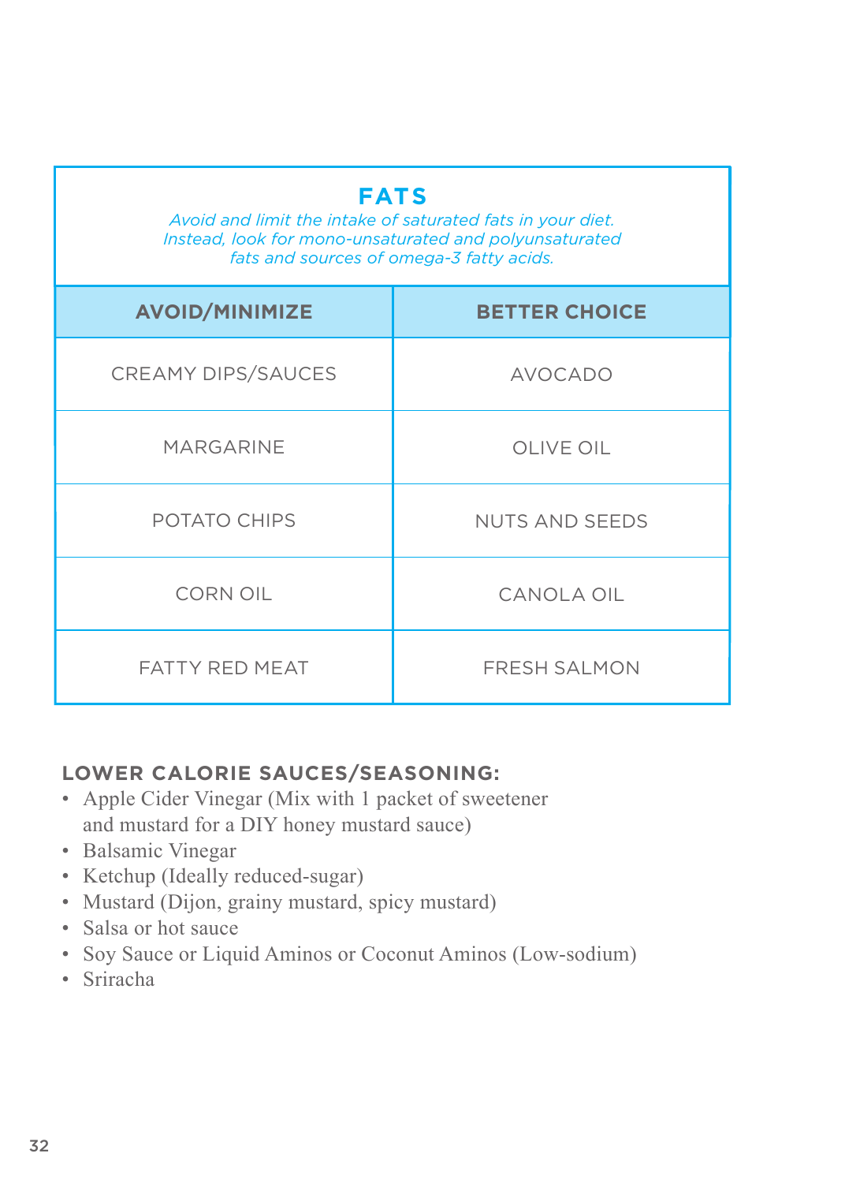## FATS

*Avoid and limit the intake of saturated fats in your diet. Instead, look for mono-unsaturated and polyunsaturated fats and sources of omega-3 fatty acids.*

| AVOID/MINIMIZE | BETTER CHOICE |
|---|---|
| CREAMY DIPS/SAUCES | AVOCADO |
| MARGARINE | OLIVE OIL |
| POTATO CHIPS | NUTS AND SEEDS |
| CORN OIL | CANOLA OIL |
| FATTY RED MEAT | FRESH SALMON |

### LOWER CALORIE SAUCES/SEASONING:

- Apple Cider Vinegar (Mix with 1 packet of sweetener and mustard for a DIY honey mustard sauce)
- Balsamic Vinegar
- Ketchup (Ideally reduced-sugar)
- Mustard (Dijon, grainy mustard, spicy mustard)
- Salsa or hot sauce
- Soy Sauce or Liquid Aminos or Coconut Aminos (Low-sodium)
- Sriracha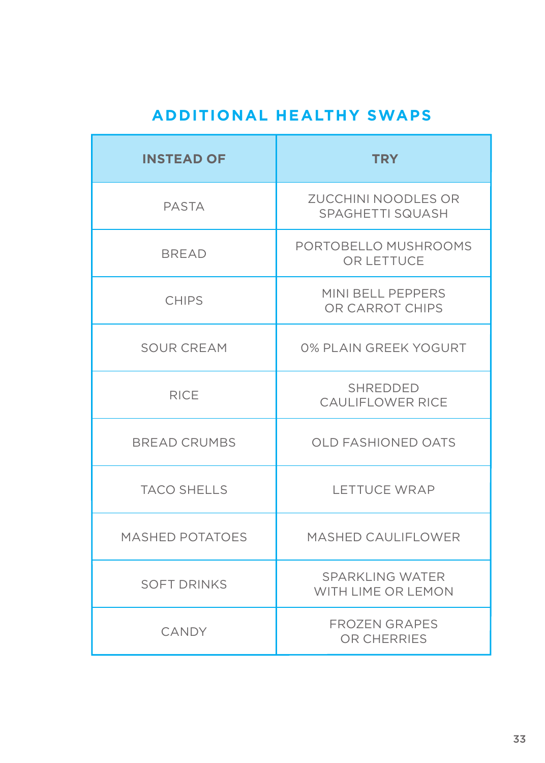## ADDITIONAL HEALTHY SWAPS

| INSTEAD OF | TRY |
|---|---|
| PASTA | ZUCCHINI NOODLES OR SPAGHETTI SQUASH |
| BREAD | PORTOBELLO MUSHROOMS OR LETTUCE |
| CHIPS | MINI BELL PEPPERS OR CARROT CHIPS |
| SOUR CREAM | 0% PLAIN GREEK YOGURT |
| RICE | SHREDDED CAULIFLOWER RICE |
| BREAD CRUMBS | OLD FASHIONED OATS |
| TACO SHELLS | LETTUCE WRAP |
| MASHED POTATOES | MASHED CAULIFLOWER |
| SOFT DRINKS | SPARKLING WATER WITH LIME OR LEMON |
| CANDY | FROZEN GRAPES OR CHERRIES |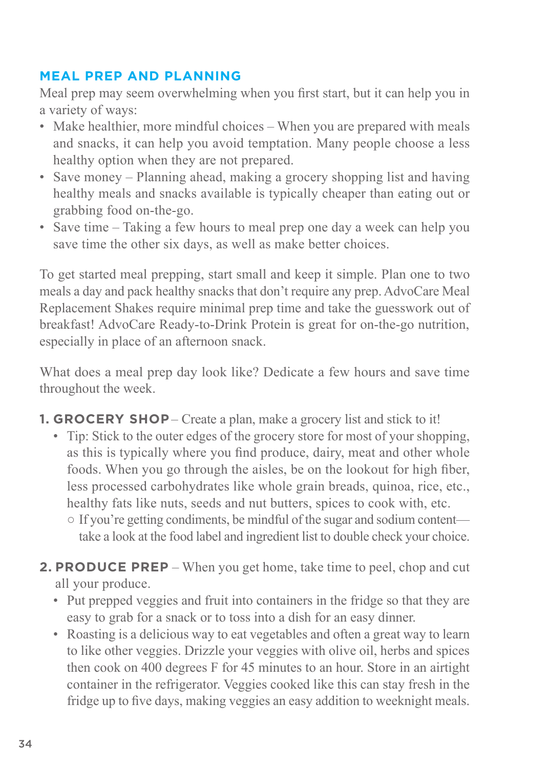## MEAL PREP AND PLANNING

Meal prep may seem overwhelming when you first start, but it can help you in a variety of ways:

- Make healthier, more mindful choices – When you are prepared with meals and snacks, it can help you avoid temptation. Many people choose a less healthy option when they are not prepared.
- Save money – Planning ahead, making a grocery shopping list and having healthy meals and snacks available is typically cheaper than eating out or grabbing food on-the-go.
- Save time – Taking a few hours to meal prep one day a week can help you save time the other six days, as well as make better choices.

To get started meal prepping, start small and keep it simple. Plan one to two meals a day and pack healthy snacks that don't require any prep. AdvoCare Meal Replacement Shakes require minimal prep time and take the guesswork out of breakfast! AdvoCare Ready-to-Drink Protein is great for on-the-go nutrition, especially in place of an afternoon snack.

What does a meal prep day look like? Dedicate a few hours and save time throughout the week.

1. **GROCERY SHOP** – Create a plan, make a grocery list and stick to it!
   - Tip: Stick to the outer edges of the grocery store for most of your shopping, as this is typically where you find produce, dairy, meat and other whole foods. When you go through the aisles, be on the lookout for high fiber, less processed carbohydrates like whole grain breads, quinoa, rice, etc., healthy fats like nuts, seeds and nut butters, spices to cook with, etc.
     - If you're getting condiments, be mindful of the sugar and sodium content—take a look at the food label and ingredient list to double check your choice.

2. **PRODUCE PREP** – When you get home, take time to peel, chop and cut all your produce.
   - Put prepped veggies and fruit into containers in the fridge so that they are easy to grab for a snack or to toss into a dish for an easy dinner.
   - Roasting is a delicious way to eat vegetables and often a great way to learn to like other veggies. Drizzle your veggies with olive oil, herbs and spices then cook on 400 degrees F for 45 minutes to an hour. Store in an airtight container in the refrigerator. Veggies cooked like this can stay fresh in the fridge up to five days, making veggies an easy addition to weeknight meals.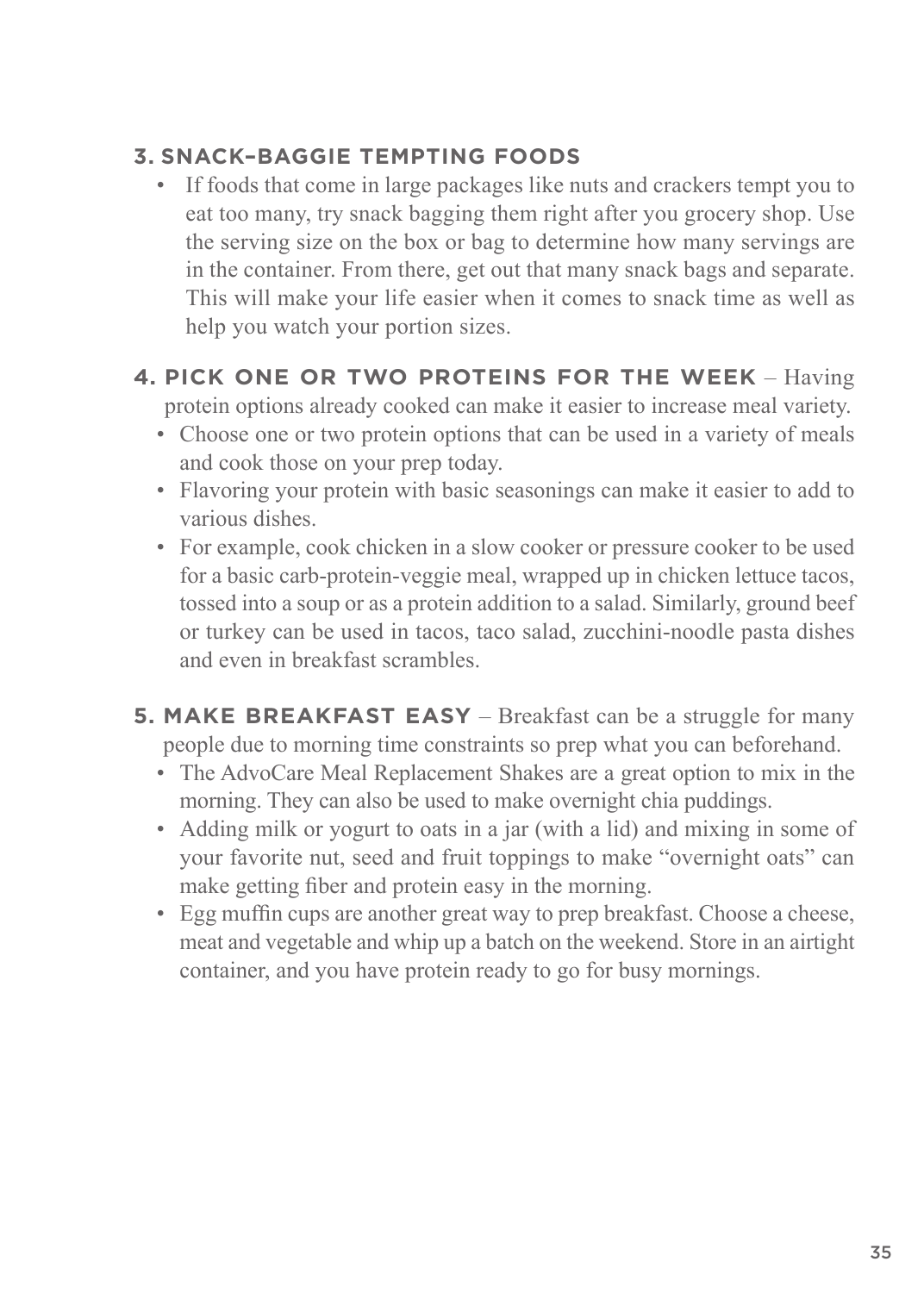**3. SNACK–BAGGIE TEMPTING FOODS**

- If foods that come in large packages like nuts and crackers tempt you to eat too many, try snack bagging them right after you grocery shop. Use the serving size on the box or bag to determine how many servings are in the container. From there, get out that many snack bags and separate. This will make your life easier when it comes to snack time as well as help you watch your portion sizes.

**4. PICK ONE OR TWO PROTEINS FOR THE WEEK** – Having protein options already cooked can make it easier to increase meal variety.

- Choose one or two protein options that can be used in a variety of meals and cook those on your prep today.
- Flavoring your protein with basic seasonings can make it easier to add to various dishes.
- For example, cook chicken in a slow cooker or pressure cooker to be used for a basic carb-protein-veggie meal, wrapped up in chicken lettuce tacos, tossed into a soup or as a protein addition to a salad. Similarly, ground beef or turkey can be used in tacos, taco salad, zucchini-noodle pasta dishes and even in breakfast scrambles.

**5. MAKE BREAKFAST EASY** – Breakfast can be a struggle for many people due to morning time constraints so prep what you can beforehand.

- The AdvoCare Meal Replacement Shakes are a great option to mix in the morning. They can also be used to make overnight chia puddings.
- Adding milk or yogurt to oats in a jar (with a lid) and mixing in some of your favorite nut, seed and fruit toppings to make "overnight oats" can make getting fiber and protein easy in the morning.
- Egg muffin cups are another great way to prep breakfast. Choose a cheese, meat and vegetable and whip up a batch on the weekend. Store in an airtight container, and you have protein ready to go for busy mornings.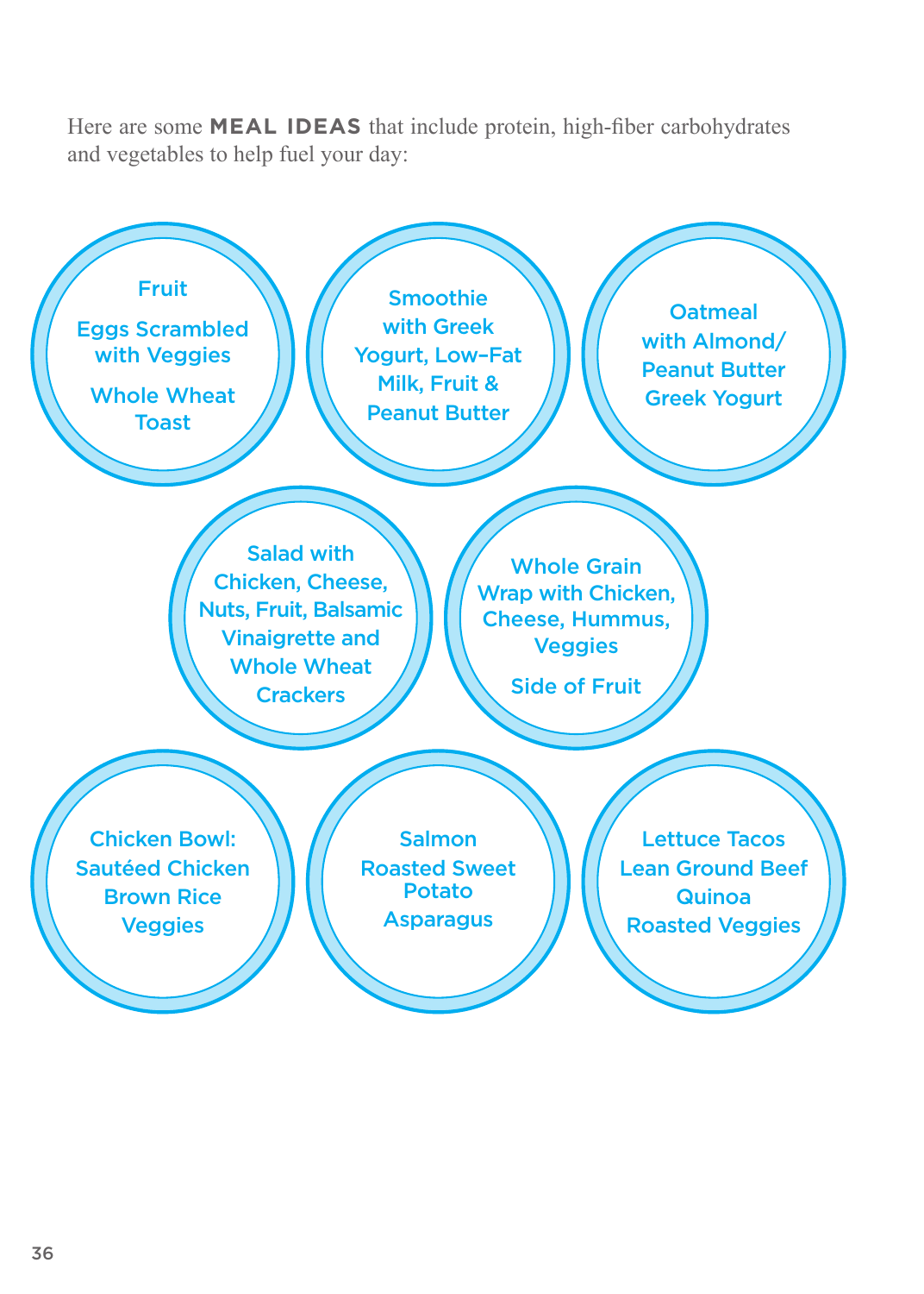Here are some **MEAL IDEAS** that include protein, high-fiber carbohydrates and vegetables to help fuel your day:

- Fruit
  Eggs Scrambled with Veggies
  Whole Wheat Toast

- Smoothie with Greek Yogurt, Low-Fat Milk, Fruit & Peanut Butter

- Oatmeal with Almond/ Peanut Butter
  Greek Yogurt

- Salad with Chicken, Cheese, Nuts, Fruit, Balsamic Vinaigrette and Whole Wheat Crackers

- Whole Grain Wrap with Chicken, Cheese, Hummus, Veggies
  Side of Fruit

- Chicken Bowl: Sautéed Chicken
  Brown Rice
  Veggies

- Salmon
  Roasted Sweet Potato
  Asparagus

- Lettuce Tacos
  Lean Ground Beef
  Quinoa
  Roasted Veggies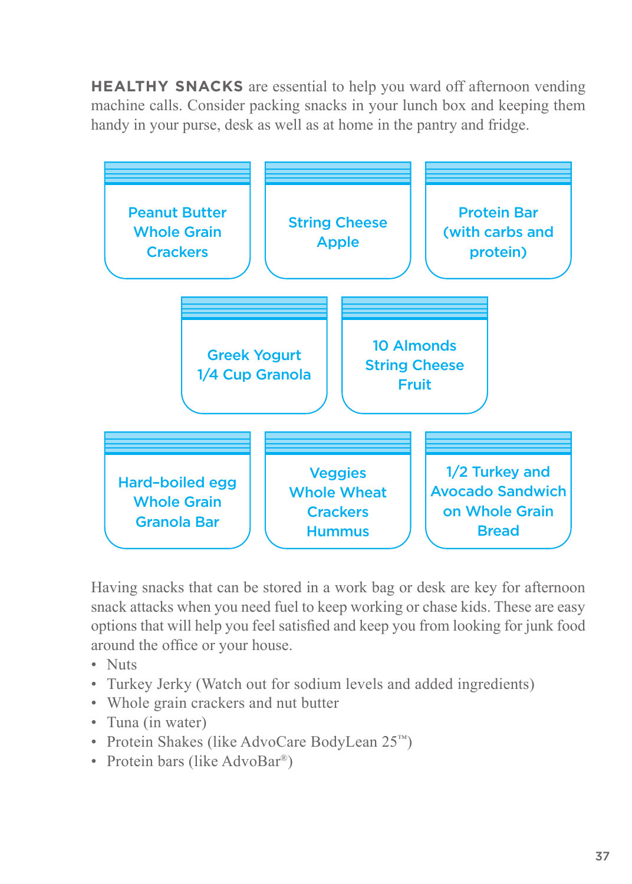**HEALTHY SNACKS** are essential to help you ward off afternoon vending machine calls. Consider packing snacks in your lunch box and keeping them handy in your purse, desk as well as at home in the pantry and fridge.

- Peanut Butter Whole Grain Crackers
- String Cheese Apple
- Protein Bar (with carbs and protein)
- Greek Yogurt 1/4 Cup Granola
- 10 Almonds String Cheese Fruit
- Hard-boiled egg Whole Grain Granola Bar
- Veggies Whole Wheat Crackers Hummus
- 1/2 Turkey and Avocado Sandwich on Whole Grain Bread

Having snacks that can be stored in a work bag or desk are key for afternoon snack attacks when you need fuel to keep working or chase kids. These are easy options that will help you feel satisfied and keep you from looking for junk food around the office or your house.

- Nuts
- Turkey Jerky (Watch out for sodium levels and added ingredients)
- Whole grain crackers and nut butter
- Tuna (in water)
- Protein Shakes (like AdvoCare BodyLean 25™)
- Protein bars (like AdvoBar®)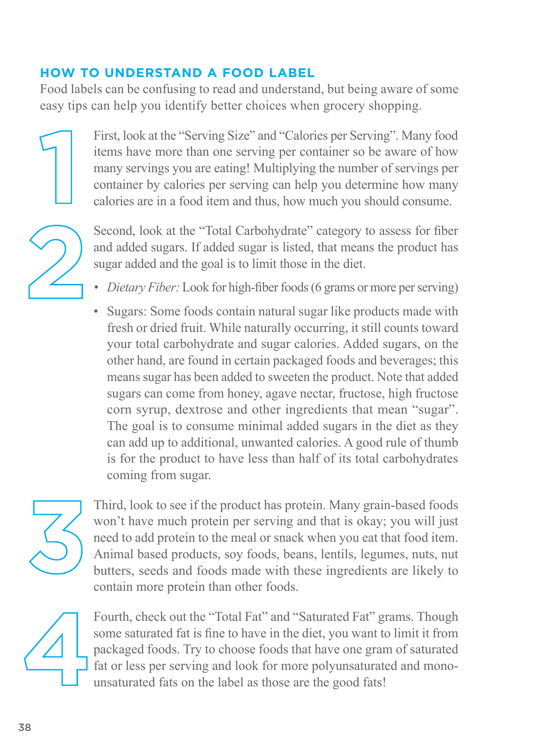## HOW TO UNDERSTAND A FOOD LABEL

Food labels can be confusing to read and understand, but being aware of some easy tips can help you identify better choices when grocery shopping.

1. First, look at the "Serving Size" and "Calories per Serving". Many food items have more than one serving per container so be aware of how many servings you are eating! Multiplying the number of servings per container by calories per serving can help you determine how many calories are in a food item and thus, how much you should consume.

2. Second, look at the "Total Carbohydrate" category to assess for fiber and added sugars. If added sugar is listed, that means the product has sugar added and the goal is to limit those in the diet.

   - *Dietary Fiber:* Look for high-fiber foods (6 grams or more per serving)
   - Sugars: Some foods contain natural sugar like products made with fresh or dried fruit. While naturally occurring, it still counts toward your total carbohydrate and sugar calories. Added sugars, on the other hand, are found in certain packaged foods and beverages; this means sugar has been added to sweeten the product. Note that added sugars can come from honey, agave nectar, fructose, high fructose corn syrup, dextrose and other ingredients that mean "sugar". The goal is to consume minimal added sugars in the diet as they can add up to additional, unwanted calories. A good rule of thumb is for the product to have less than half of its total carbohydrates coming from sugar.

3. Third, look to see if the product has protein. Many grain-based foods won't have much protein per serving and that is okay; you will just need to add protein to the meal or snack when you eat that food item. Animal based products, soy foods, beans, lentils, legumes, nuts, nut butters, seeds and foods made with these ingredients are likely to contain more protein than other foods.

4. Fourth, check out the "Total Fat" and "Saturated Fat" grams. Though some saturated fat is fine to have in the diet, you want to limit it from packaged foods. Try to choose foods that have one gram of saturated fat or less per serving and look for more polyunsaturated and mono-unsaturated fats on the label as those are the good fats!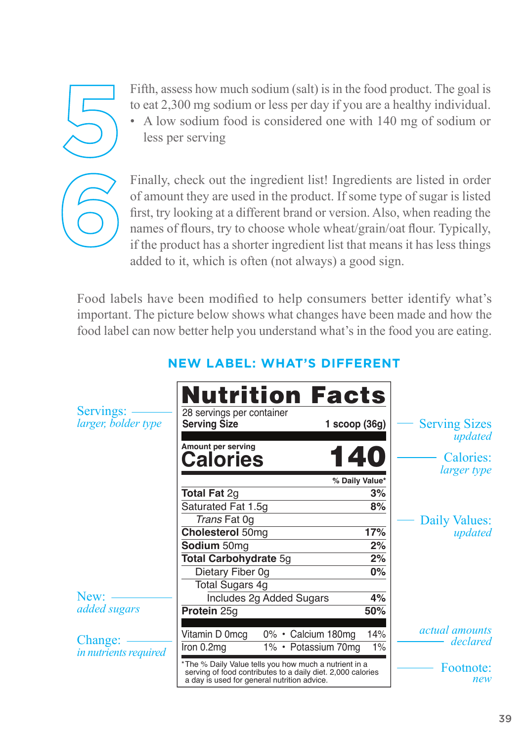**5**

Fifth, assess how much sodium (salt) is in the food product. The goal is to eat 2,300 mg sodium or less per day if you are a healthy individual.

- A low sodium food is considered one with 140 mg of sodium or less per serving

**6**

Finally, check out the ingredient list! Ingredients are listed in order of amount they are used in the product. If some type of sugar is listed first, try looking at a different brand or version. Also, when reading the names of flours, try to choose whole wheat/grain/oat flour. Typically, if the product has a shorter ingredient list that means it has less things added to it, which is often (not always) a good sign.

Food labels have been modified to help consumers better identify what's important. The picture below shows what changes have been made and how the food label can now better help you understand what's in the food you are eating.

## NEW LABEL: WHAT'S DIFFERENT

**Nutrition Facts**

28 servings per container
**Serving Size** **1 scoop (36g)**

Amount per serving
**Calories** **140**

| | % Daily Value* |
|---|---|
| **Total Fat** 2g | **3%** |
| Saturated Fat 1.5g | **8%** |
| *Trans* Fat 0g | |
| **Cholesterol** 50mg | **17%** |
| **Sodium** 50mg | **2%** |
| **Total Carbohydrate** 5g | **2%** |
| Dietary Fiber 0g | **0%** |
| Total Sugars 4g | |
| Includes 2g Added Sugars | **4%** |
| **Protein** 25g | **50%** |

| | | | |
|---|---|---|---|
| Vitamin D 0mcg | 0% | Calcium 180mg | 14% |
| Iron 0.2mg | 1% | Potassium 70mg | 1% |

*The % Daily Value tells you how much a nutrient in a serving of food contributes to a daily diet. 2,000 calories a day is used for general nutrition advice.

Label annotations:

- Servings: *larger, bolder type*
- New: *added sugars*
- Change: *in nutrients required*
- Serving Sizes *updated*
- Calories: *larger type*
- Daily Values: *updated*
- *actual amounts declared*
- Footnote: *new*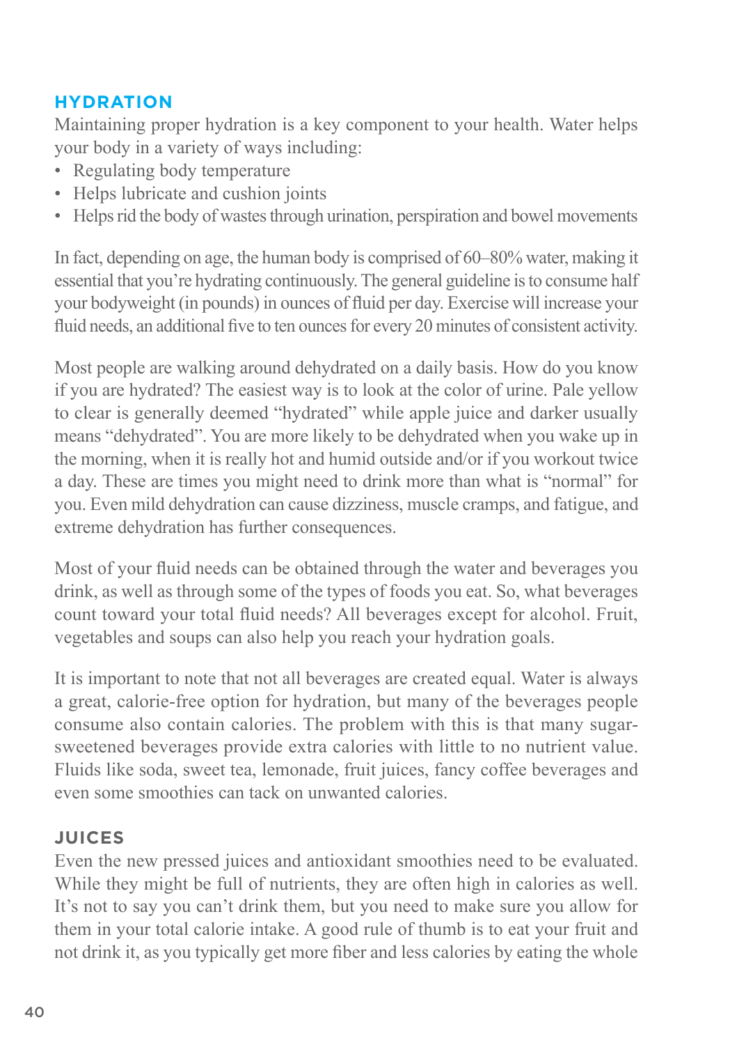## HYDRATION

Maintaining proper hydration is a key component to your health. Water helps your body in a variety of ways including:

- Regulating body temperature
- Helps lubricate and cushion joints
- Helps rid the body of wastes through urination, perspiration and bowel movements

In fact, depending on age, the human body is comprised of 60–80% water, making it essential that you're hydrating continuously. The general guideline is to consume half your bodyweight (in pounds) in ounces of fluid per day. Exercise will increase your fluid needs, an additional five to ten ounces for every 20 minutes of consistent activity.

Most people are walking around dehydrated on a daily basis. How do you know if you are hydrated? The easiest way is to look at the color of urine. Pale yellow to clear is generally deemed "hydrated" while apple juice and darker usually means "dehydrated". You are more likely to be dehydrated when you wake up in the morning, when it is really hot and humid outside and/or if you workout twice a day. These are times you might need to drink more than what is "normal" for you. Even mild dehydration can cause dizziness, muscle cramps, and fatigue, and extreme dehydration has further consequences.

Most of your fluid needs can be obtained through the water and beverages you drink, as well as through some of the types of foods you eat. So, what beverages count toward your total fluid needs? All beverages except for alcohol. Fruit, vegetables and soups can also help you reach your hydration goals.

It is important to note that not all beverages are created equal. Water is always a great, calorie-free option for hydration, but many of the beverages people consume also contain calories. The problem with this is that many sugar-sweetened beverages provide extra calories with little to no nutrient value. Fluids like soda, sweet tea, lemonade, fruit juices, fancy coffee beverages and even some smoothies can tack on unwanted calories.

### JUICES

Even the new pressed juices and antioxidant smoothies need to be evaluated. While they might be full of nutrients, they are often high in calories as well. It's not to say you can't drink them, but you need to make sure you allow for them in your total calorie intake. A good rule of thumb is to eat your fruit and not drink it, as you typically get more fiber and less calories by eating the whole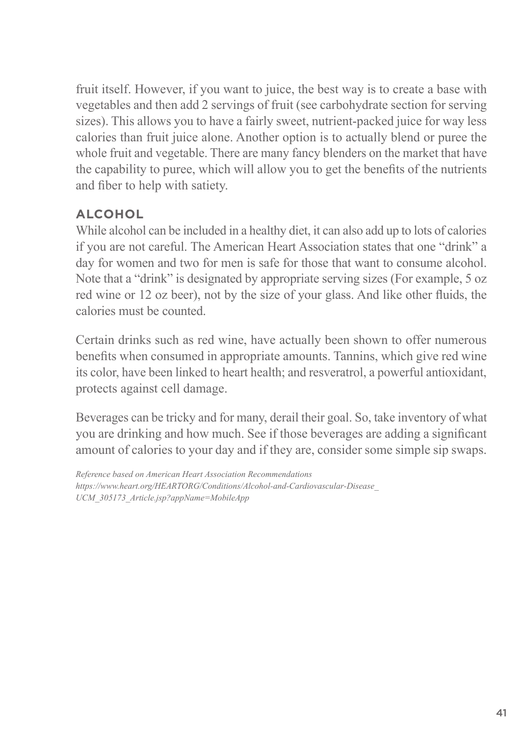fruit itself. However, if you want to juice, the best way is to create a base with vegetables and then add 2 servings of fruit (see carbohydrate section for serving sizes). This allows you to have a fairly sweet, nutrient-packed juice for way less calories than fruit juice alone. Another option is to actually blend or puree the whole fruit and vegetable. There are many fancy blenders on the market that have the capability to puree, which will allow you to get the benefits of the nutrients and fiber to help with satiety.

### ALCOHOL

While alcohol can be included in a healthy diet, it can also add up to lots of calories if you are not careful. The American Heart Association states that one "drink" a day for women and two for men is safe for those that want to consume alcohol. Note that a "drink" is designated by appropriate serving sizes (For example, 5 oz red wine or 12 oz beer), not by the size of your glass. And like other fluids, the calories must be counted.

Certain drinks such as red wine, have actually been shown to offer numerous benefits when consumed in appropriate amounts. Tannins, which give red wine its color, have been linked to heart health; and resveratrol, a powerful antioxidant, protects against cell damage.

Beverages can be tricky and for many, derail their goal. So, take inventory of what you are drinking and how much. See if those beverages are adding a significant amount of calories to your day and if they are, consider some simple sip swaps.

*Reference based on American Heart Association Recommendations*
*https://www.heart.org/HEARTORG/Conditions/Alcohol-and-Cardiovascular-Disease_UCM_305173_Article.jsp?appName=MobileApp*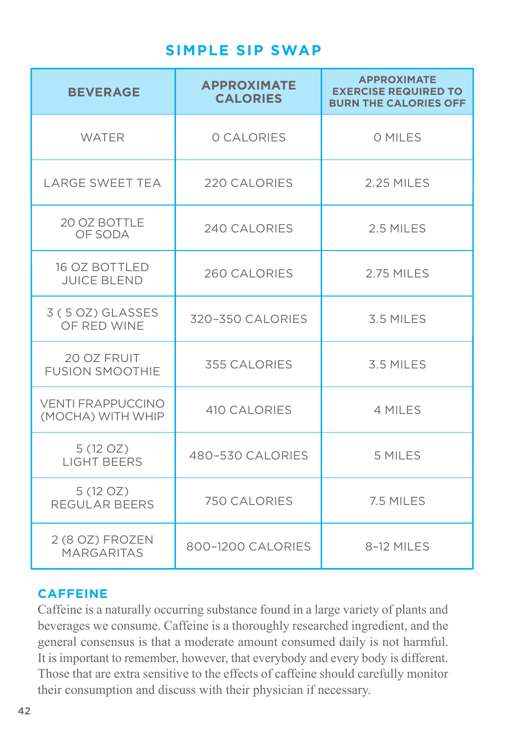## SIMPLE SIP SWAP

| BEVERAGE | APPROXIMATE CALORIES | APPROXIMATE EXERCISE REQUIRED TO BURN THE CALORIES OFF |
|---|---|---|
| WATER | 0 CALORIES | 0 MILES |
| LARGE SWEET TEA | 220 CALORIES | 2.25 MILES |
| 20 OZ BOTTLE OF SODA | 240 CALORIES | 2.5 MILES |
| 16 OZ BOTTLED JUICE BLEND | 260 CALORIES | 2.75 MILES |
| 3 ( 5 OZ) GLASSES OF RED WINE | 320–350 CALORIES | 3.5 MILES |
| 20 OZ FRUIT FUSION SMOOTHIE | 355 CALORIES | 3.5 MILES |
| VENTI FRAPPUCCINO (MOCHA) WITH WHIP | 410 CALORIES | 4 MILES |
| 5 (12 OZ) LIGHT BEERS | 480–530 CALORIES | 5 MILES |
| 5 (12 OZ) REGULAR BEERS | 750 CALORIES | 7.5 MILES |
| 2 (8 OZ) FROZEN MARGARITAS | 800–1200 CALORIES | 8–12 MILES |

### CAFFEINE

Caffeine is a naturally occurring substance found in a large variety of plants and beverages we consume. Caffeine is a thoroughly researched ingredient, and the general consensus is that a moderate amount consumed daily is not harmful. It is important to remember, however, that everybody and every body is different. Those that are extra sensitive to the effects of caffeine should carefully monitor their consumption and discuss with their physician if necessary.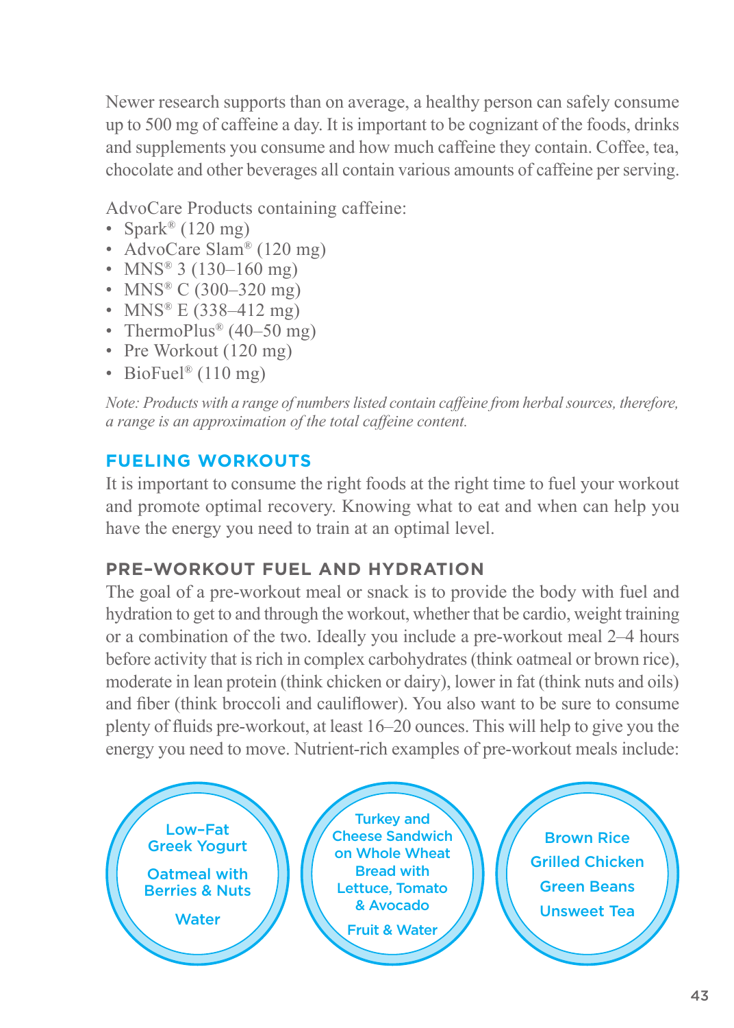Newer research supports than on average, a healthy person can safely consume up to 500 mg of caffeine a day. It is important to be cognizant of the foods, drinks and supplements you consume and how much caffeine they contain. Coffee, tea, chocolate and other beverages all contain various amounts of caffeine per serving.

AdvoCare Products containing caffeine:

- Spark® (120 mg)
- AdvoCare Slam® (120 mg)
- MNS® 3 (130–160 mg)
- MNS® C (300–320 mg)
- MNS® E (338–412 mg)
- ThermoPlus® (40–50 mg)
- Pre Workout (120 mg)
- BioFuel® (110 mg)

*Note: Products with a range of numbers listed contain caffeine from herbal sources, therefore, a range is an approximation of the total caffeine content.*

## FUELING WORKOUTS

It is important to consume the right foods at the right time to fuel your workout and promote optimal recovery. Knowing what to eat and when can help you have the energy you need to train at an optimal level.

### PRE-WORKOUT FUEL AND HYDRATION

The goal of a pre-workout meal or snack is to provide the body with fuel and hydration to get to and through the workout, whether that be cardio, weight training or a combination of the two. Ideally you include a pre-workout meal 2–4 hours before activity that is rich in complex carbohydrates (think oatmeal or brown rice), moderate in lean protein (think chicken or dairy), lower in fat (think nuts and oils) and fiber (think broccoli and cauliflower). You also want to be sure to consume plenty of fluids pre-workout, at least 16–20 ounces. This will help to give you the energy you need to move. Nutrient-rich examples of pre-workout meals include:

- Low-Fat Greek Yogurt
- Oatmeal with Berries & Nuts
- Water

- Turkey and Cheese Sandwich on Whole Wheat Bread with Lettuce, Tomato & Avocado
- Fruit & Water

- Brown Rice
- Grilled Chicken
- Green Beans
- Unsweet Tea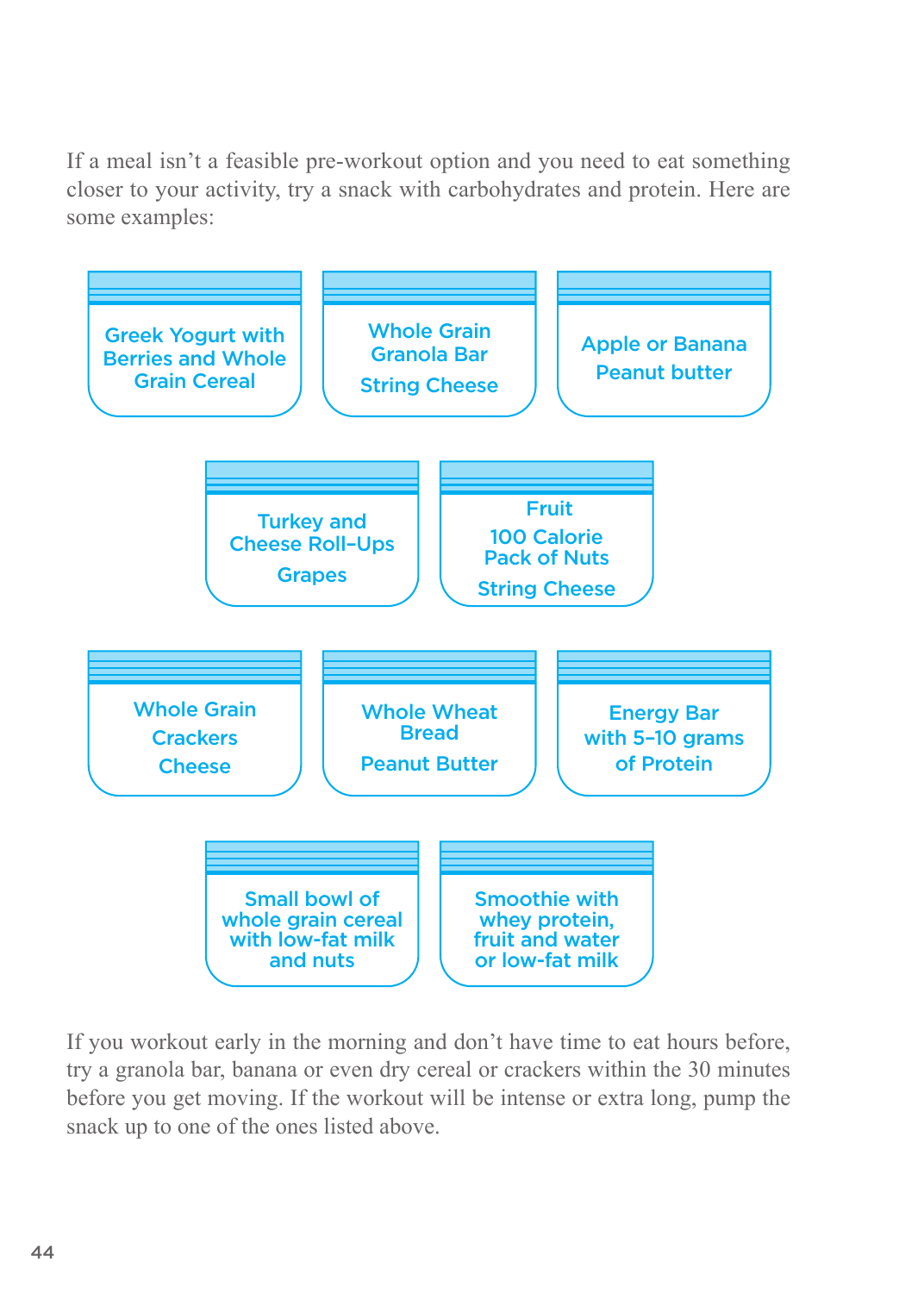If a meal isn't a feasible pre-workout option and you need to eat something closer to your activity, try a snack with carbohydrates and protein. Here are some examples:

- Greek Yogurt with Berries and Whole Grain Cereal
- Whole Grain Granola Bar
  String Cheese
- Apple or Banana
  Peanut butter
- Turkey and Cheese Roll-Ups
  Grapes
- Fruit
  100 Calorie Pack of Nuts
  String Cheese
- Whole Grain Crackers
  Cheese
- Whole Wheat Bread
  Peanut Butter
- Energy Bar with 5-10 grams of Protein
- Small bowl of whole grain cereal with low-fat milk and nuts
- Smoothie with whey protein, fruit and water or low-fat milk

If you workout early in the morning and don't have time to eat hours before, try a granola bar, banana or even dry cereal or crackers within the 30 minutes before you get moving. If the workout will be intense or extra long, pump the snack up to one of the ones listed above.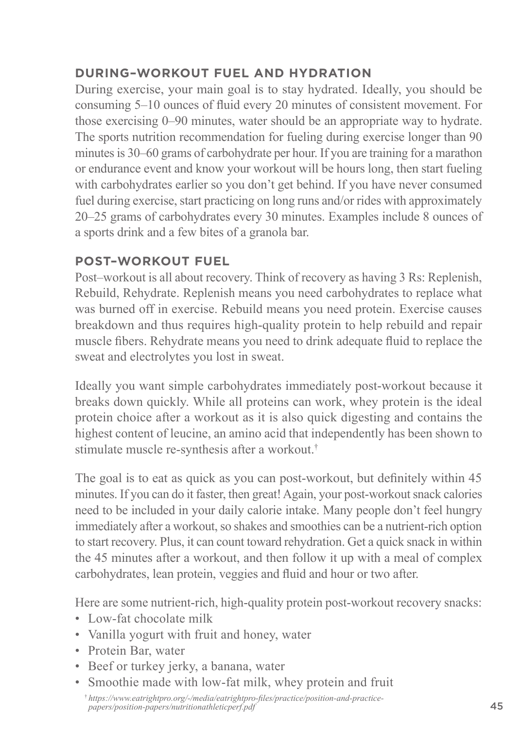### DURING–WORKOUT FUEL AND HYDRATION

During exercise, your main goal is to stay hydrated. Ideally, you should be consuming 5–10 ounces of fluid every 20 minutes of consistent movement. For those exercising 0–90 minutes, water should be an appropriate way to hydrate. The sports nutrition recommendation for fueling during exercise longer than 90 minutes is 30–60 grams of carbohydrate per hour. If you are training for a marathon or endurance event and know your workout will be hours long, then start fueling with carbohydrates earlier so you don't get behind. If you have never consumed fuel during exercise, start practicing on long runs and/or rides with approximately 20–25 grams of carbohydrates every 30 minutes. Examples include 8 ounces of a sports drink and a few bites of a granola bar.

### POST–WORKOUT FUEL

Post–workout is all about recovery. Think of recovery as having 3 Rs: Replenish, Rebuild, Rehydrate. Replenish means you need carbohydrates to replace what was burned off in exercise. Rebuild means you need protein. Exercise causes breakdown and thus requires high-quality protein to help rebuild and repair muscle fibers. Rehydrate means you need to drink adequate fluid to replace the sweat and electrolytes you lost in sweat.

Ideally you want simple carbohydrates immediately post-workout because it breaks down quickly. While all proteins can work, whey protein is the ideal protein choice after a workout as it is also quick digesting and contains the highest content of leucine, an amino acid that independently has been shown to stimulate muscle re-synthesis after a workout.[†]

The goal is to eat as quick as you can post-workout, but definitely within 45 minutes. If you can do it faster, then great! Again, your post-workout snack calories need to be included in your daily calorie intake. Many people don't feel hungry immediately after a workout, so shakes and smoothies can be a nutrient-rich option to start recovery. Plus, it can count toward rehydration. Get a quick snack in within the 45 minutes after a workout, and then follow it up with a meal of complex carbohydrates, lean protein, veggies and fluid and hour or two after.

Here are some nutrient-rich, high-quality protein post-workout recovery snacks:

- Low-fat chocolate milk
- Vanilla yogurt with fruit and honey, water
- Protein Bar, water
- Beef or turkey jerky, a banana, water
- Smoothie made with low-fat milk, whey protein and fruit

[†] *https://www.eatrightpro.org/-/media/eatrightpro-files/practice/position-and-practice-papers/position-papers/nutritionathleticperf.pdf*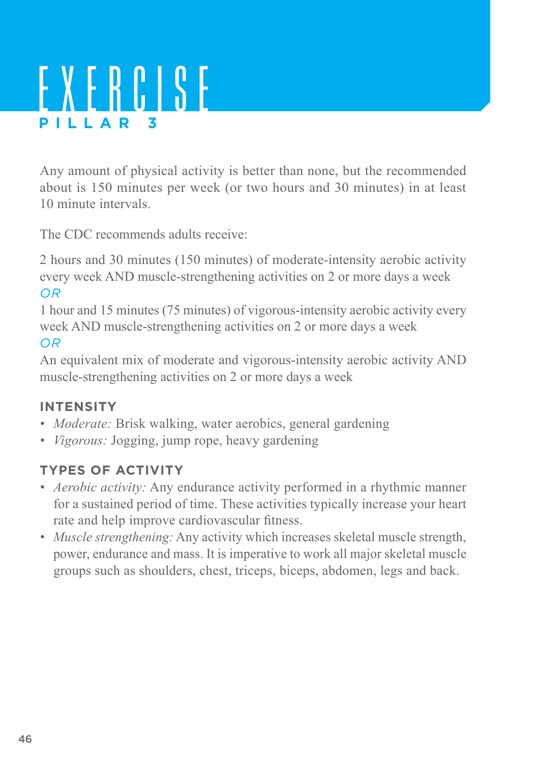# EXERCISE

## PILLAR 3

Any amount of physical activity is better than none, but the recommended about is 150 minutes per week (or two hours and 30 minutes) in at least 10 minute intervals.

The CDC recommends adults receive:

2 hours and 30 minutes (150 minutes) of moderate-intensity aerobic activity every week AND muscle-strengthening activities on 2 or more days a week
*OR*
1 hour and 15 minutes (75 minutes) of vigorous-intensity aerobic activity every week AND muscle-strengthening activities on 2 or more days a week
*OR*
An equivalent mix of moderate and vigorous-intensity aerobic activity AND muscle-strengthening activities on 2 or more days a week

### INTENSITY

- *Moderate:* Brisk walking, water aerobics, general gardening
- *Vigorous:* Jogging, jump rope, heavy gardening

### TYPES OF ACTIVITY

- *Aerobic activity:* Any endurance activity performed in a rhythmic manner for a sustained period of time. These activities typically increase your heart rate and help improve cardiovascular fitness.
- *Muscle strengthening:* Any activity which increases skeletal muscle strength, power, endurance and mass. It is imperative to work all major skeletal muscle groups such as shoulders, chest, triceps, biceps, abdomen, legs and back.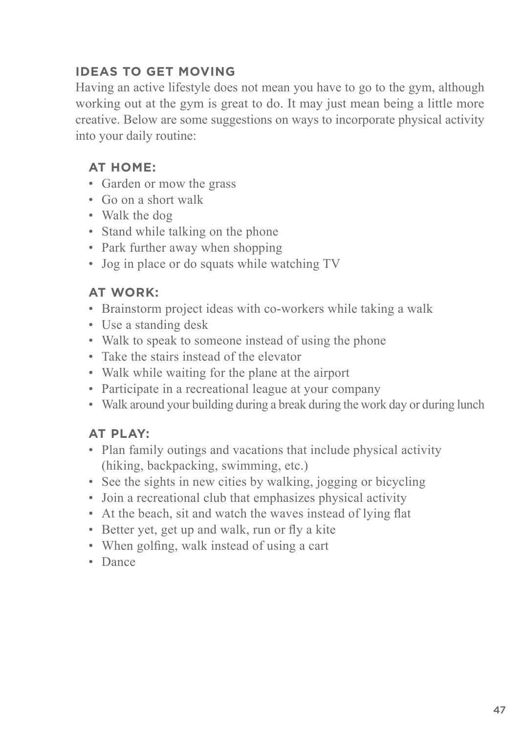## IDEAS TO GET MOVING

Having an active lifestyle does not mean you have to go to the gym, although working out at the gym is great to do. It may just mean being a little more creative. Below are some suggestions on ways to incorporate physical activity into your daily routine:

### AT HOME:

- Garden or mow the grass
- Go on a short walk
- Walk the dog
- Stand while talking on the phone
- Park further away when shopping
- Jog in place or do squats while watching TV

### AT WORK:

- Brainstorm project ideas with co-workers while taking a walk
- Use a standing desk
- Walk to speak to someone instead of using the phone
- Take the stairs instead of the elevator
- Walk while waiting for the plane at the airport
- Participate in a recreational league at your company
- Walk around your building during a break during the work day or during lunch

### AT PLAY:

- Plan family outings and vacations that include physical activity (hiking, backpacking, swimming, etc.)
- See the sights in new cities by walking, jogging or bicycling
- Join a recreational club that emphasizes physical activity
- At the beach, sit and watch the waves instead of lying flat
- Better yet, get up and walk, run or fly a kite
- When golfing, walk instead of using a cart
- Dance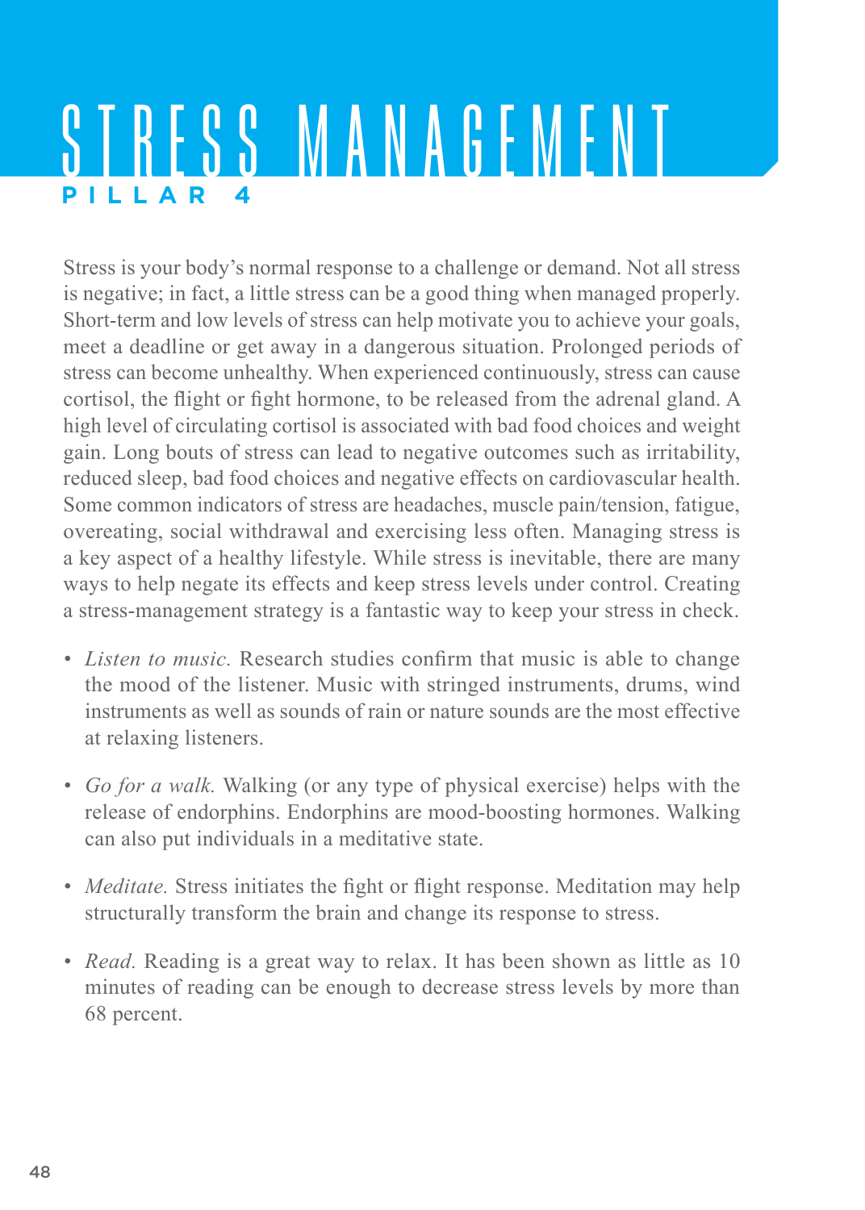# STRESS MANAGEMENT

## PILLAR 4

Stress is your body's normal response to a challenge or demand. Not all stress is negative; in fact, a little stress can be a good thing when managed properly. Short-term and low levels of stress can help motivate you to achieve your goals, meet a deadline or get away in a dangerous situation. Prolonged periods of stress can become unhealthy. When experienced continuously, stress can cause cortisol, the flight or fight hormone, to be released from the adrenal gland. A high level of circulating cortisol is associated with bad food choices and weight gain. Long bouts of stress can lead to negative outcomes such as irritability, reduced sleep, bad food choices and negative effects on cardiovascular health. Some common indicators of stress are headaches, muscle pain/tension, fatigue, overeating, social withdrawal and exercising less often. Managing stress is a key aspect of a healthy lifestyle. While stress is inevitable, there are many ways to help negate its effects and keep stress levels under control. Creating a stress-management strategy is a fantastic way to keep your stress in check.

- *Listen to music.* Research studies confirm that music is able to change the mood of the listener. Music with stringed instruments, drums, wind instruments as well as sounds of rain or nature sounds are the most effective at relaxing listeners.

- *Go for a walk.* Walking (or any type of physical exercise) helps with the release of endorphins. Endorphins are mood-boosting hormones. Walking can also put individuals in a meditative state.

- *Meditate.* Stress initiates the fight or flight response. Meditation may help structurally transform the brain and change its response to stress.

- *Read.* Reading is a great way to relax. It has been shown as little as 10 minutes of reading can be enough to decrease stress levels by more than 68 percent.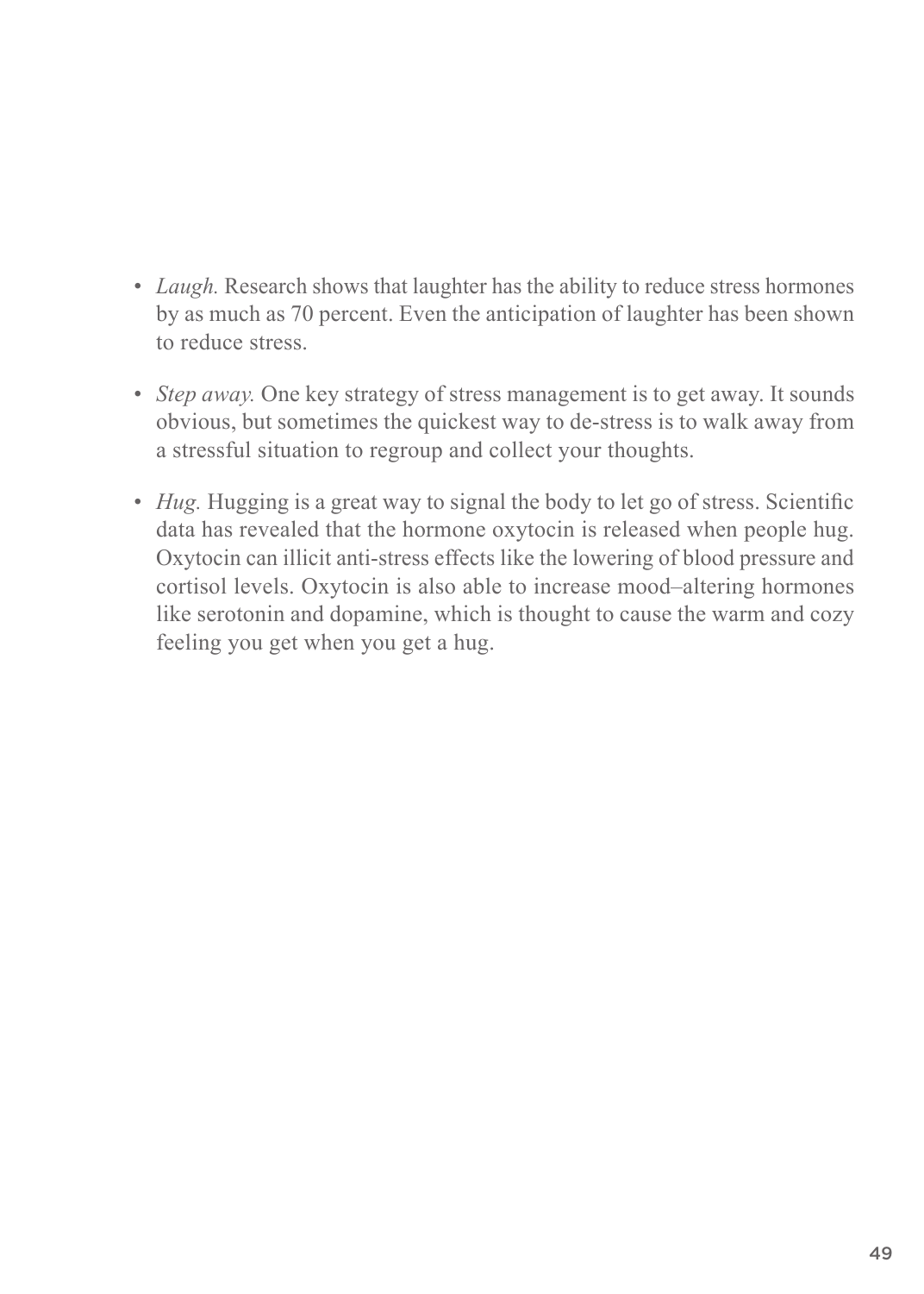- *Laugh.* Research shows that laughter has the ability to reduce stress hormones by as much as 70 percent. Even the anticipation of laughter has been shown to reduce stress.

- *Step away.* One key strategy of stress management is to get away. It sounds obvious, but sometimes the quickest way to de-stress is to walk away from a stressful situation to regroup and collect your thoughts.

- *Hug.* Hugging is a great way to signal the body to let go of stress. Scientific data has revealed that the hormone oxytocin is released when people hug. Oxytocin can illicit anti-stress effects like the lowering of blood pressure and cortisol levels. Oxytocin is also able to increase mood–altering hormones like serotonin and dopamine, which is thought to cause the warm and cozy feeling you get when you get a hug.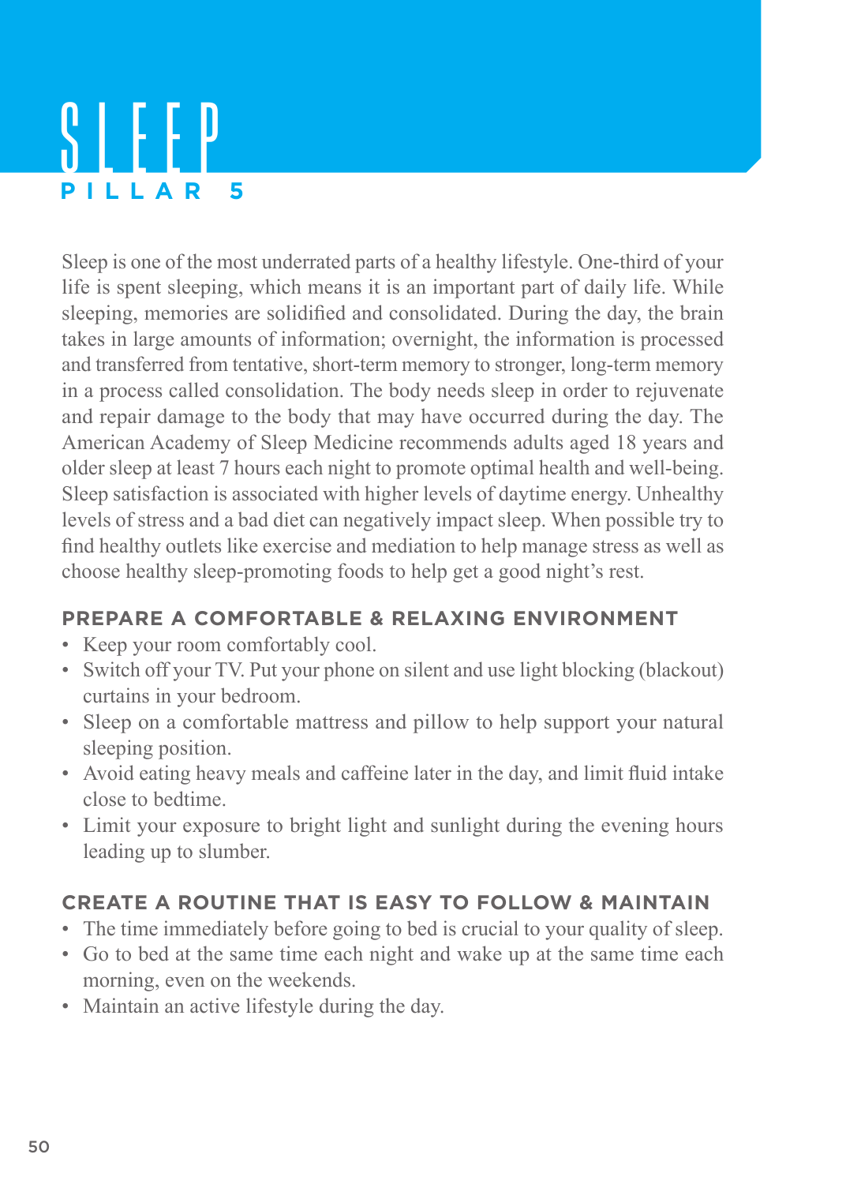# SLEEP

## PILLAR 5

Sleep is one of the most underrated parts of a healthy lifestyle. One-third of your life is spent sleeping, which means it is an important part of daily life. While sleeping, memories are solidified and consolidated. During the day, the brain takes in large amounts of information; overnight, the information is processed and transferred from tentative, short-term memory to stronger, long-term memory in a process called consolidation. The body needs sleep in order to rejuvenate and repair damage to the body that may have occurred during the day. The American Academy of Sleep Medicine recommends adults aged 18 years and older sleep at least 7 hours each night to promote optimal health and well-being. Sleep satisfaction is associated with higher levels of daytime energy. Unhealthy levels of stress and a bad diet can negatively impact sleep. When possible try to find healthy outlets like exercise and mediation to help manage stress as well as choose healthy sleep-promoting foods to help get a good night's rest.

### PREPARE A COMFORTABLE & RELAXING ENVIRONMENT

- Keep your room comfortably cool.
- Switch off your TV. Put your phone on silent and use light blocking (blackout) curtains in your bedroom.
- Sleep on a comfortable mattress and pillow to help support your natural sleeping position.
- Avoid eating heavy meals and caffeine later in the day, and limit fluid intake close to bedtime.
- Limit your exposure to bright light and sunlight during the evening hours leading up to slumber.

### CREATE A ROUTINE THAT IS EASY TO FOLLOW & MAINTAIN

- The time immediately before going to bed is crucial to your quality of sleep.
- Go to bed at the same time each night and wake up at the same time each morning, even on the weekends.
- Maintain an active lifestyle during the day.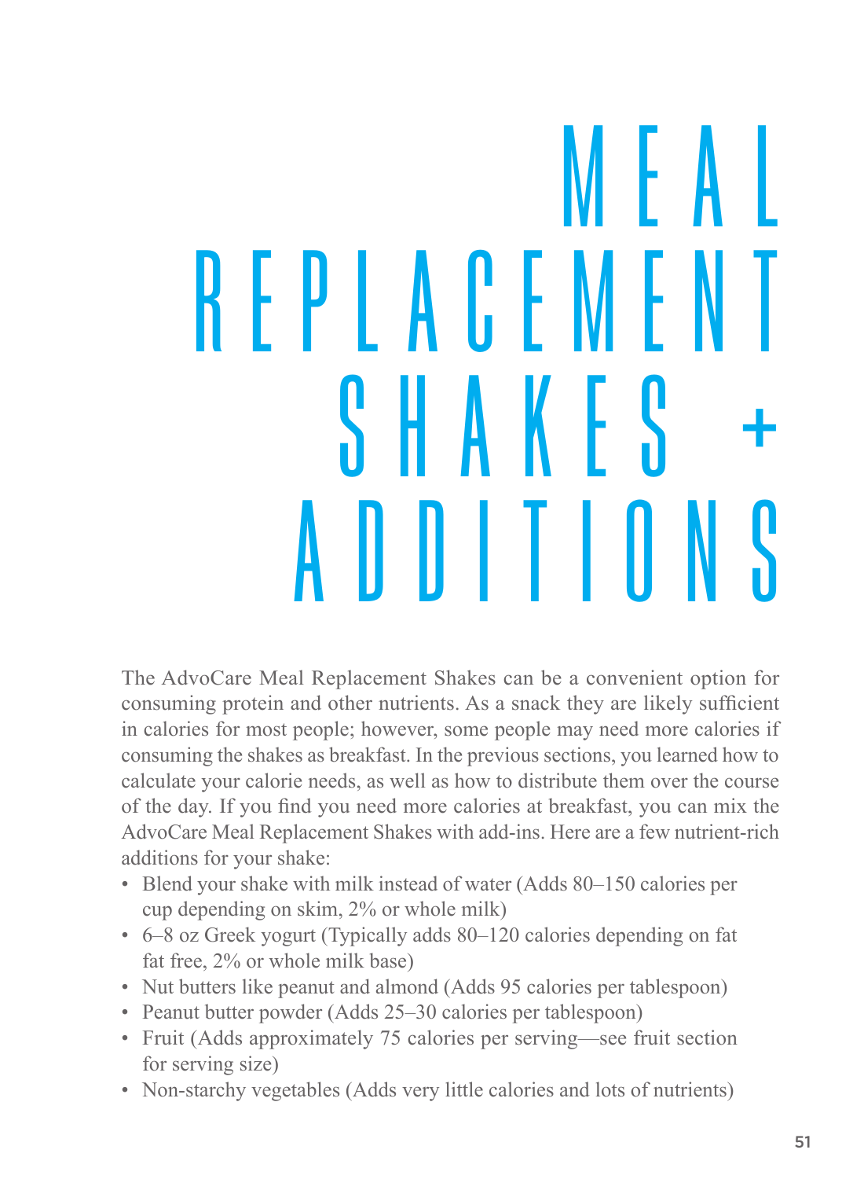# MEAL REPLACEMENT SHAKES + ADDITIONS

The AdvoCare Meal Replacement Shakes can be a convenient option for consuming protein and other nutrients. As a snack they are likely sufficient in calories for most people; however, some people may need more calories if consuming the shakes as breakfast. In the previous sections, you learned how to calculate your calorie needs, as well as how to distribute them over the course of the day. If you find you need more calories at breakfast, you can mix the AdvoCare Meal Replacement Shakes with add-ins. Here are a few nutrient-rich additions for your shake:

- Blend your shake with milk instead of water (Adds 80–150 calories per cup depending on skim, 2% or whole milk)
- 6–8 oz Greek yogurt (Typically adds 80–120 calories depending on fat fat free, 2% or whole milk base)
- Nut butters like peanut and almond (Adds 95 calories per tablespoon)
- Peanut butter powder (Adds 25–30 calories per tablespoon)
- Fruit (Adds approximately 75 calories per serving—see fruit section for serving size)
- Non-starchy vegetables (Adds very little calories and lots of nutrients)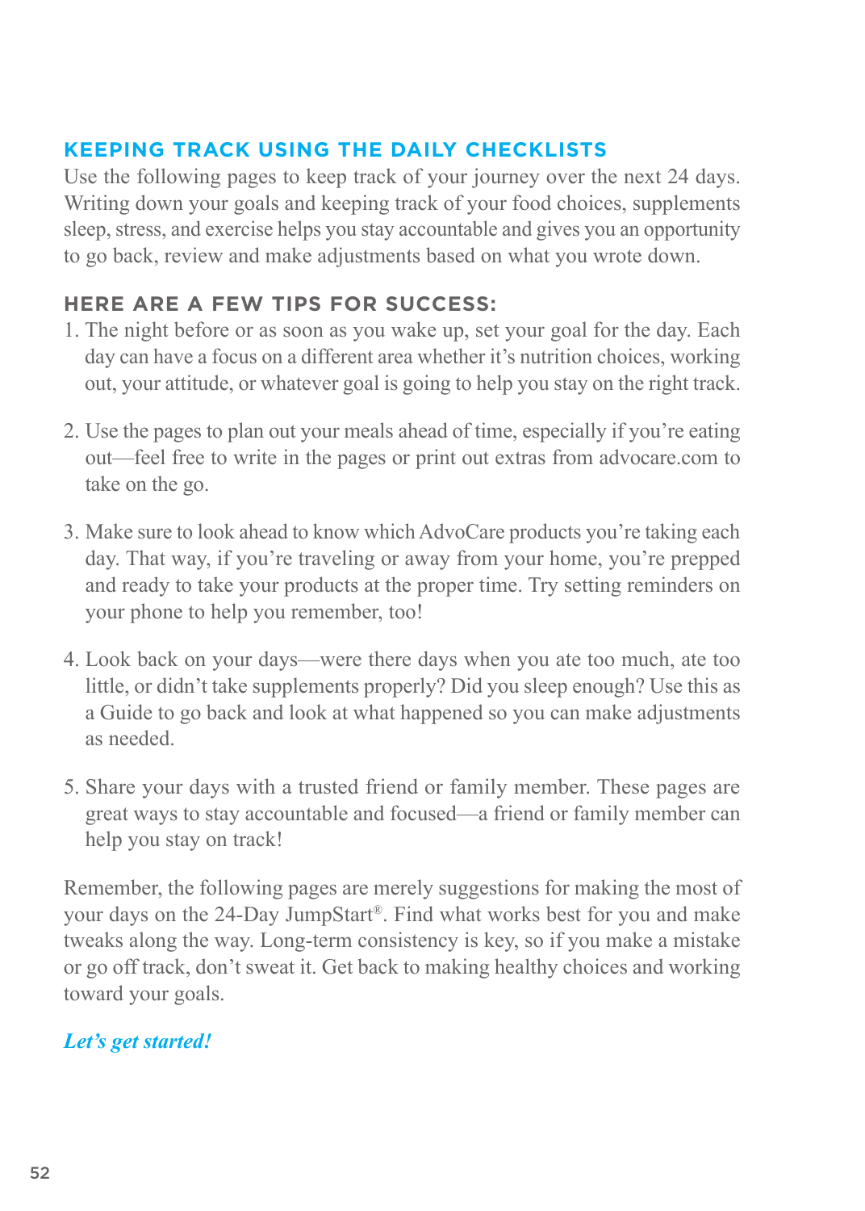## KEEPING TRACK USING THE DAILY CHECKLISTS

Use the following pages to keep track of your journey over the next 24 days. Writing down your goals and keeping track of your food choices, supplements sleep, stress, and exercise helps you stay accountable and gives you an opportunity to go back, review and make adjustments based on what you wrote down.

### HERE ARE A FEW TIPS FOR SUCCESS:

1. The night before or as soon as you wake up, set your goal for the day. Each day can have a focus on a different area whether it's nutrition choices, working out, your attitude, or whatever goal is going to help you stay on the right track.

2. Use the pages to plan out your meals ahead of time, especially if you're eating out—feel free to write in the pages or print out extras from advocare.com to take on the go.

3. Make sure to look ahead to know which AdvoCare products you're taking each day. That way, if you're traveling or away from your home, you're prepped and ready to take your products at the proper time. Try setting reminders on your phone to help you remember, too!

4. Look back on your days—were there days when you ate too much, ate too little, or didn't take supplements properly? Did you sleep enough? Use this as a Guide to go back and look at what happened so you can make adjustments as needed.

5. Share your days with a trusted friend or family member. These pages are great ways to stay accountable and focused—a friend or family member can help you stay on track!

Remember, the following pages are merely suggestions for making the most of your days on the 24-Day JumpStart®. Find what works best for you and make tweaks along the way. Long-term consistency is key, so if you make a mistake or go off track, don't sweat it. Get back to making healthy choices and working toward your goals.

***Let's get started!***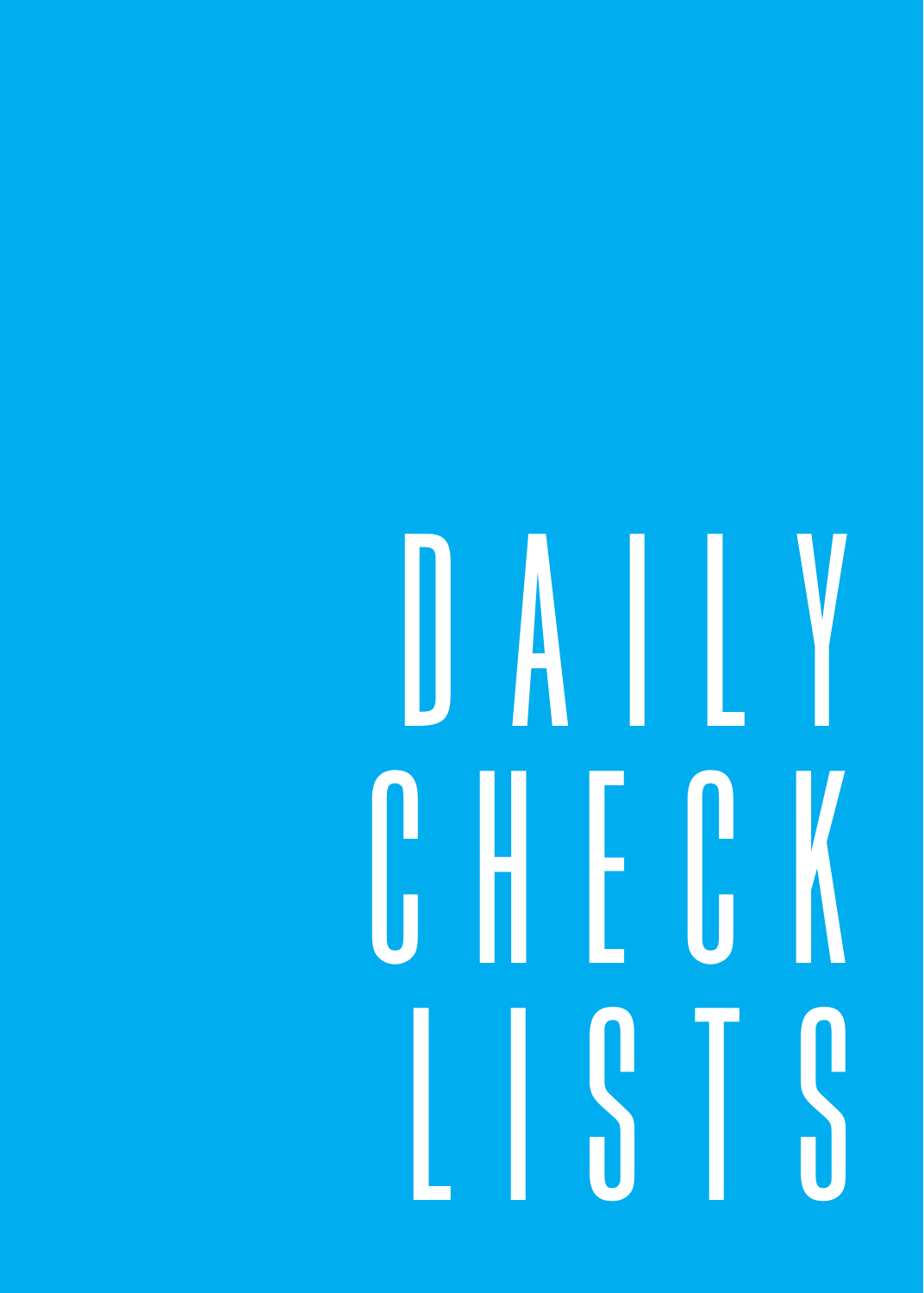# DAILY CHECK LISTS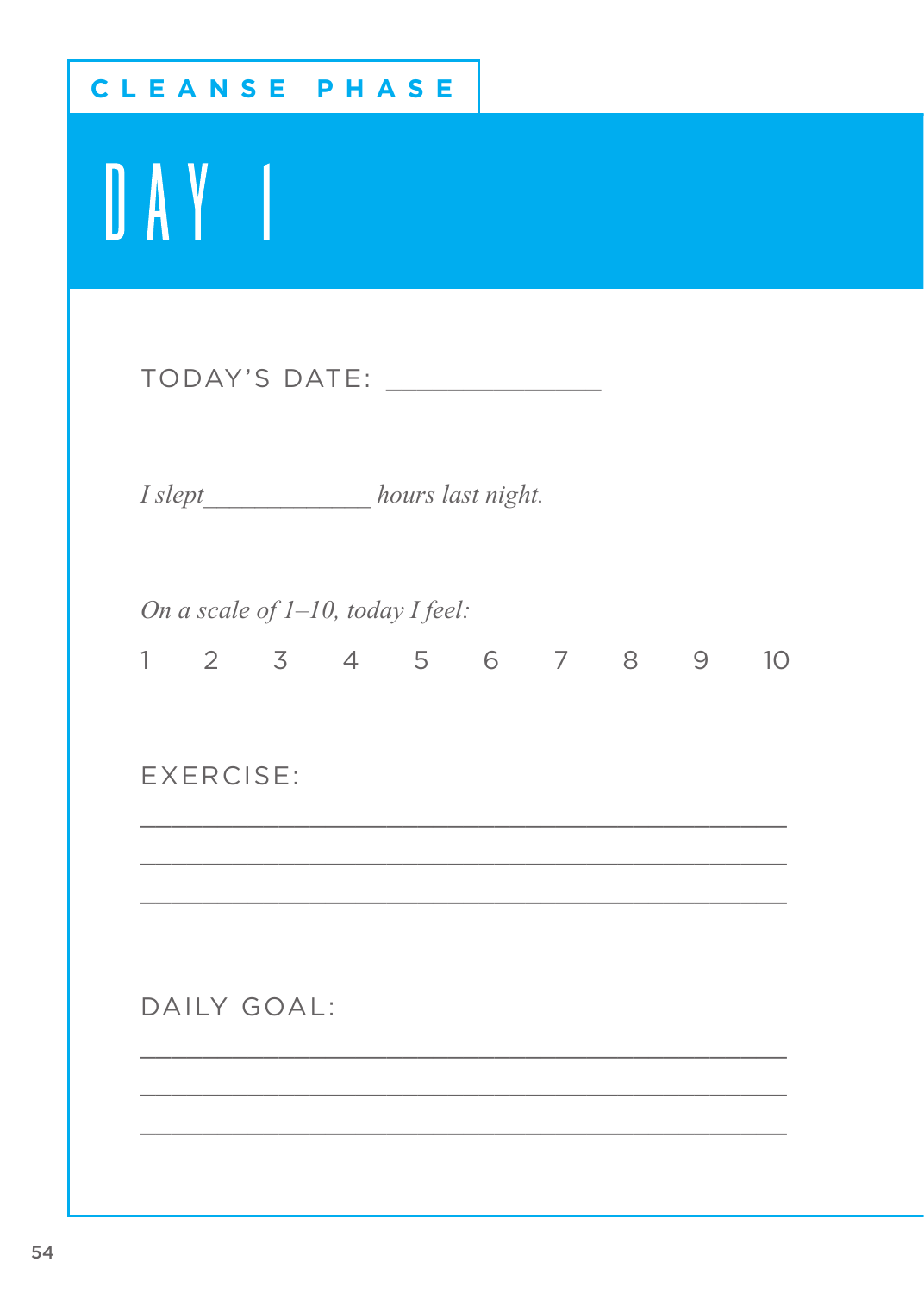CLEANSE PHASE

# DAY 1

TODAY'S DATE: ______________

*I slept* ____________ *hours last night.*

*On a scale of 1–10, today I feel:*

1 2 3 4 5 6 7 8 9 10

EXERCISE:

___________________________________________

___________________________________________

___________________________________________

DAILY GOAL:

___________________________________________

___________________________________________

___________________________________________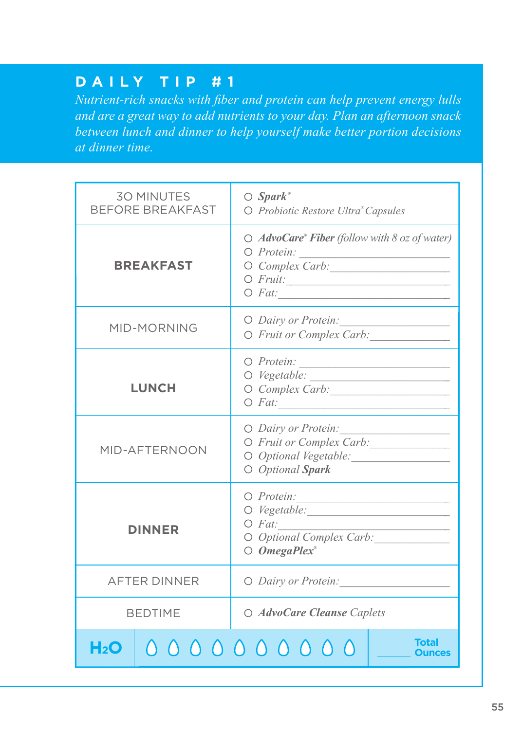## DAILY TIP #1

*Nutrient-rich snacks with fiber and protein can help prevent energy lulls and are a great way to add nutrients to your day. Plan an afternoon snack between lunch and dinner to help yourself make better portion decisions at dinner time.*

| | |
|---|---|
| 30 MINUTES BEFORE BREAKFAST | ○ ***Spark***® <br> ○ *Probiotic Restore Ultra® Capsules* |
| **BREAKFAST** | ○ ***AdvoCare® Fiber*** *(follow with 8 oz of water)* <br> ○ *Protein:* ____________ <br> ○ *Complex Carb:* ____________ <br> ○ *Fruit:* ____________ <br> ○ *Fat:* ____________ |
| MID-MORNING | ○ *Dairy or Protein:* ____________ <br> ○ *Fruit or Complex Carb:* ____________ |
| **LUNCH** | ○ *Protein:* ____________ <br> ○ *Vegetable:* ____________ <br> ○ *Complex Carb:* ____________ <br> ○ *Fat:* ____________ |
| MID-AFTERNOON | ○ *Dairy or Protein:* ____________ <br> ○ *Fruit or Complex Carb:* ____________ <br> ○ *Optional Vegetable:* ____________ <br> ○ *Optional* ***Spark*** |
| **DINNER** | ○ *Protein:* ____________ <br> ○ *Vegetable:* ____________ <br> ○ *Fat:* ____________ <br> ○ *Optional Complex Carb:* ____________ <br> ○ ***OmegaPlex***® |
| AFTER DINNER | ○ *Dairy or Protein:* ____________ |
| BEDTIME | ○ ***AdvoCare Cleanse*** *Caplets* |
| $H_2O$ | ○ ○ ○ ○ ○ ○ ○ ○ ○ ○ ______ Total Ounces |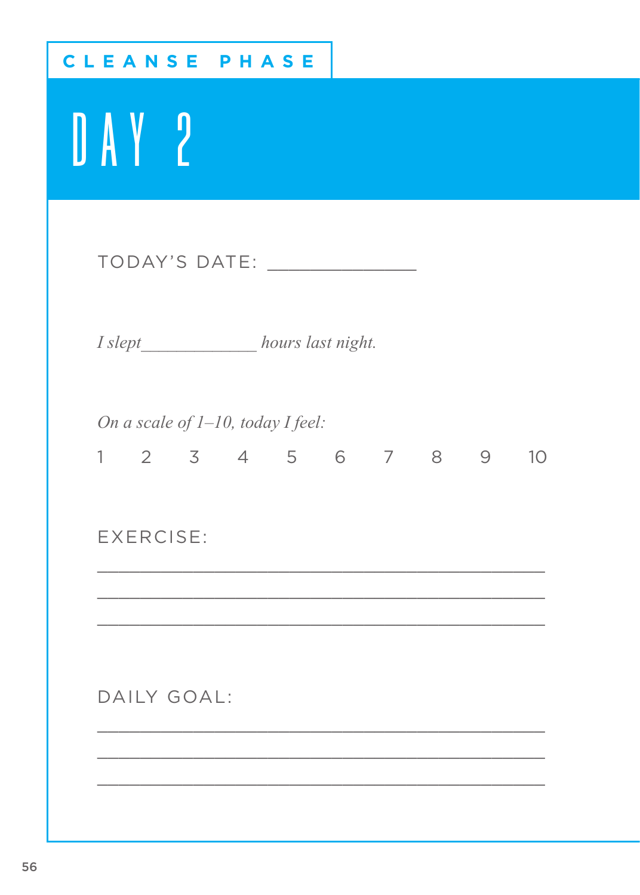## CLEANSE PHASE

# DAY 2

TODAY'S DATE: _______________

*I slept_____________ hours last night.*

*On a scale of 1–10, today I feel:*

1 2 3 4 5 6 7 8 9 10

EXERCISE:

_______________________________________________

_______________________________________________

_______________________________________________

DAILY GOAL:

_______________________________________________

_______________________________________________

_______________________________________________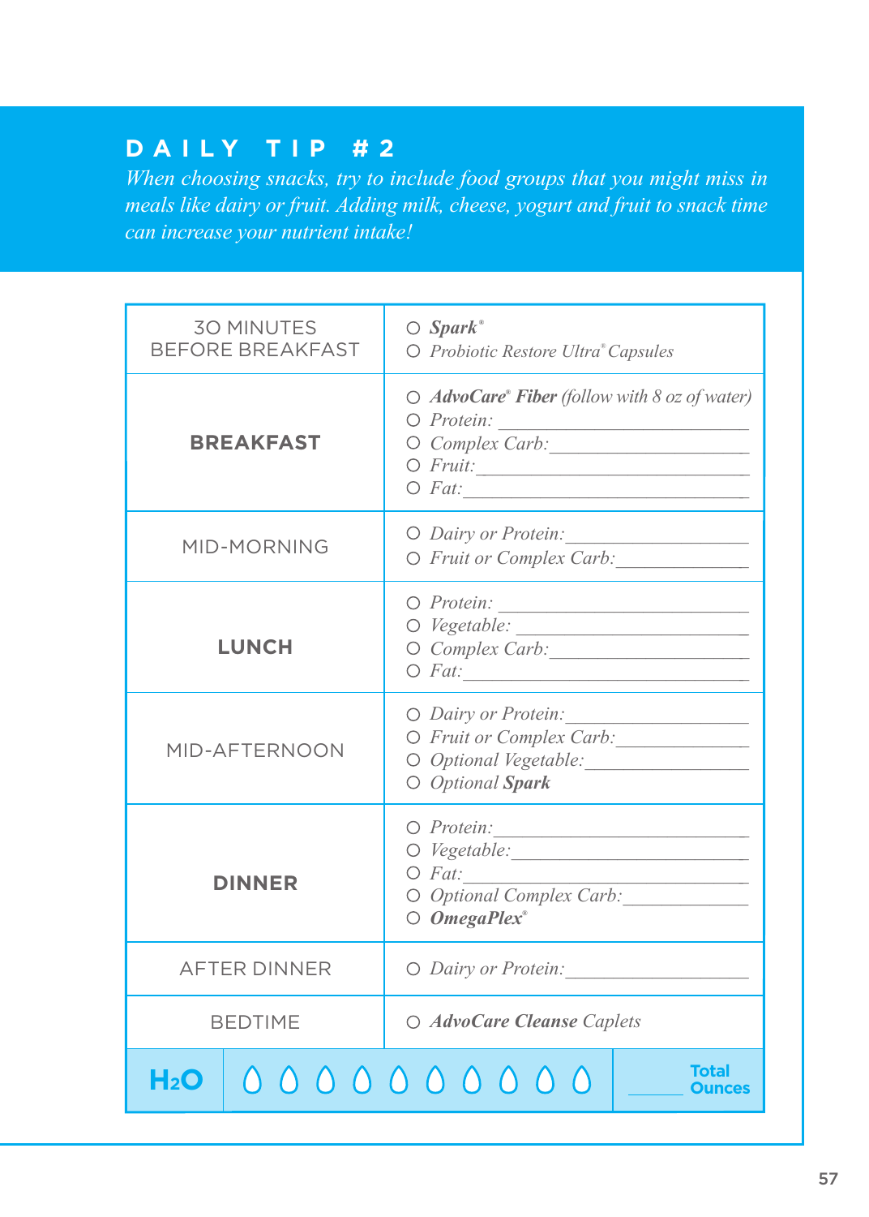## DAILY TIP #2

*When choosing snacks, try to include food groups that you might miss in meals like dairy or fruit. Adding milk, cheese, yogurt and fruit to snack time can increase your nutrient intake!*

| | |
|---|---|
| 30 MINUTES BEFORE BREAKFAST | ○ ***Spark***® <br> ○ *Probiotic Restore Ultra® Capsules* |
| **BREAKFAST** | ○ ***AdvoCare® Fiber*** *(follow with 8 oz of water)* <br> ○ *Protein:* ____________ <br> ○ *Complex Carb:* ____________ <br> ○ *Fruit:* ____________ <br> ○ *Fat:* ____________ |
| MID-MORNING | ○ *Dairy or Protein:* ____________ <br> ○ *Fruit or Complex Carb:* ____________ |
| **LUNCH** | ○ *Protein:* ____________ <br> ○ *Vegetable:* ____________ <br> ○ *Complex Carb:* ____________ <br> ○ *Fat:* ____________ |
| MID-AFTERNOON | ○ *Dairy or Protein:* ____________ <br> ○ *Fruit or Complex Carb:* ____________ <br> ○ *Optional Vegetable:* ____________ <br> ○ *Optional* ***Spark*** |
| **DINNER** | ○ *Protein:* ____________ <br> ○ *Vegetable:* ____________ <br> ○ *Fat:* ____________ <br> ○ *Optional Complex Carb:* ____________ <br> ○ ***OmegaPlex***® |
| AFTER DINNER | ○ *Dairy or Protein:* ____________ |
| BEDTIME | ○ ***AdvoCare Cleanse*** *Caplets* |
| $H_2O$ | ○ ○ ○ ○ ○ ○ ○ ○ ○ ○ &nbsp; ______ **Total Ounces** |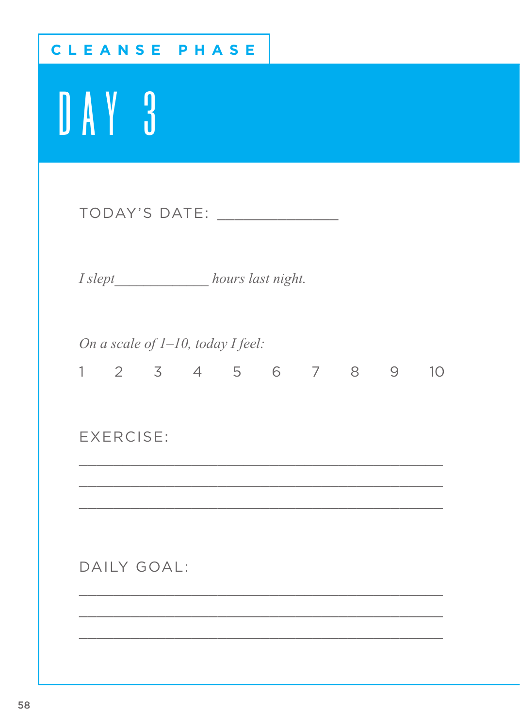CLEANSE PHASE

# DAY 3

TODAY'S DATE: ______________

*I slept____________ hours last night.*

*On a scale of 1–10, today I feel:*

1 2 3 4 5 6 7 8 9 10

EXERCISE:

___________________________________________

___________________________________________

___________________________________________

DAILY GOAL:

___________________________________________

___________________________________________

___________________________________________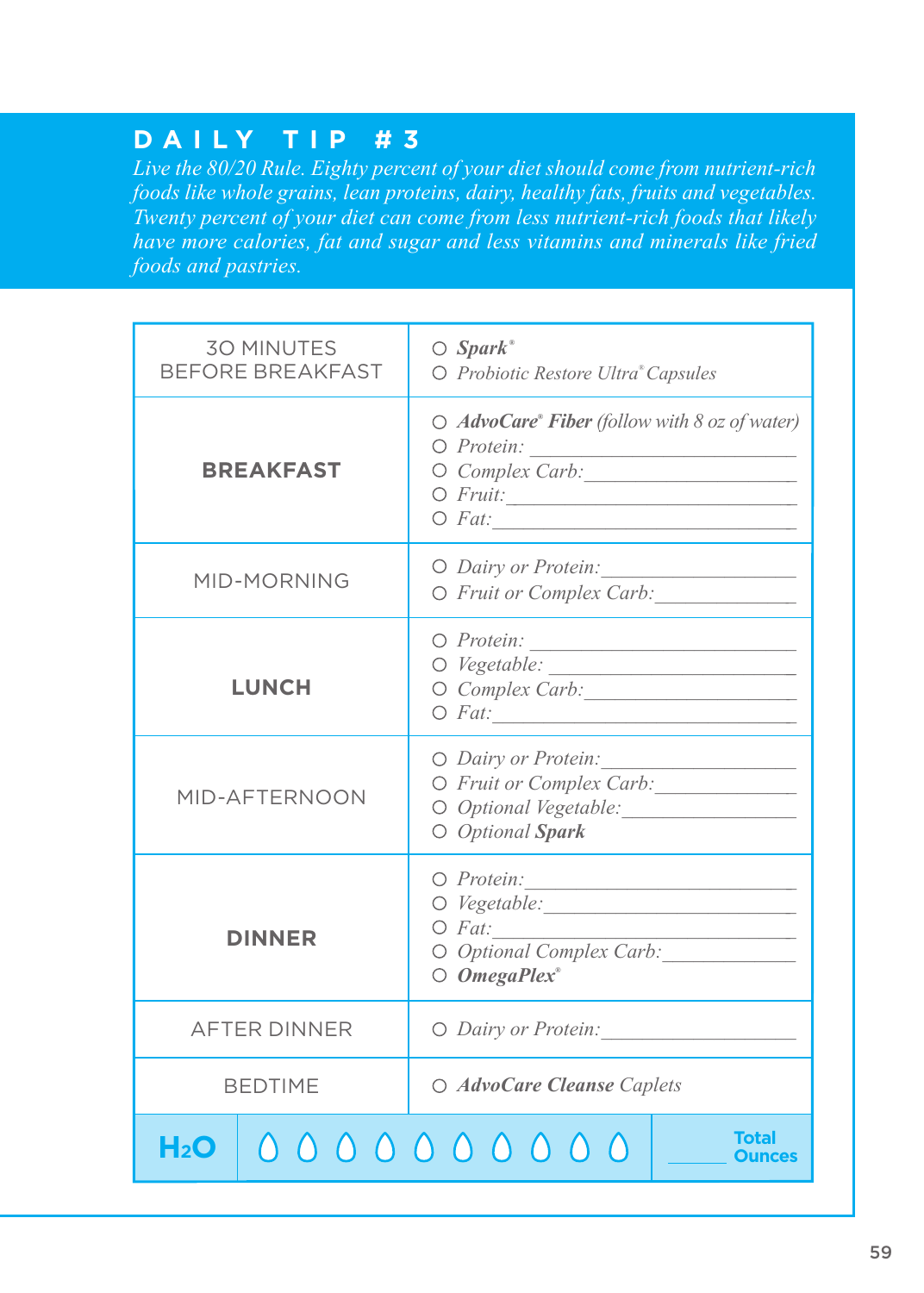## DAILY TIP #3

*Live the 80/20 Rule. Eighty percent of your diet should come from nutrient-rich foods like whole grains, lean proteins, dairy, healthy fats, fruits and vegetables. Twenty percent of your diet can come from less nutrient-rich foods that likely have more calories, fat and sugar and less vitamins and minerals like fried foods and pastries.*

| | |
|---|---|
| 30 MINUTES BEFORE BREAKFAST | ○ ***Spark***® <br> ○ *Probiotic Restore Ultra® Capsules* |
| **BREAKFAST** | ○ ***AdvoCare® Fiber*** *(follow with 8 oz of water)* <br> ○ *Protein:* ________________ <br> ○ *Complex Carb:* ________________ <br> ○ *Fruit:* ________________ <br> ○ *Fat:* ________________ |
| MID-MORNING | ○ *Dairy or Protein:* ________________ <br> ○ *Fruit or Complex Carb:* ________________ |
| **LUNCH** | ○ *Protein:* ________________ <br> ○ *Vegetable:* ________________ <br> ○ *Complex Carb:* ________________ <br> ○ *Fat:* ________________ |
| MID-AFTERNOON | ○ *Dairy or Protein:* ________________ <br> ○ *Fruit or Complex Carb:* ________________ <br> ○ *Optional Vegetable:* ________________ <br> ○ *Optional* ***Spark*** |
| **DINNER** | ○ *Protein:* ________________ <br> ○ *Vegetable:* ________________ <br> ○ *Fat:* ________________ <br> ○ *Optional Complex Carb:* ________________ <br> ○ ***OmegaPlex***® |
| AFTER DINNER | ○ *Dairy or Protein:* ________________ |
| BEDTIME | ○ ***AdvoCare Cleanse*** *Caplets* |
| **$H_2O$** | ○ ○ ○ ○ ○ ○ ○ ○ ○ ○ &nbsp;&nbsp; ______ **Total Ounces** |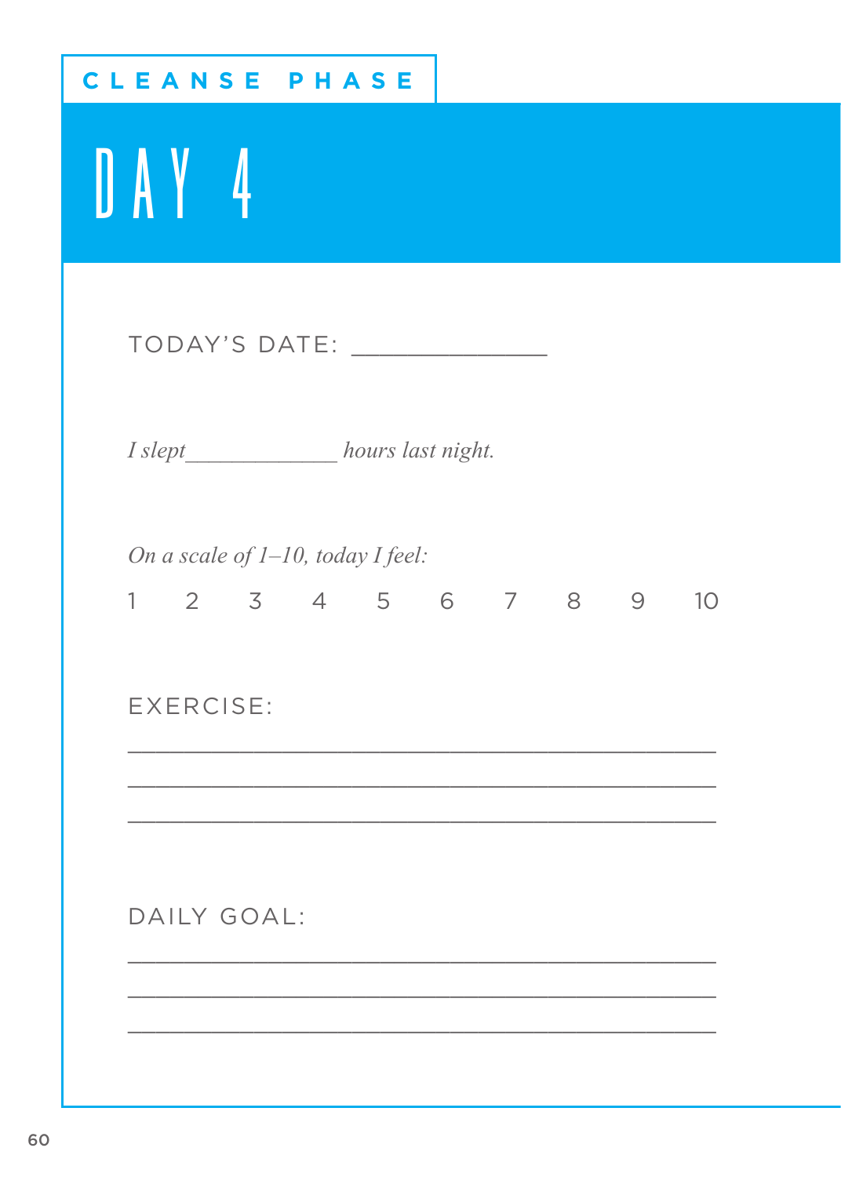CLEANSE PHASE

# DAY 4

TODAY'S DATE: _______________

*I slept_____________ hours last night.*

*On a scale of 1–10, today I feel:*

1 2 3 4 5 6 7 8 9 10

EXERCISE:

_____________________________________________

_____________________________________________

_____________________________________________

DAILY GOAL:

_____________________________________________

_____________________________________________

_____________________________________________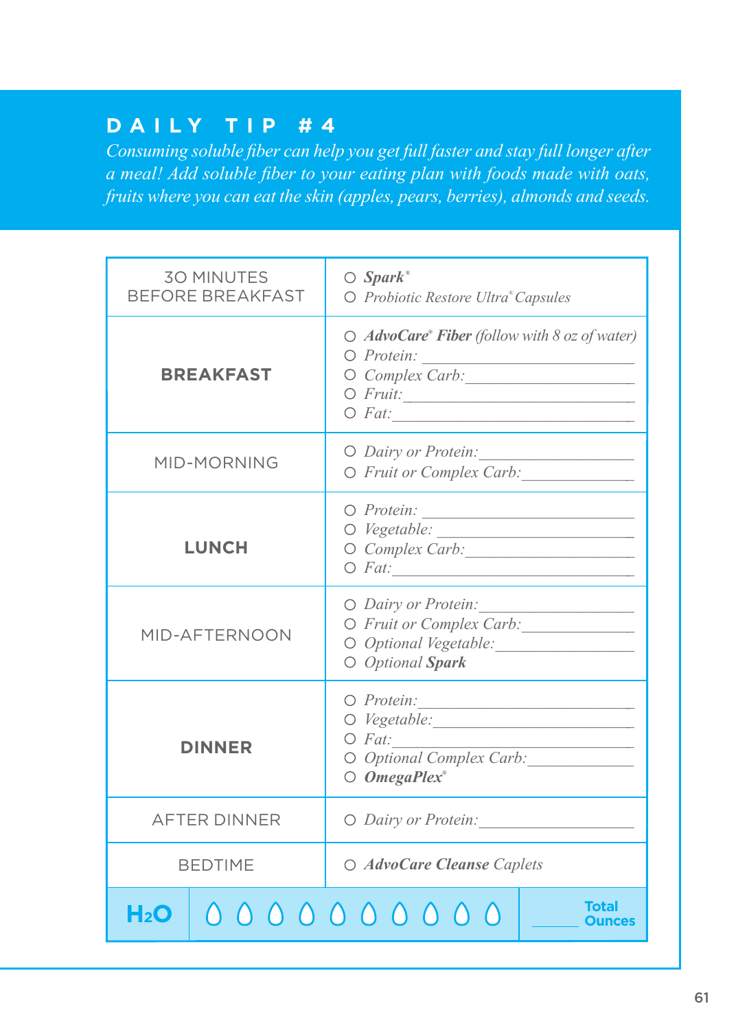## DAILY TIP #4

*Consuming soluble fiber can help you get full faster and stay full longer after a meal! Add soluble fiber to your eating plan with foods made with oats, fruits where you can eat the skin (apples, pears, berries), almonds and seeds.*

| | |
|---|---|
| 30 MINUTES BEFORE BREAKFAST | ○ ***Spark***® <br> ○ *Probiotic Restore Ultra® Capsules* |
| **BREAKFAST** | ○ ***AdvoCare® Fiber*** *(follow with 8 oz of water)* <br> ○ *Protein:* ____________________ <br> ○ *Complex Carb:* ____________________ <br> ○ *Fruit:* ____________________ <br> ○ *Fat:* ____________________ |
| MID-MORNING | ○ *Dairy or Protein:* ____________________ <br> ○ *Fruit or Complex Carb:* ____________________ |
| **LUNCH** | ○ *Protein:* ____________________ <br> ○ *Vegetable:* ____________________ <br> ○ *Complex Carb:* ____________________ <br> ○ *Fat:* ____________________ |
| MID-AFTERNOON | ○ *Dairy or Protein:* ____________________ <br> ○ *Fruit or Complex Carb:* ____________________ <br> ○ *Optional Vegetable:* ____________________ <br> ○ *Optional* ***Spark*** |
| **DINNER** | ○ *Protein:* ____________________ <br> ○ *Vegetable:* ____________________ <br> ○ *Fat:* ____________________ <br> ○ *Optional Complex Carb:* ____________________ <br> ○ ***OmegaPlex***® |
| AFTER DINNER | ○ *Dairy or Protein:* ____________________ |
| BEDTIME | ○ ***AdvoCare Cleanse*** *Caplets* |
| **$H_2O$** | 💧 💧 💧 💧 💧 💧 💧 💧 💧 💧 ______ **Total Ounces** |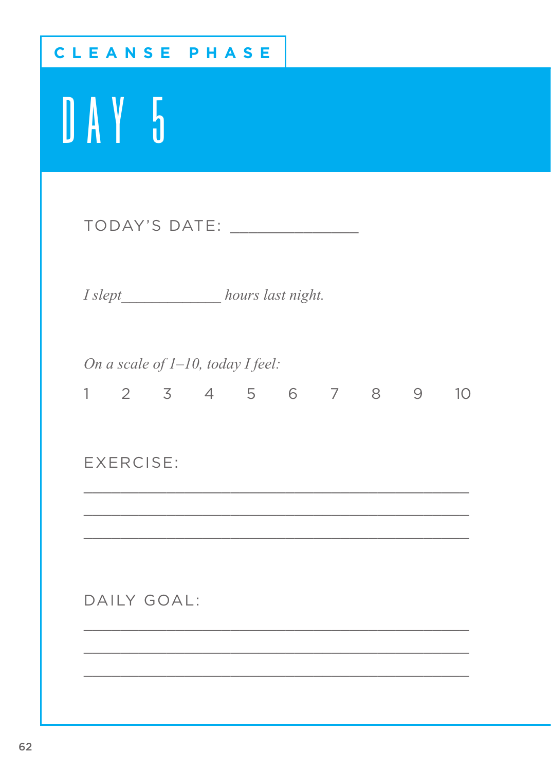CLEANSE PHASE

# DAY 5

TODAY'S DATE: ______________

*I slept_____________ hours last night.*

*On a scale of 1–10, today I feel:*

1 2 3 4 5 6 7 8 9 10

EXERCISE:

___________________________________________

___________________________________________

___________________________________________

DAILY GOAL:

___________________________________________

___________________________________________

___________________________________________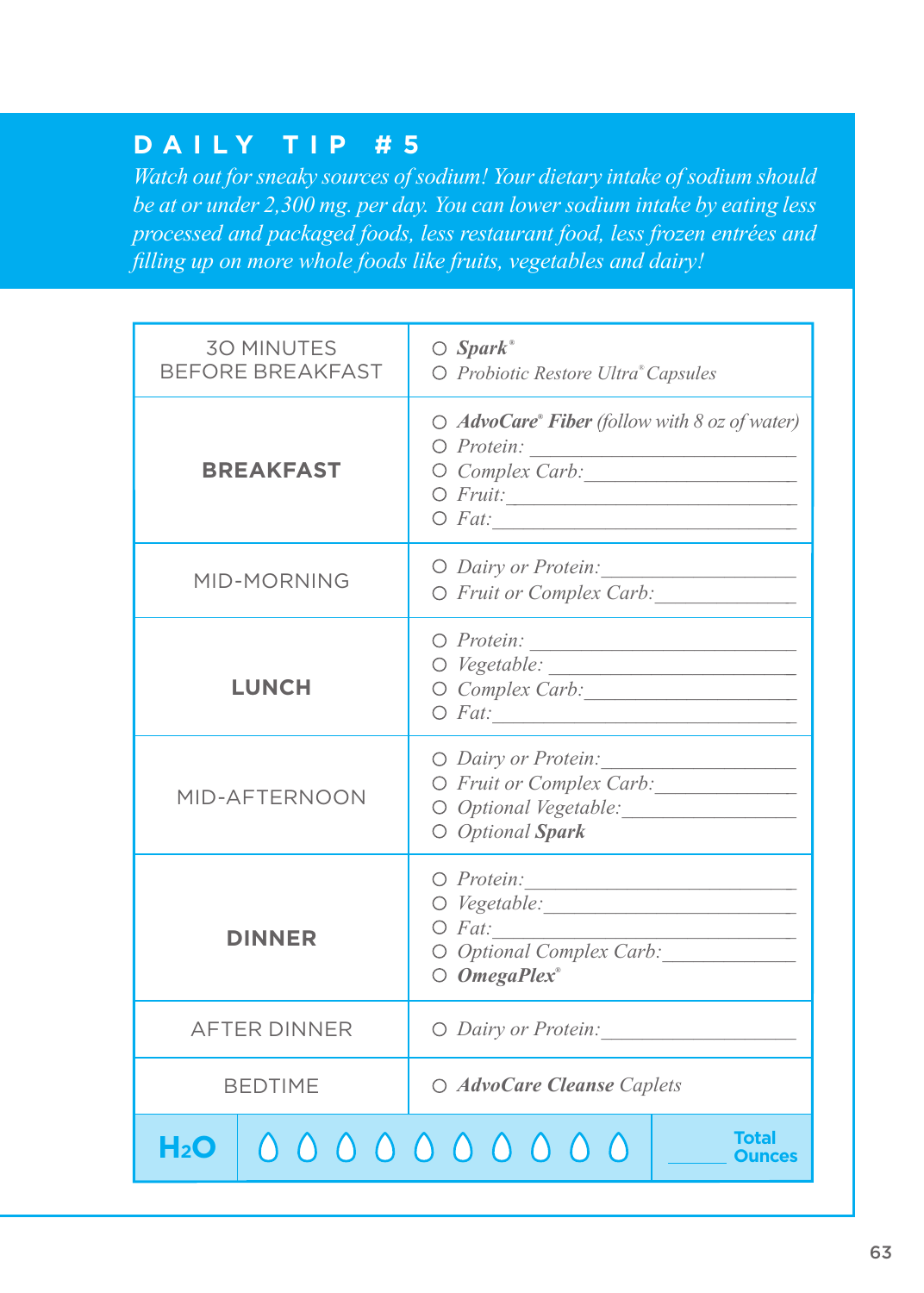## DAILY TIP #5

*Watch out for sneaky sources of sodium! Your dietary intake of sodium should be at or under 2,300 mg. per day. You can lower sodium intake by eating less processed and packaged foods, less restaurant food, less frozen entrées and filling up on more whole foods like fruits, vegetables and dairy!*

| | |
|---|---|
| 30 MINUTES BEFORE BREAKFAST | ○ ***Spark***® <br> ○ *Probiotic Restore Ultra® Capsules* |
| **BREAKFAST** | ○ ***AdvoCare® Fiber*** *(follow with 8 oz of water)* <br> ○ *Protein:* ____________ <br> ○ *Complex Carb:* ____________ <br> ○ *Fruit:* ____________ <br> ○ *Fat:* ____________ |
| MID-MORNING | ○ *Dairy or Protein:* ____________ <br> ○ *Fruit or Complex Carb:* ____________ |
| **LUNCH** | ○ *Protein:* ____________ <br> ○ *Vegetable:* ____________ <br> ○ *Complex Carb:* ____________ <br> ○ *Fat:* ____________ |
| MID-AFTERNOON | ○ *Dairy or Protein:* ____________ <br> ○ *Fruit or Complex Carb:* ____________ <br> ○ *Optional Vegetable:* ____________ <br> ○ *Optional* ***Spark*** |
| **DINNER** | ○ *Protein:* ____________ <br> ○ *Vegetable:* ____________ <br> ○ *Fat:* ____________ <br> ○ *Optional Complex Carb:* ____________ <br> ○ ***OmegaPlex***® |
| AFTER DINNER | ○ *Dairy or Protein:* ____________ |
| BEDTIME | ○ ***AdvoCare Cleanse*** *Caplets* |
| $H_2O$ | ○ ○ ○ ○ ○ ○ ○ ○ ○ ○ &nbsp;&nbsp; ______ **Total Ounces** |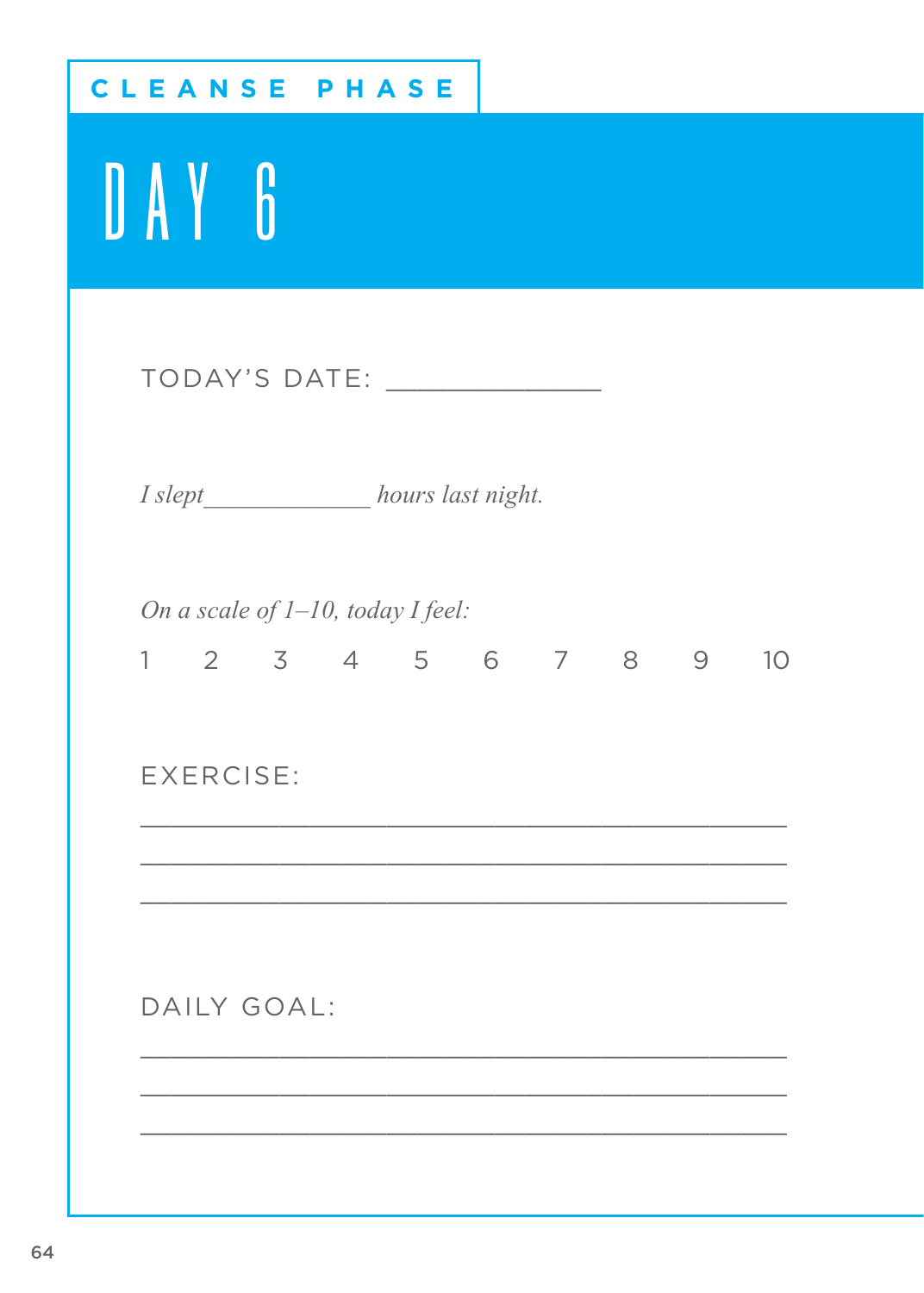CLEANSE PHASE

# DAY 6

TODAY'S DATE: ______________

*I slept____________ hours last night.*

*On a scale of 1–10, today I feel:*

1 2 3 4 5 6 7 8 9 10

EXERCISE:

_______________________________________________

_______________________________________________

_______________________________________________

DAILY GOAL:

_______________________________________________

_______________________________________________

_______________________________________________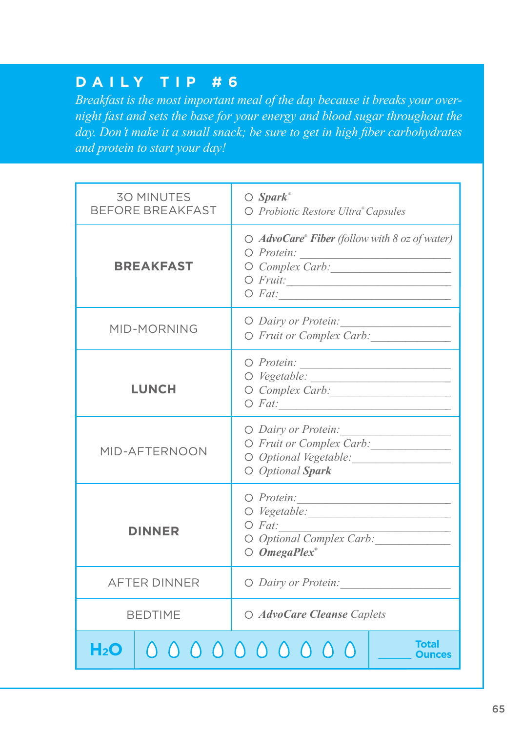## DAILY TIP #6

*Breakfast is the most important meal of the day because it breaks your overnight fast and sets the base for your energy and blood sugar throughout the day. Don't make it a small snack; be sure to get in high fiber carbohydrates and protein to start your day!*

| | |
|---|---|
| 30 MINUTES BEFORE BREAKFAST | ○ ***Spark***® <br> ○ *Probiotic Restore Ultra® Capsules* |
| **BREAKFAST** | ○ ***AdvoCare® Fiber*** *(follow with 8 oz of water)* <br> ○ *Protein:* ____________ <br> ○ *Complex Carb:* ____________ <br> ○ *Fruit:* ____________ <br> ○ *Fat:* ____________ |
| MID-MORNING | ○ *Dairy or Protein:* ____________ <br> ○ *Fruit or Complex Carb:* ____________ |
| **LUNCH** | ○ *Protein:* ____________ <br> ○ *Vegetable:* ____________ <br> ○ *Complex Carb:* ____________ <br> ○ *Fat:* ____________ |
| MID-AFTERNOON | ○ *Dairy or Protein:* ____________ <br> ○ *Fruit or Complex Carb:* ____________ <br> ○ *Optional Vegetable:* ____________ <br> ○ *Optional* ***Spark*** |
| **DINNER** | ○ *Protein:* ____________ <br> ○ *Vegetable:* ____________ <br> ○ *Fat:* ____________ <br> ○ *Optional Complex Carb:* ____________ <br> ○ ***OmegaPlex***® |
| AFTER DINNER | ○ *Dairy or Protein:* ____________ |
| BEDTIME | ○ ***AdvoCare Cleanse*** *Caplets* |
| **$H_2O$** | ○ ○ ○ ○ ○ ○ ○ ○ ○ ○ ______ **Total Ounces** |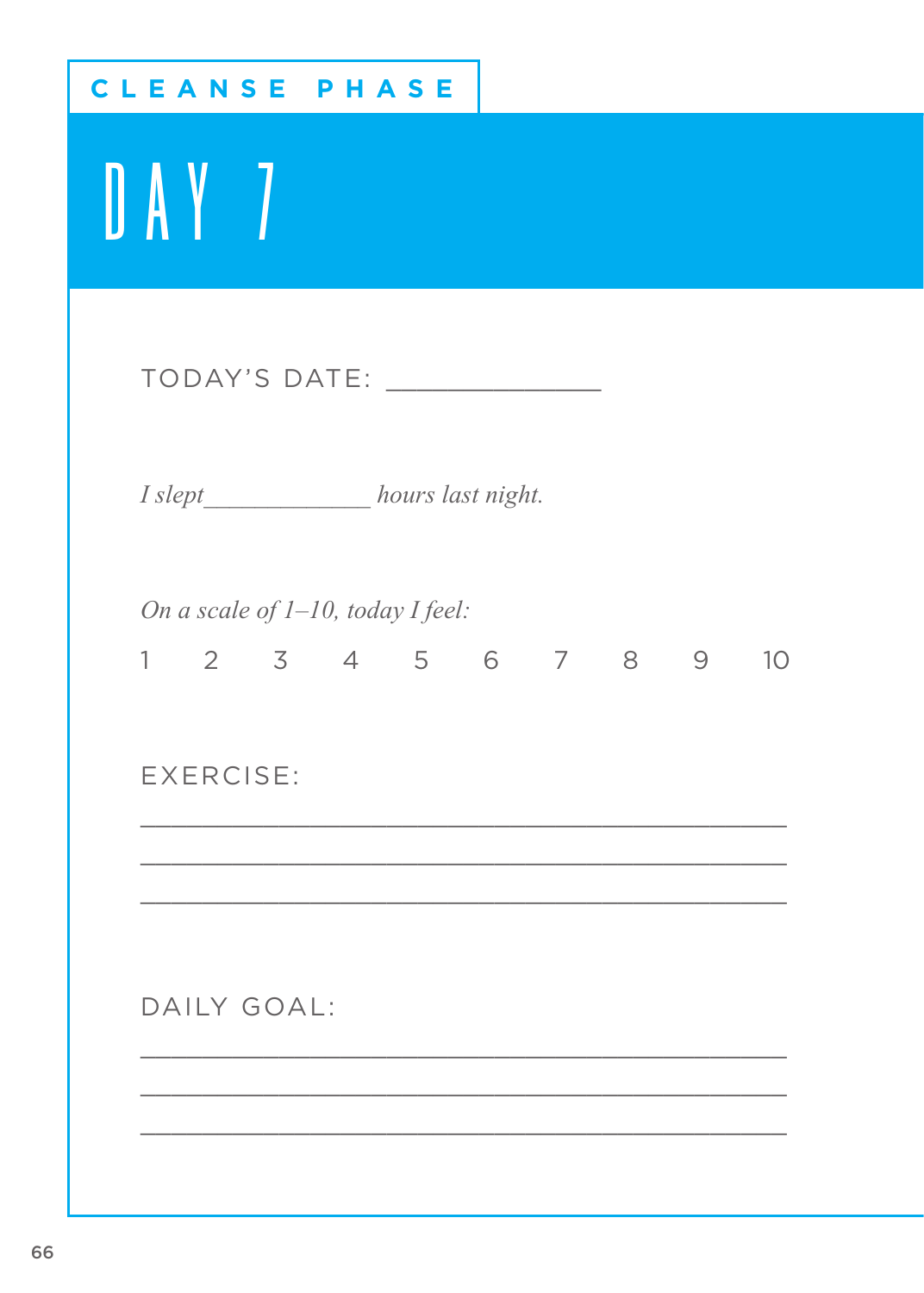**CLEANSE PHASE**

# DAY 7

TODAY'S DATE: ______________

*I slept____________ hours last night.*

*On a scale of 1–10, today I feel:*

1 2 3 4 5 6 7 8 9 10

EXERCISE:

___________________________________________

___________________________________________

___________________________________________

DAILY GOAL:

___________________________________________

___________________________________________

___________________________________________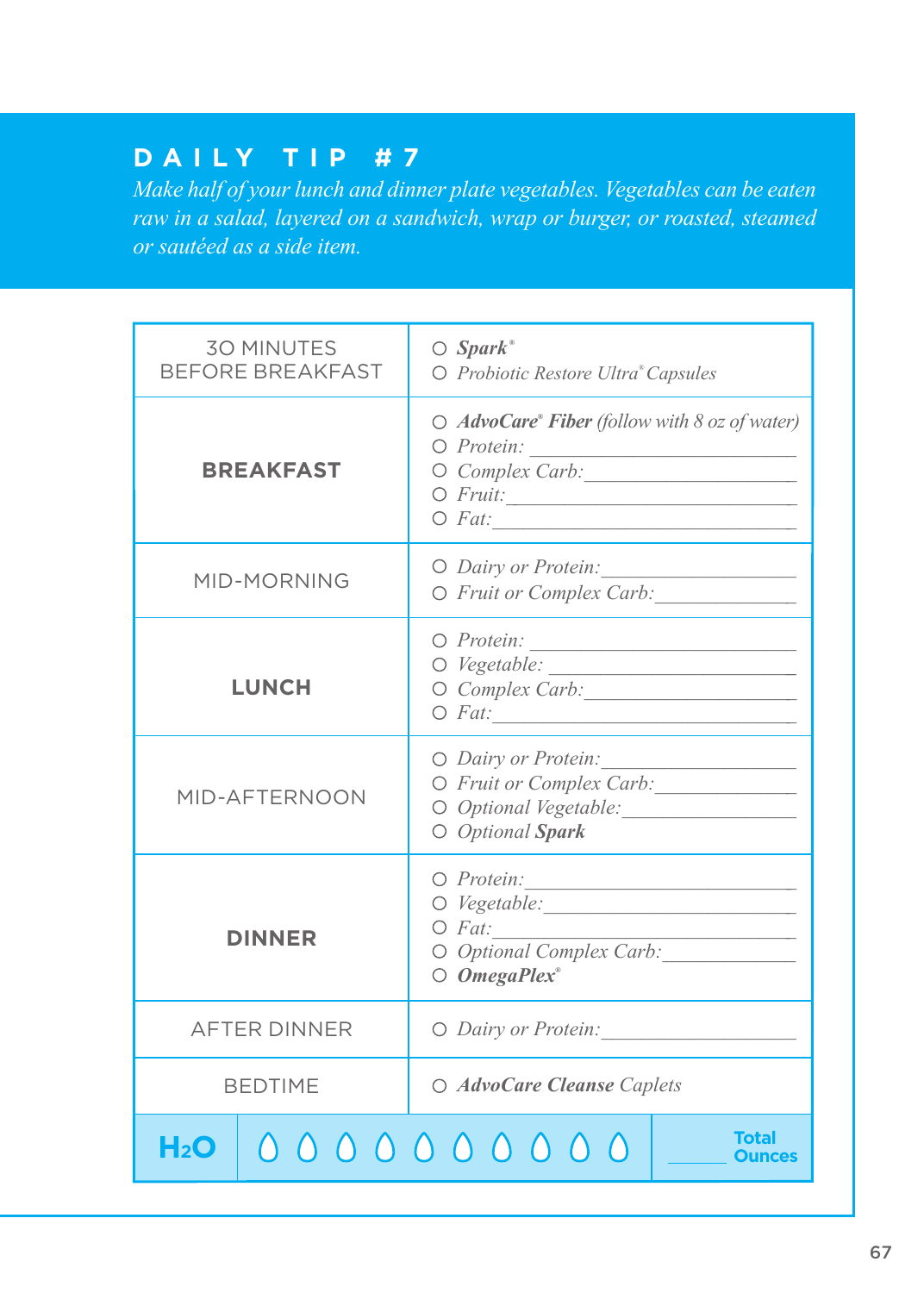## DAILY TIP #7

*Make half of your lunch and dinner plate vegetables. Vegetables can be eaten raw in a salad, layered on a sandwich, wrap or burger, or roasted, steamed or sautéed as a side item.*

| | |
|---|---|
| 30 MINUTES BEFORE BREAKFAST | ○ ***Spark***® <br> ○ *Probiotic Restore Ultra® Capsules* |
| **BREAKFAST** | ○ ***AdvoCare® Fiber*** *(follow with 8 oz of water)* <br> ○ *Protein:* ____________________ <br> ○ *Complex Carb:* ____________________ <br> ○ *Fruit:* ____________________ <br> ○ *Fat:* ____________________ |
| MID-MORNING | ○ *Dairy or Protein:* ____________________ <br> ○ *Fruit or Complex Carb:* ____________________ |
| **LUNCH** | ○ *Protein:* ____________________ <br> ○ *Vegetable:* ____________________ <br> ○ *Complex Carb:* ____________________ <br> ○ *Fat:* ____________________ |
| MID-AFTERNOON | ○ *Dairy or Protein:* ____________________ <br> ○ *Fruit or Complex Carb:* ____________________ <br> ○ *Optional Vegetable:* ____________________ <br> ○ *Optional* ***Spark*** |
| **DINNER** | ○ *Protein:* ____________________ <br> ○ *Vegetable:* ____________________ <br> ○ *Fat:* ____________________ <br> ○ *Optional Complex Carb:* ____________________ <br> ○ ***OmegaPlex***® |
| AFTER DINNER | ○ *Dairy or Protein:* ____________________ |
| BEDTIME | ○ ***AdvoCare Cleanse*** *Caplets* |
| **$H_2O$** | 💧 💧 💧 💧 💧 💧 💧 💧 💧 💧 ______ **Total Ounces** |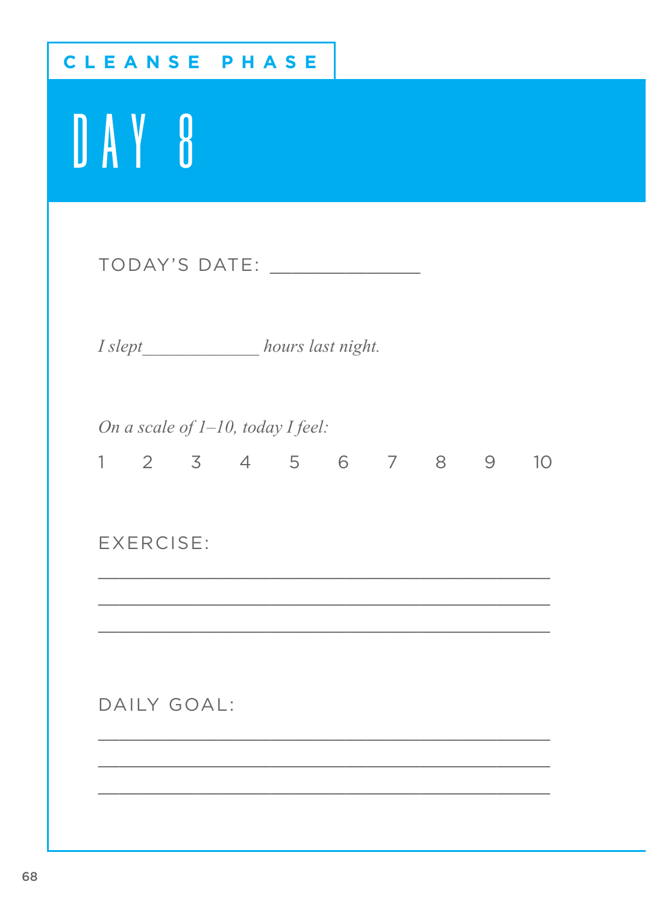CLEANSE PHASE

# DAY 8

TODAY'S DATE: ______________

*I slept____________ hours last night.*

*On a scale of 1–10, today I feel:*

1 2 3 4 5 6 7 8 9 10

EXERCISE:

___________________________________________

___________________________________________

___________________________________________

DAILY GOAL:

___________________________________________

___________________________________________

___________________________________________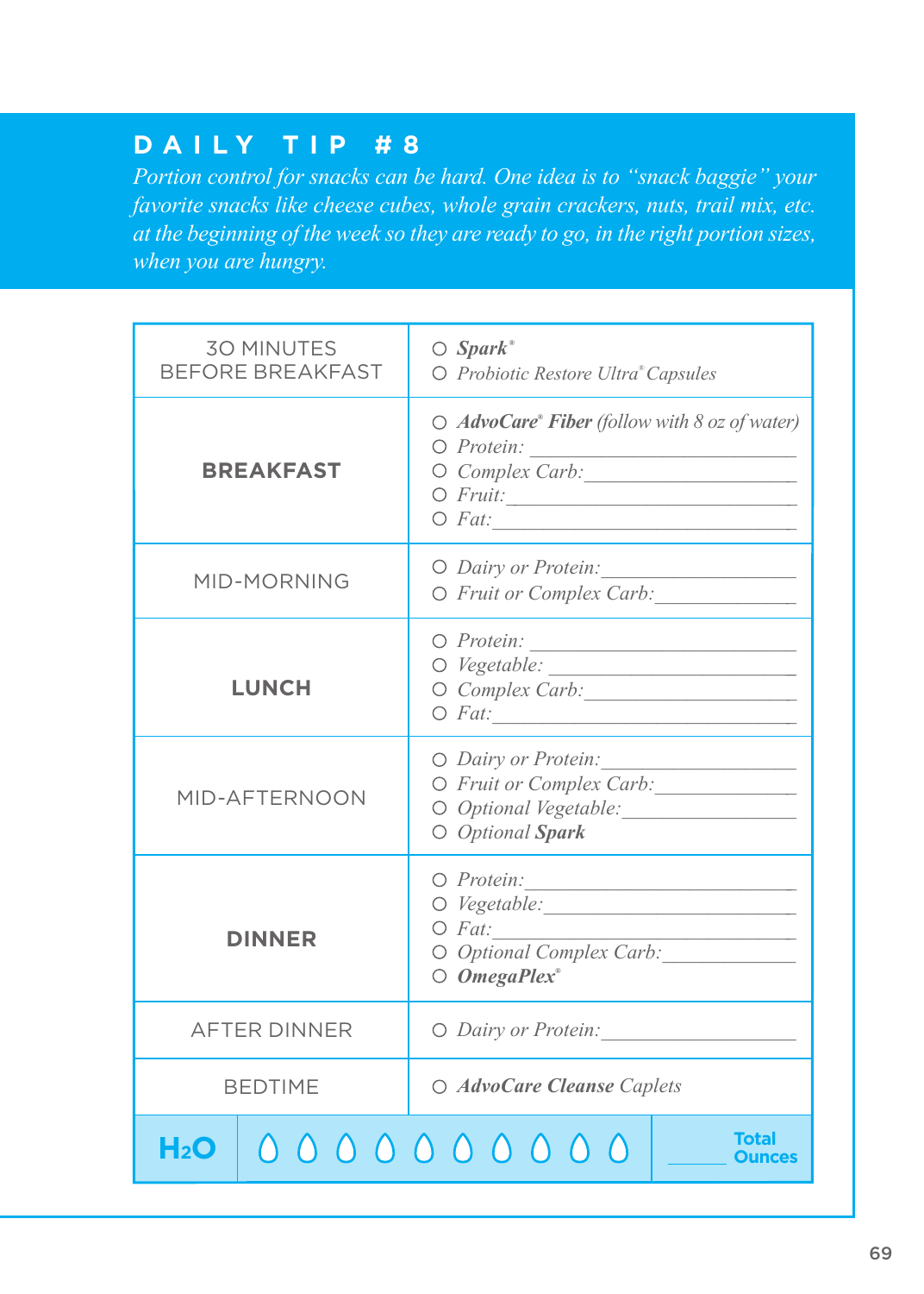## DAILY TIP #8

*Portion control for snacks can be hard. One idea is to "snack baggie" your favorite snacks like cheese cubes, whole grain crackers, nuts, trail mix, etc. at the beginning of the week so they are ready to go, in the right portion sizes, when you are hungry.*

| | |
|---|---|
| 30 MINUTES BEFORE BREAKFAST | ○ ***Spark***® <br> ○ *Probiotic Restore Ultra® Capsules* |
| **BREAKFAST** | ○ ***AdvoCare® Fiber*** *(follow with 8 oz of water)* <br> ○ *Protein:* ____________ <br> ○ *Complex Carb:* ____________ <br> ○ *Fruit:* ____________ <br> ○ *Fat:* ____________ |
| MID-MORNING | ○ *Dairy or Protein:* ____________ <br> ○ *Fruit or Complex Carb:* ____________ |
| **LUNCH** | ○ *Protein:* ____________ <br> ○ *Vegetable:* ____________ <br> ○ *Complex Carb:* ____________ <br> ○ *Fat:* ____________ |
| MID-AFTERNOON | ○ *Dairy or Protein:* ____________ <br> ○ *Fruit or Complex Carb:* ____________ <br> ○ *Optional Vegetable:* ____________ <br> ○ *Optional* ***Spark*** |
| **DINNER** | ○ *Protein:* ____________ <br> ○ *Vegetable:* ____________ <br> ○ *Fat:* ____________ <br> ○ *Optional Complex Carb:* ____________ <br> ○ ***OmegaPlex***® |
| AFTER DINNER | ○ *Dairy or Protein:* ____________ |
| BEDTIME | ○ ***AdvoCare Cleanse*** *Caplets* |
| **$H_2O$** | ○ ○ ○ ○ ○ ○ ○ ○ ○ ○ &nbsp;&nbsp; ______ **Total Ounces** |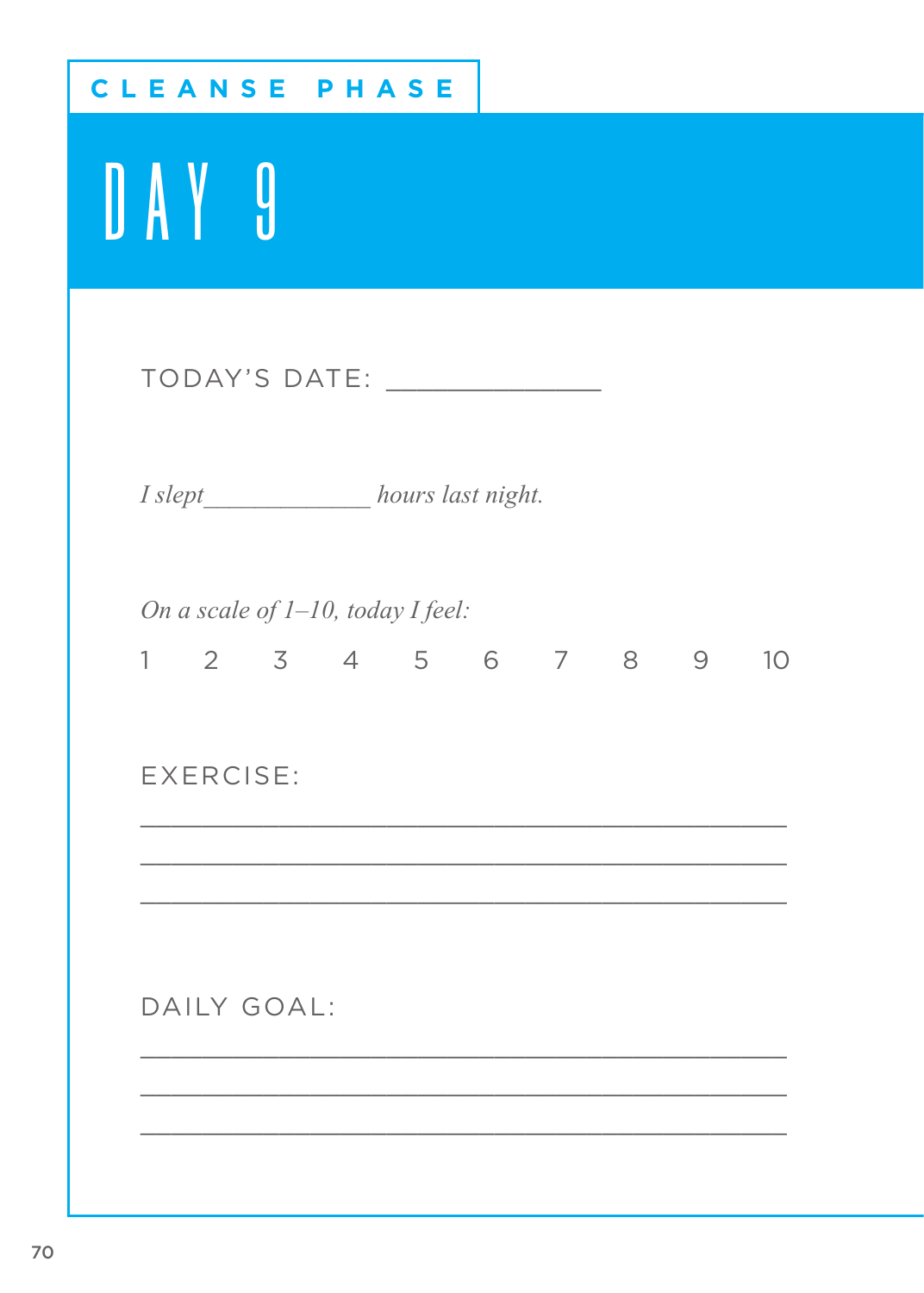CLEANSE PHASE

# DAY 9

TODAY'S DATE: ______________

*I slept____________ hours last night.*

*On a scale of 1–10, today I feel:*

1 2 3 4 5 6 7 8 9 10

EXERCISE:

___________________________________________

___________________________________________

___________________________________________

DAILY GOAL:

___________________________________________

___________________________________________

___________________________________________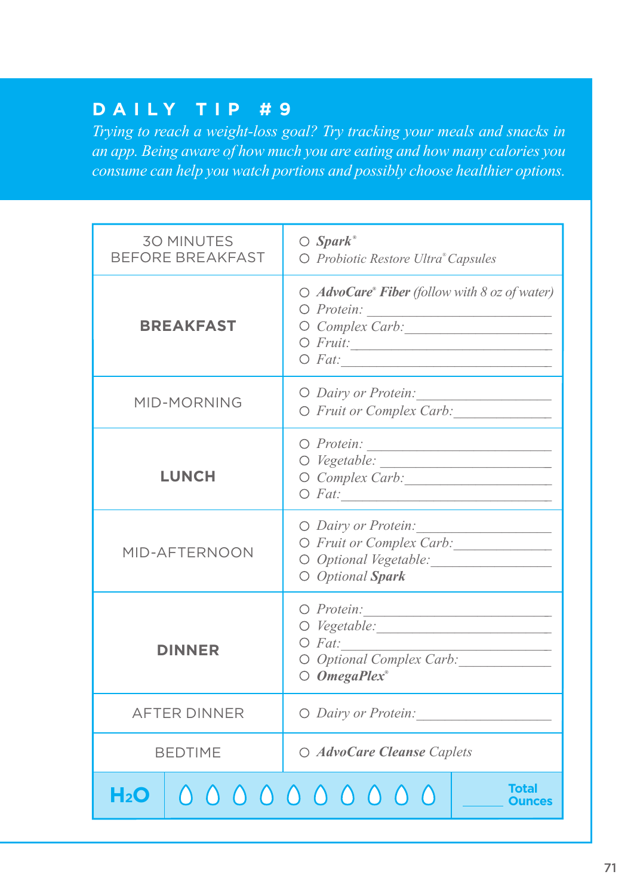## DAILY TIP #9

*Trying to reach a weight-loss goal? Try tracking your meals and snacks in an app. Being aware of how much you are eating and how many calories you consume can help you watch portions and possibly choose healthier options.*

| | |
|---|---|
| 30 MINUTES BEFORE BREAKFAST | ○ ***Spark***® <br> ○ *Probiotic Restore Ultra® Capsules* |
| **BREAKFAST** | ○ ***AdvoCare® Fiber*** *(follow with 8 oz of water)* <br> ○ *Protein:* ____________________ <br> ○ *Complex Carb:* ____________________ <br> ○ *Fruit:* ____________________ <br> ○ *Fat:* ____________________ |
| MID-MORNING | ○ *Dairy or Protein:* ____________________ <br> ○ *Fruit or Complex Carb:* ____________________ |
| **LUNCH** | ○ *Protein:* ____________________ <br> ○ *Vegetable:* ____________________ <br> ○ *Complex Carb:* ____________________ <br> ○ *Fat:* ____________________ |
| MID-AFTERNOON | ○ *Dairy or Protein:* ____________________ <br> ○ *Fruit or Complex Carb:* ____________________ <br> ○ *Optional Vegetable:* ____________________ <br> ○ *Optional* ***Spark*** |
| **DINNER** | ○ *Protein:* ____________________ <br> ○ *Vegetable:* ____________________ <br> ○ *Fat:* ____________________ <br> ○ *Optional Complex Carb:* ____________________ <br> ○ ***OmegaPlex***® |
| AFTER DINNER | ○ *Dairy or Protein:* ____________________ |
| BEDTIME | ○ ***AdvoCare Cleanse*** *Caplets* |
| **$H_2O$** | ○ ○ ○ ○ ○ ○ ○ ○ ○ ○ &nbsp;&nbsp; ______ **Total Ounces** |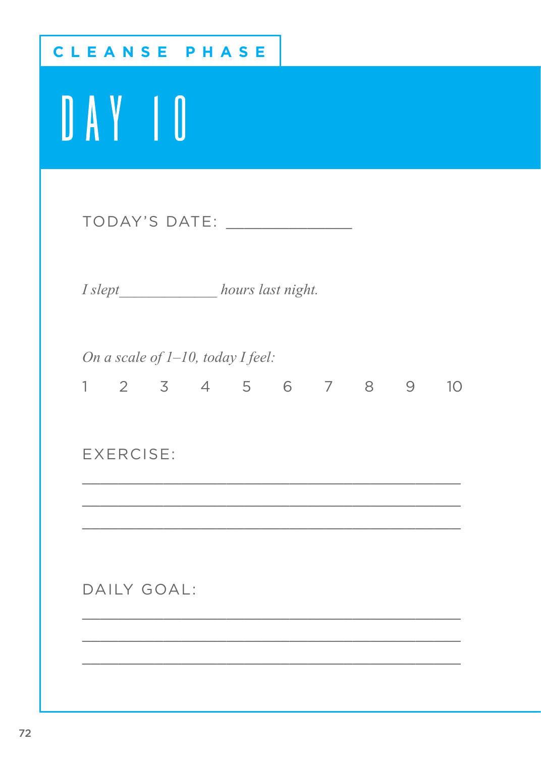CLEANSE PHASE

# DAY 10

TODAY'S DATE: ______________

*I slept_____________ hours last night.*

*On a scale of 1–10, today I feel:*

1 2 3 4 5 6 7 8 9 10

EXERCISE:

___________________________________________

___________________________________________

___________________________________________

DAILY GOAL:

___________________________________________

___________________________________________

___________________________________________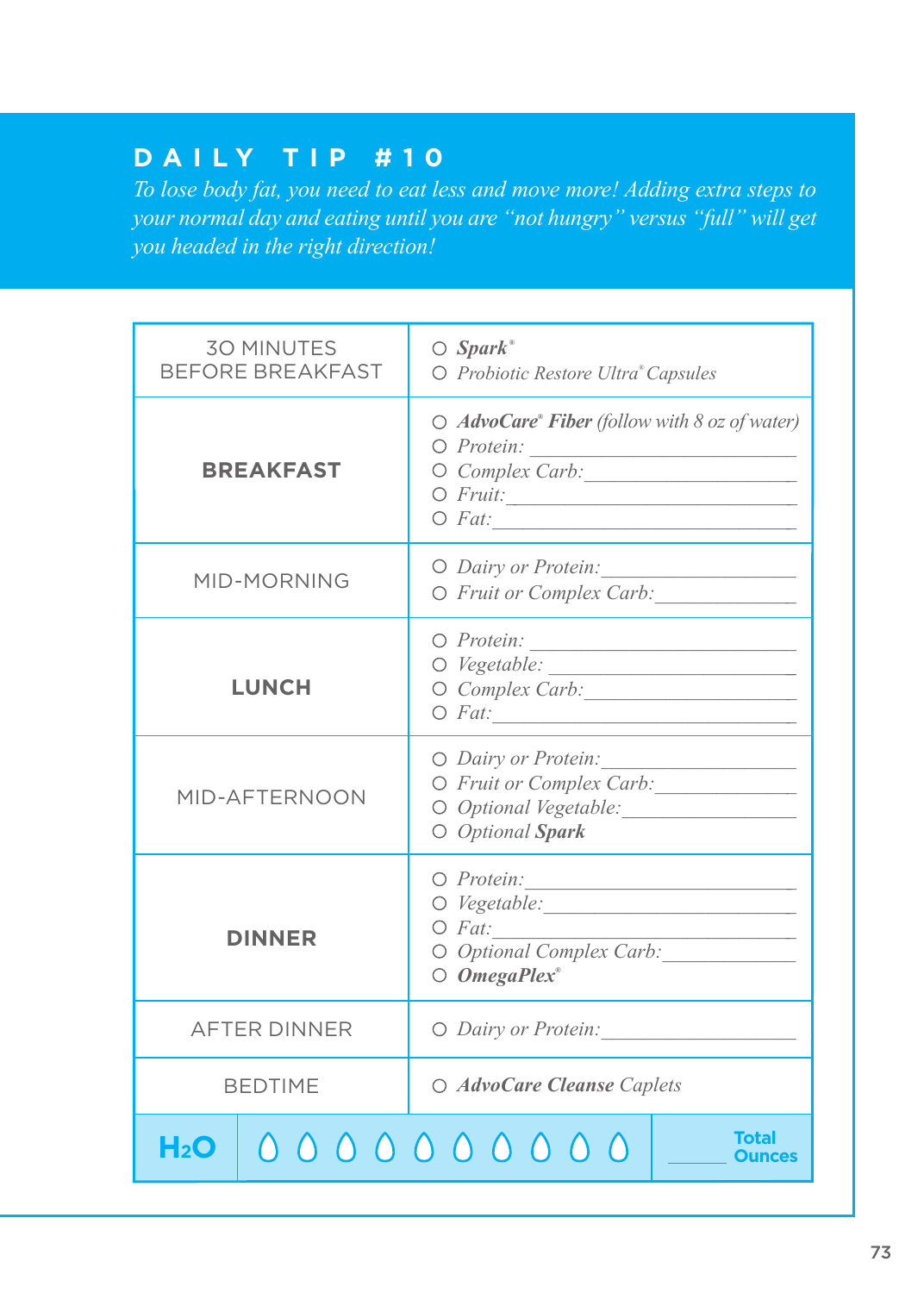## DAILY TIP #10

*To lose body fat, you need to eat less and move more! Adding extra steps to your normal day and eating until you are "not hungry" versus "full" will get you headed in the right direction!*

| | |
|---|---|
| 30 MINUTES BEFORE BREAKFAST | ○ ***Spark***® <br> ○ *Probiotic Restore Ultra® Capsules* |
| **BREAKFAST** | ○ ***AdvoCare® Fiber*** *(follow with 8 oz of water)* <br> ○ *Protein:* ____________ <br> ○ *Complex Carb:* ____________ <br> ○ *Fruit:* ____________ <br> ○ *Fat:* ____________ |
| MID-MORNING | ○ *Dairy or Protein:* ____________ <br> ○ *Fruit or Complex Carb:* ____________ |
| **LUNCH** | ○ *Protein:* ____________ <br> ○ *Vegetable:* ____________ <br> ○ *Complex Carb:* ____________ <br> ○ *Fat:* ____________ |
| MID-AFTERNOON | ○ *Dairy or Protein:* ____________ <br> ○ *Fruit or Complex Carb:* ____________ <br> ○ *Optional Vegetable:* ____________ <br> ○ *Optional* ***Spark*** |
| **DINNER** | ○ *Protein:* ____________ <br> ○ *Vegetable:* ____________ <br> ○ *Fat:* ____________ <br> ○ *Optional Complex Carb:* ____________ <br> ○ ***OmegaPlex***® |
| AFTER DINNER | ○ *Dairy or Protein:* ____________ |
| BEDTIME | ○ ***AdvoCare Cleanse*** *Caplets* |
| **$H_2O$** | ○ ○ ○ ○ ○ ○ ○ ○ ○ ○ ______ **Total Ounces** |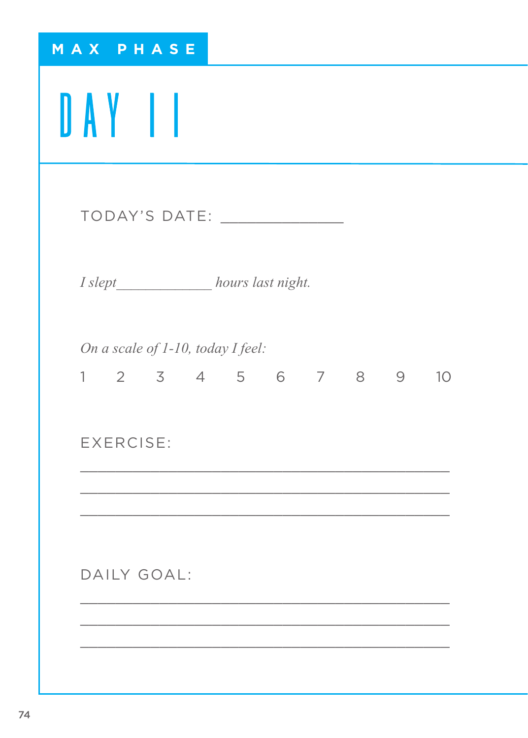MAX PHASE

# DAY 11

TODAY'S DATE: ______________

*I slept____________ hours last night.*

*On a scale of 1-10, today I feel:*

1 2 3 4 5 6 7 8 9 10

EXERCISE:

__________________________________________

__________________________________________

__________________________________________

DAILY GOAL:

__________________________________________

__________________________________________

__________________________________________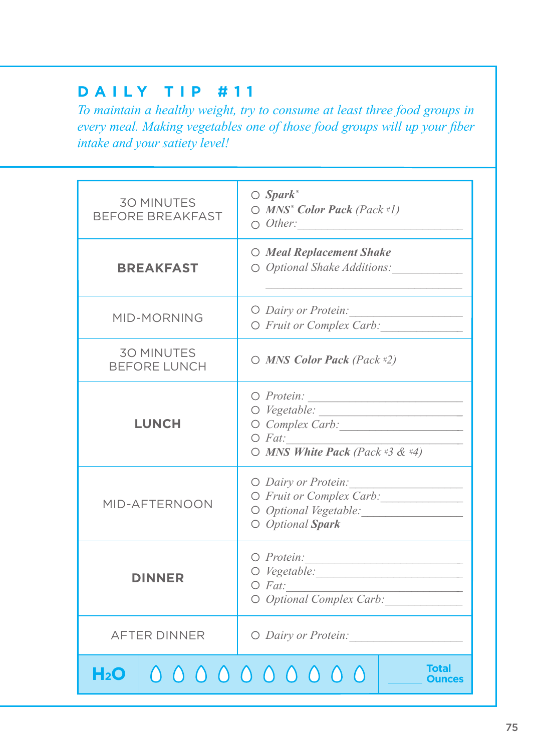## DAILY TIP #11

*To maintain a healthy weight, try to consume at least three food groups in every meal. Making vegetables one of those food groups will up your fiber intake and your satiety level!*

| | |
|---|---|
| 30 MINUTES BEFORE BREAKFAST | ○ ***Spark***® <br> ○ ***MNS***® ***Color Pack*** *(Pack #1)* <br> ○ *Other:*\_\_\_\_\_\_\_\_\_\_\_\_\_\_\_\_ |
| **BREAKFAST** | ○ ***Meal Replacement Shake*** <br> ○ *Optional Shake Additions:*\_\_\_\_\_\_\_\_\_\_\_\_ <br> \_\_\_\_\_\_\_\_\_\_\_\_\_\_\_\_\_\_\_\_ |
| MID-MORNING | ○ *Dairy or Protein:*\_\_\_\_\_\_\_\_\_\_\_\_ <br> ○ *Fruit or Complex Carb:*\_\_\_\_\_\_\_\_\_\_\_\_ |
| 30 MINUTES BEFORE LUNCH | ○ ***MNS Color Pack*** *(Pack #2)* |
| **LUNCH** | ○ *Protein:* \_\_\_\_\_\_\_\_\_\_\_\_ <br> ○ *Vegetable:* \_\_\_\_\_\_\_\_\_\_\_\_ <br> ○ *Complex Carb:*\_\_\_\_\_\_\_\_\_\_\_\_ <br> ○ *Fat:*\_\_\_\_\_\_\_\_\_\_\_\_ <br> ○ ***MNS White Pack*** *(Pack #3 & #4)* |
| MID-AFTERNOON | ○ *Dairy or Protein:*\_\_\_\_\_\_\_\_\_\_\_\_ <br> ○ *Fruit or Complex Carb:*\_\_\_\_\_\_\_\_\_\_\_\_ <br> ○ *Optional Vegetable:*\_\_\_\_\_\_\_\_\_\_\_\_ <br> ○ *Optional* ***Spark*** |
| **DINNER** | ○ *Protein:*\_\_\_\_\_\_\_\_\_\_\_\_ <br> ○ *Vegetable:*\_\_\_\_\_\_\_\_\_\_\_\_ <br> ○ *Fat:*\_\_\_\_\_\_\_\_\_\_\_\_ <br> ○ *Optional Complex Carb:*\_\_\_\_\_\_\_\_\_\_\_\_ |
| AFTER DINNER | ○ *Dairy or Protein:*\_\_\_\_\_\_\_\_\_\_\_\_ |
| **$H_2O$** | ○ ○ ○ ○ ○ ○ ○ ○ ○ ○ \_\_\_\_\_ **Total Ounces** |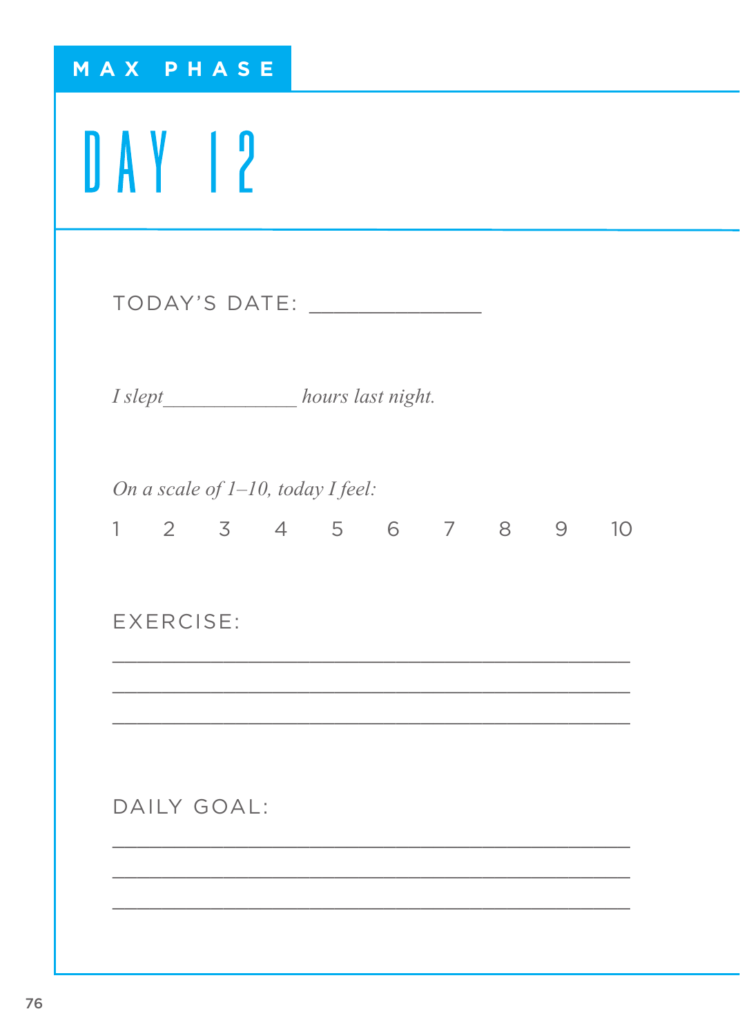MAX PHASE

# DAY 12

TODAY'S DATE: _______________

*I slept* _____________ *hours last night.*

*On a scale of 1–10, today I feel:*

1 2 3 4 5 6 7 8 9 10

EXERCISE:

_______________________________________________

_______________________________________________

_______________________________________________

DAILY GOAL:

_______________________________________________

_______________________________________________

_______________________________________________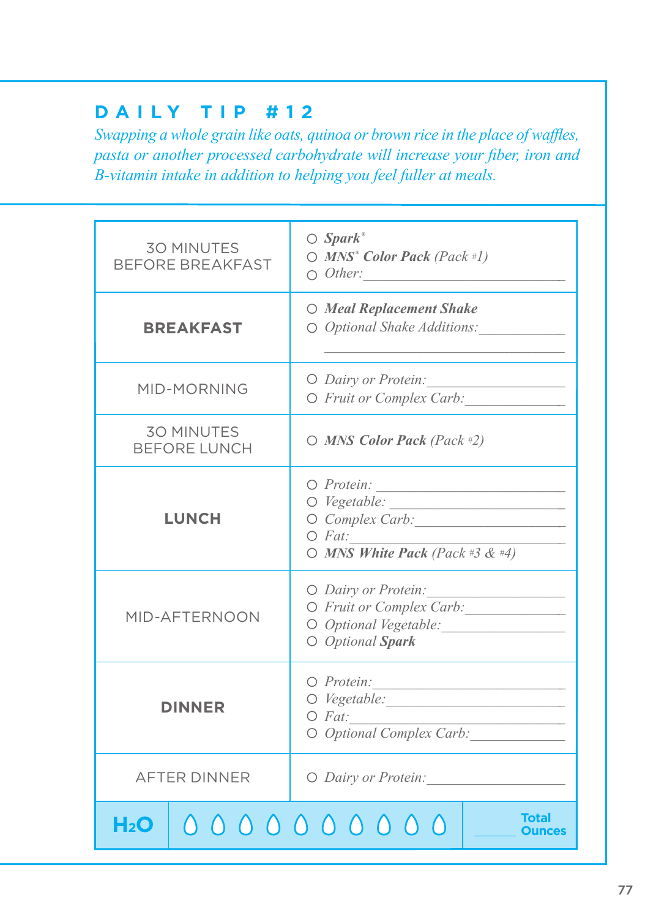## DAILY TIP #12

*Swapping a whole grain like oats, quinoa or brown rice in the place of waffles, pasta or another processed carbohydrate will increase your fiber, iron and B-vitamin intake in addition to helping you feel fuller at meals.*

| | |
|---|---|
| 30 MINUTES BEFORE BREAKFAST | ○ ***Spark***® <br> ○ ***MNS***® ***Color Pack*** *(Pack #1)* <br> ○ *Other:*___________________ |
| **BREAKFAST** | ○ ***Meal Replacement Shake*** <br> ○ *Optional Shake Additions:*___________ <br> ___________________ |
| MID-MORNING | ○ *Dairy or Protein:*___________ <br> ○ *Fruit or Complex Carb:*___________ |
| 30 MINUTES BEFORE LUNCH | ○ ***MNS Color Pack*** *(Pack #2)* |
| **LUNCH** | ○ *Protein:*___________ <br> ○ *Vegetable:*___________ <br> ○ *Complex Carb:*___________ <br> ○ *Fat:*___________ <br> ○ ***MNS White Pack*** *(Pack #3 & #4)* |
| MID-AFTERNOON | ○ *Dairy or Protein:*___________ <br> ○ *Fruit or Complex Carb:*___________ <br> ○ *Optional Vegetable:*___________ <br> ○ *Optional* ***Spark*** |
| **DINNER** | ○ *Protein:*___________ <br> ○ *Vegetable:*___________ <br> ○ *Fat:*___________ <br> ○ *Optional Complex Carb:*___________ |
| AFTER DINNER | ○ *Dairy or Protein:*___________ |
| **$H_2O$** | ○ ○ ○ ○ ○ ○ ○ ○ ○ ○ ______ **Total Ounces** |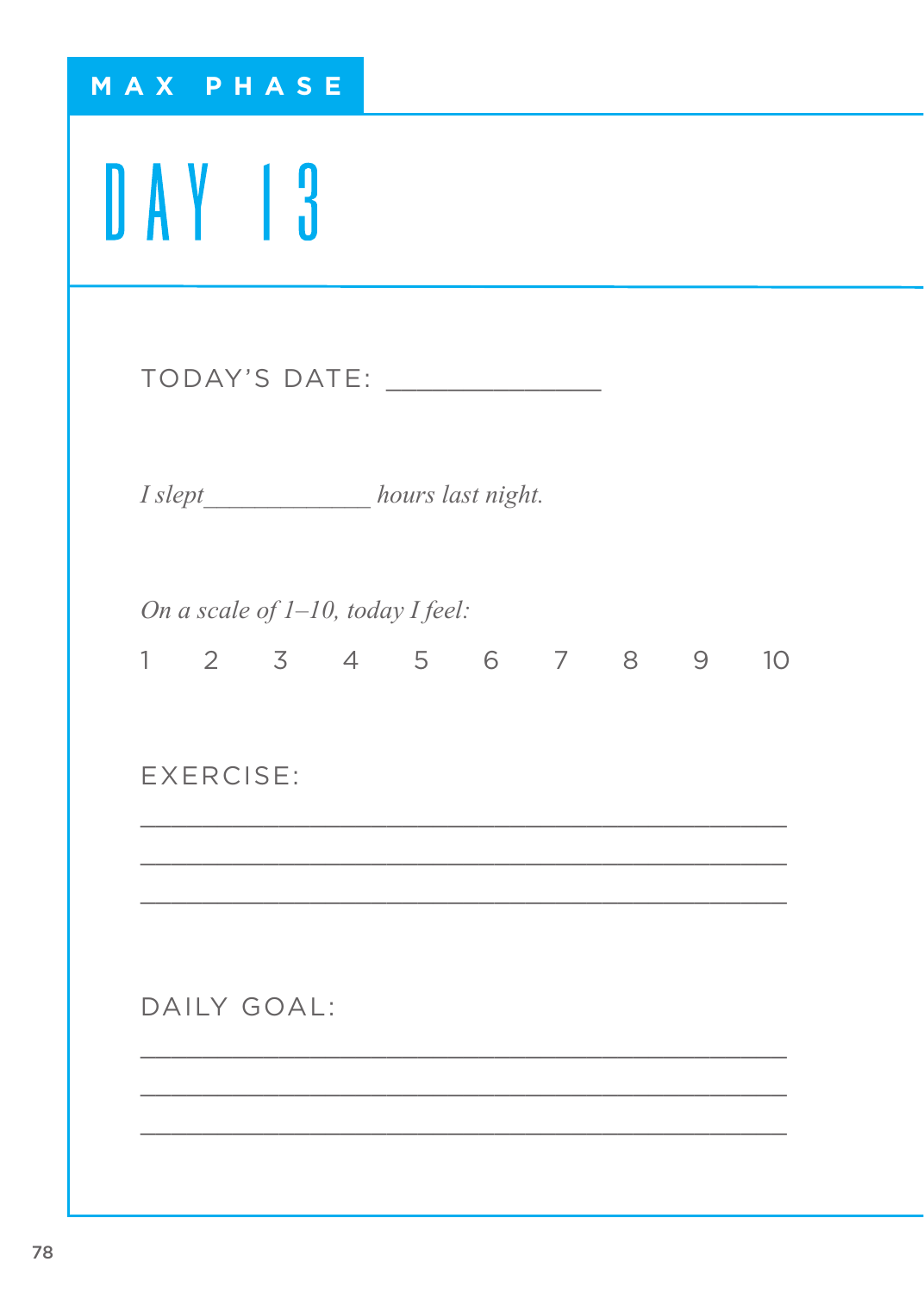MAX PHASE

# DAY 13

TODAY'S DATE: _______________

*I slept_____________ hours last night.*

*On a scale of 1–10, today I feel:*

1 2 3 4 5 6 7 8 9 10

EXERCISE:

_______________________________________________

_______________________________________________

_______________________________________________

DAILY GOAL:

_______________________________________________

_______________________________________________

_______________________________________________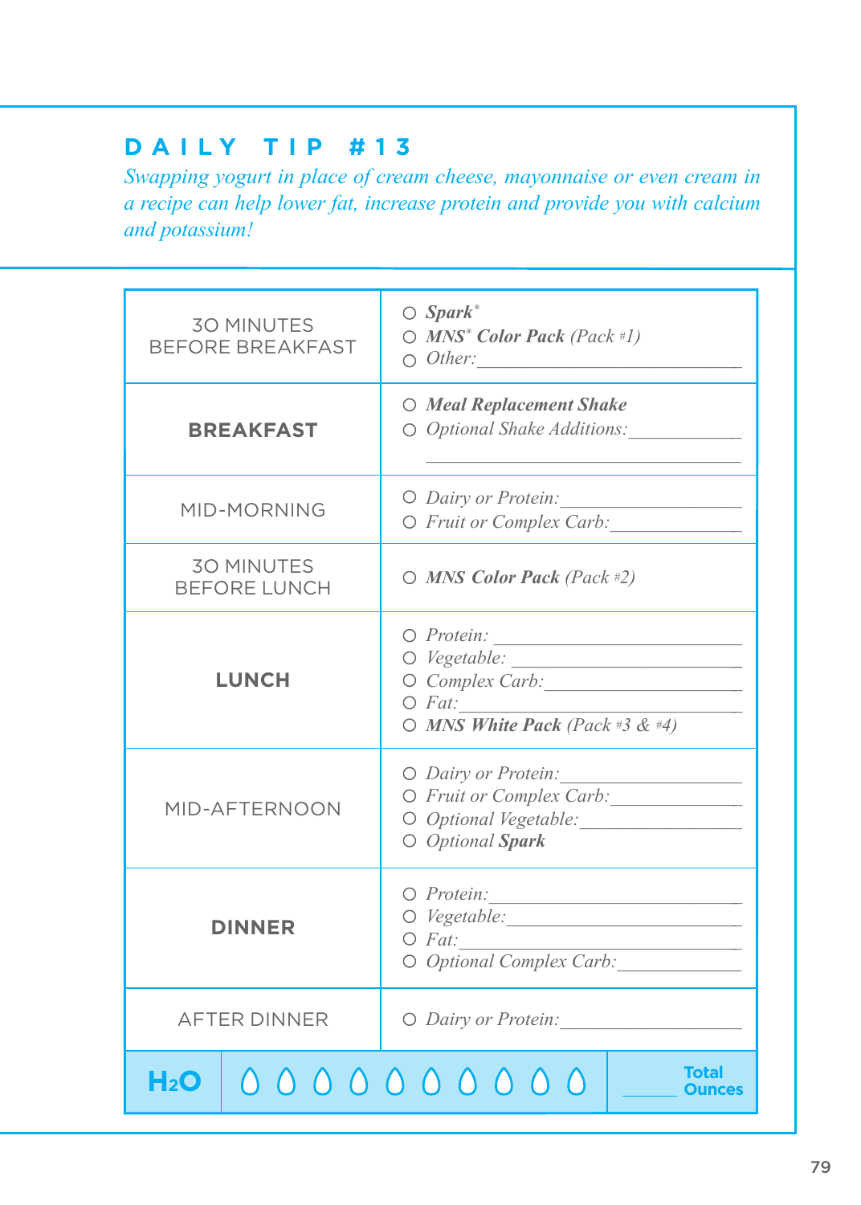## DAILY TIP #13

*Swapping yogurt in place of cream cheese, mayonnaise or even cream in a recipe can help lower fat, increase protein and provide you with calcium and potassium!*

| | |
|---|---|
| 30 MINUTES BEFORE BREAKFAST | ○ ***Spark***® <br> ○ ***MNS***® ***Color Pack*** *(Pack #1)* <br> ○ *Other:*\_\_\_\_\_\_\_\_\_\_\_\_\_\_\_\_ |
| **BREAKFAST** | ○ ***Meal Replacement Shake*** <br> ○ *Optional Shake Additions:*\_\_\_\_\_\_\_\_\_\_\_\_ <br> \_\_\_\_\_\_\_\_\_\_\_\_\_\_\_\_ |
| MID-MORNING | ○ *Dairy or Protein:*\_\_\_\_\_\_\_\_\_\_\_\_ <br> ○ *Fruit or Complex Carb:*\_\_\_\_\_\_\_\_\_\_\_\_ |
| 30 MINUTES BEFORE LUNCH | ○ ***MNS Color Pack*** *(Pack #2)* |
| **LUNCH** | ○ *Protein:* \_\_\_\_\_\_\_\_\_\_\_\_ <br> ○ *Vegetable:* \_\_\_\_\_\_\_\_\_\_\_\_ <br> ○ *Complex Carb:*\_\_\_\_\_\_\_\_\_\_\_\_ <br> ○ *Fat:*\_\_\_\_\_\_\_\_\_\_\_\_ <br> ○ ***MNS White Pack*** *(Pack #3 & #4)* |
| MID-AFTERNOON | ○ *Dairy or Protein:*\_\_\_\_\_\_\_\_\_\_\_\_ <br> ○ *Fruit or Complex Carb:*\_\_\_\_\_\_\_\_\_\_\_\_ <br> ○ *Optional Vegetable:*\_\_\_\_\_\_\_\_\_\_\_\_ <br> ○ *Optional* ***Spark*** |
| **DINNER** | ○ *Protein:*\_\_\_\_\_\_\_\_\_\_\_\_ <br> ○ *Vegetable:*\_\_\_\_\_\_\_\_\_\_\_\_ <br> ○ *Fat:*\_\_\_\_\_\_\_\_\_\_\_\_ <br> ○ *Optional Complex Carb:*\_\_\_\_\_\_\_\_\_\_\_\_ |
| AFTER DINNER | ○ *Dairy or Protein:*\_\_\_\_\_\_\_\_\_\_\_\_ |
| **$H_2O$** | ○ ○ ○ ○ ○ ○ ○ ○ ○ ○ — \_\_\_\_\_\_ **Total Ounces** |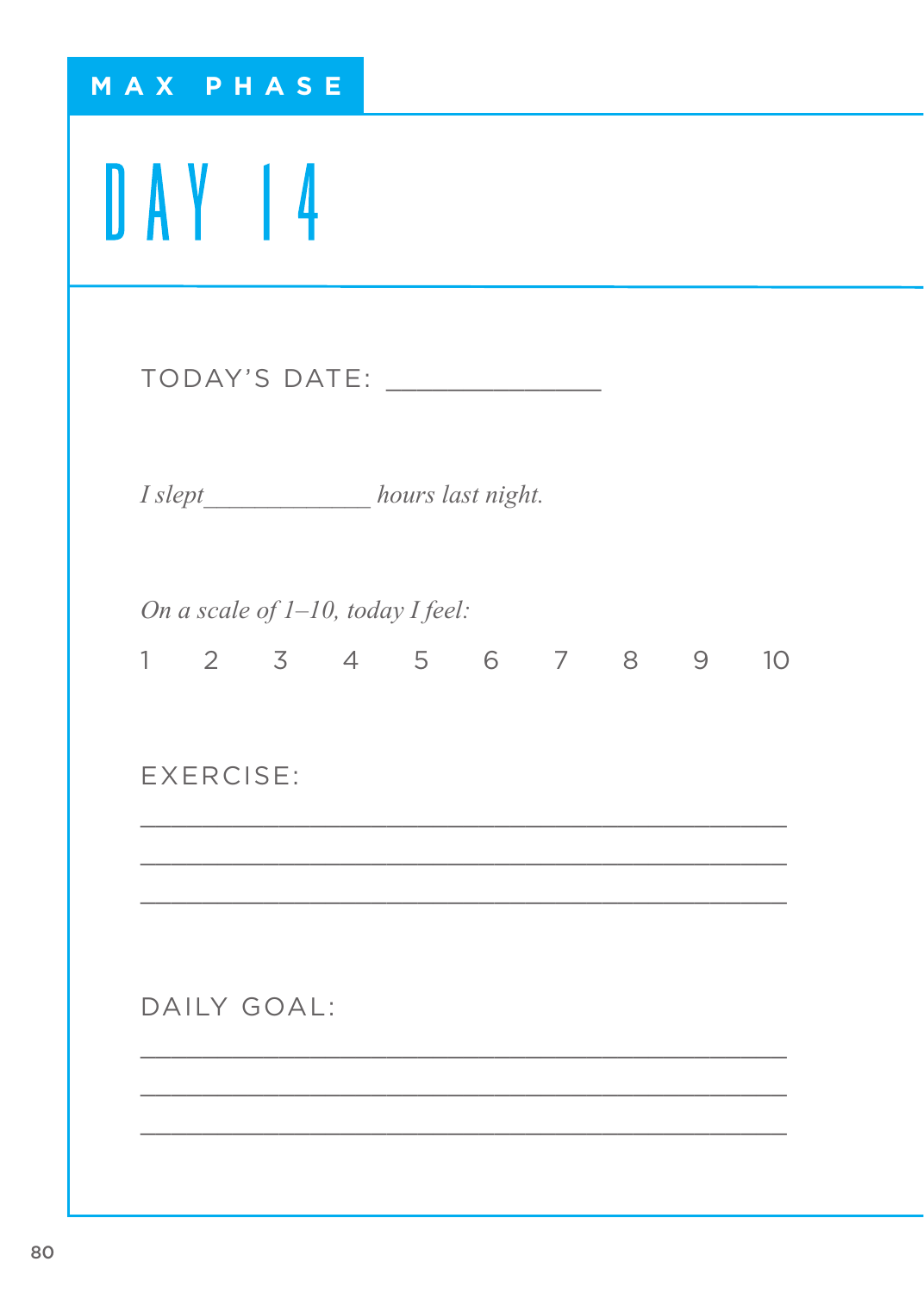MAX PHASE

# DAY 14

TODAY'S DATE: ______________

*I slept____________ hours last night.*

*On a scale of 1–10, today I feel:*

1 2 3 4 5 6 7 8 9 10

EXERCISE:

___________________________________________

___________________________________________

___________________________________________

DAILY GOAL:

___________________________________________

___________________________________________

___________________________________________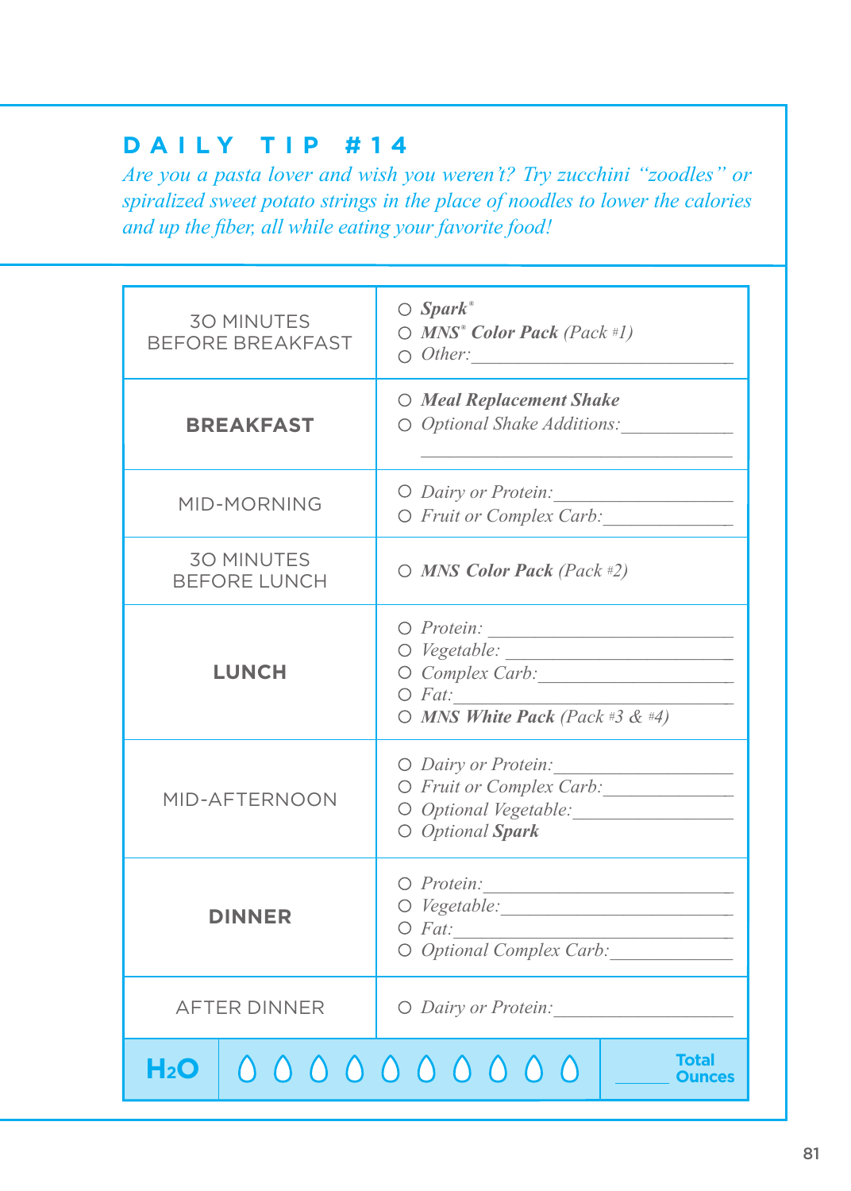## DAILY TIP #14

*Are you a pasta lover and wish you weren't? Try zucchini "zoodles" or spiralized sweet potato strings in the place of noodles to lower the calories and up the fiber, all while eating your favorite food!*

| | |
|---|---|
| 30 MINUTES BEFORE BREAKFAST | ○ ***Spark***® <br> ○ ***MNS***® ***Color Pack*** *(Pack #1)* <br> ○ *Other:*\_\_\_\_\_\_\_\_\_\_\_\_\_\_\_\_\_\_ |
| **BREAKFAST** | ○ ***Meal Replacement Shake*** <br> ○ *Optional Shake Additions:*\_\_\_\_\_\_\_\_\_\_ <br> \_\_\_\_\_\_\_\_\_\_\_\_\_\_\_\_\_\_\_\_\_\_\_\_ |
| MID-MORNING | ○ *Dairy or Protein:*\_\_\_\_\_\_\_\_\_\_\_\_\_\_ <br> ○ *Fruit or Complex Carb:*\_\_\_\_\_\_\_\_\_\_ |
| 30 MINUTES BEFORE LUNCH | ○ ***MNS Color Pack*** *(Pack #2)* |
| **LUNCH** | ○ *Protein:* \_\_\_\_\_\_\_\_\_\_\_\_\_\_\_\_\_\_ <br> ○ *Vegetable:* \_\_\_\_\_\_\_\_\_\_\_\_\_\_\_\_ <br> ○ *Complex Carb:*\_\_\_\_\_\_\_\_\_\_\_\_\_\_ <br> ○ *Fat:*\_\_\_\_\_\_\_\_\_\_\_\_\_\_\_\_\_\_\_\_\_\_ <br> ○ ***MNS White Pack*** *(Pack #3 & #4)* |
| MID-AFTERNOON | ○ *Dairy or Protein:*\_\_\_\_\_\_\_\_\_\_\_\_\_\_ <br> ○ *Fruit or Complex Carb:*\_\_\_\_\_\_\_\_\_\_ <br> ○ *Optional Vegetable:*\_\_\_\_\_\_\_\_\_\_\_\_ <br> ○ *Optional* ***Spark*** |
| **DINNER** | ○ *Protein:*\_\_\_\_\_\_\_\_\_\_\_\_\_\_\_\_\_\_\_ <br> ○ *Vegetable:*\_\_\_\_\_\_\_\_\_\_\_\_\_\_\_\_\_ <br> ○ *Fat:*\_\_\_\_\_\_\_\_\_\_\_\_\_\_\_\_\_\_\_\_\_\_ <br> ○ *Optional Complex Carb:*\_\_\_\_\_\_\_\_\_\_ |
| AFTER DINNER | ○ *Dairy or Protein:*\_\_\_\_\_\_\_\_\_\_\_\_\_\_ |

| **$H_2O$** | ○ ○ ○ ○ ○ ○ ○ ○ ○ ○ | \_\_\_\_\_ **Total Ounces** |
|---|---|---|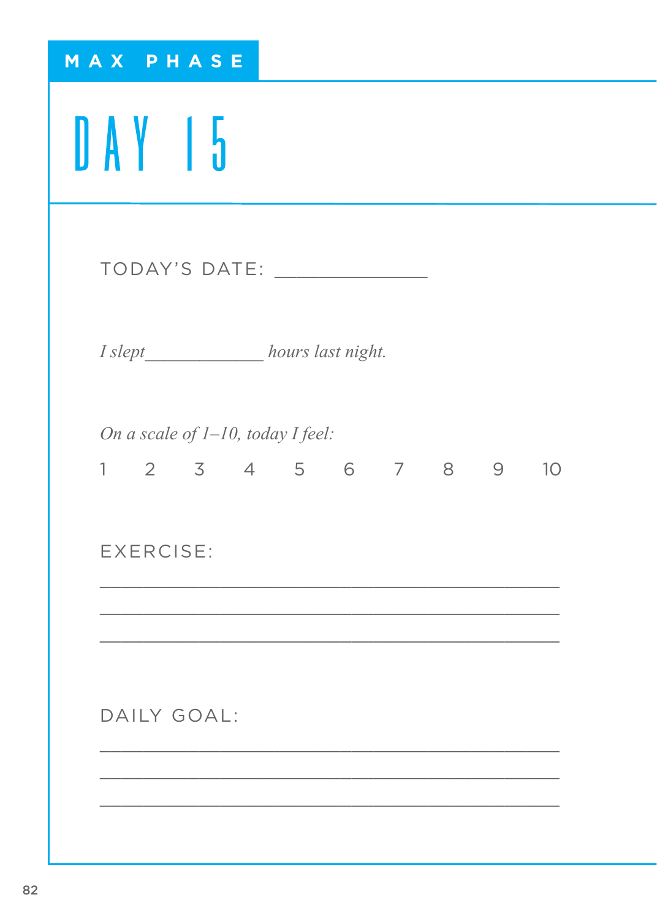MAX PHASE

# DAY 15

TODAY'S DATE: ______________

*I slept____________ hours last night.*

*On a scale of 1–10, today I feel:*

1 2 3 4 5 6 7 8 9 10

EXERCISE:

__________________________________________

__________________________________________

__________________________________________

DAILY GOAL:

__________________________________________

__________________________________________

__________________________________________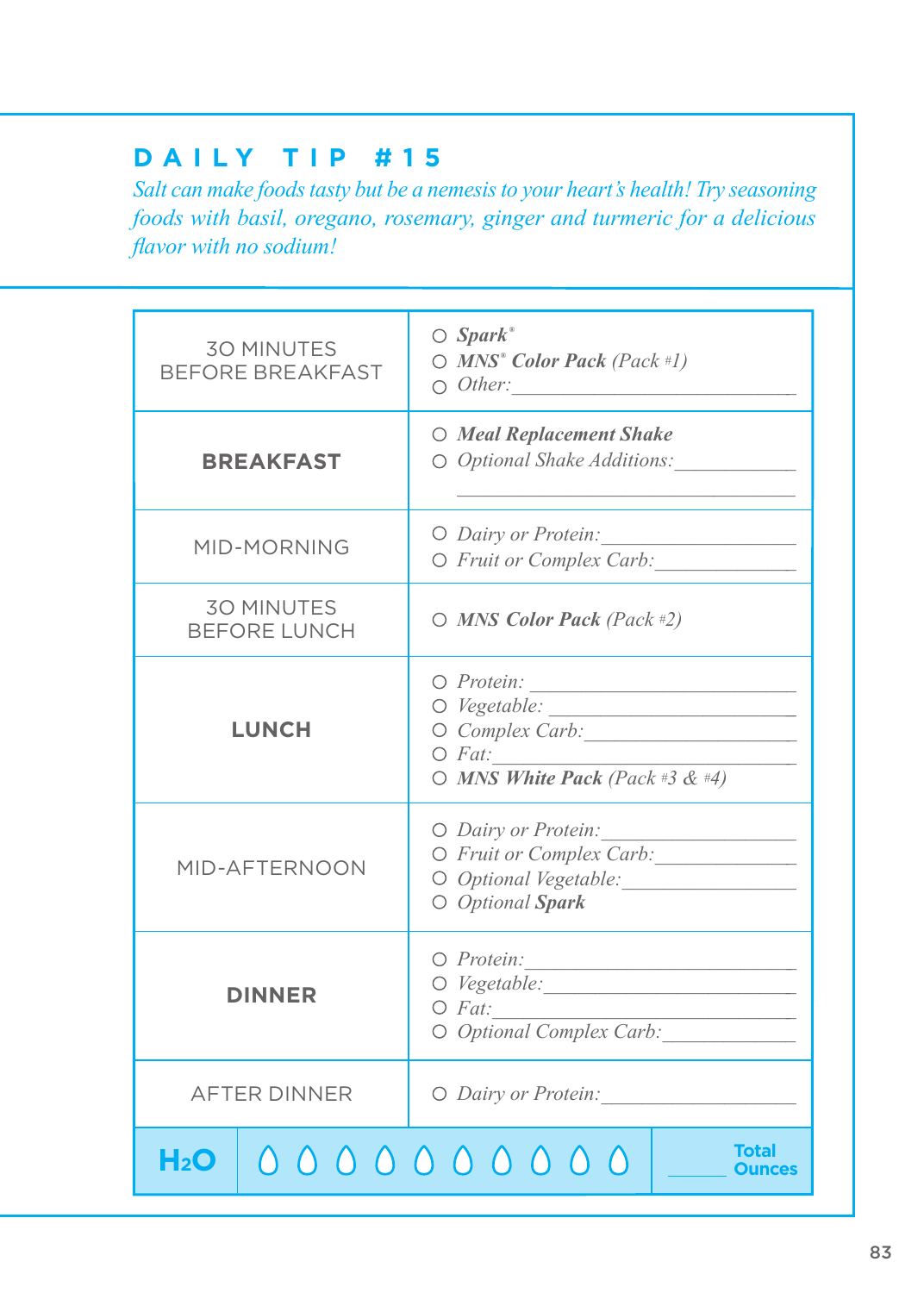## DAILY TIP #15

*Salt can make foods tasty but be a nemesis to your heart's health! Try seasoning foods with basil, oregano, rosemary, ginger and turmeric for a delicious flavor with no sodium!*

| | |
|---|---|
| 30 MINUTES BEFORE BREAKFAST | ○ ***Spark***® <br> ○ ***MNS***® ***Color Pack*** *(Pack #1)* <br> ○ *Other:*\_\_\_\_\_\_\_\_\_\_\_\_\_\_\_\_ |
| **BREAKFAST** | ○ ***Meal Replacement Shake*** <br> ○ *Optional Shake Additions:*\_\_\_\_\_\_\_\_\_\_ <br> \_\_\_\_\_\_\_\_\_\_\_\_\_\_\_\_\_\_\_\_ |
| MID-MORNING | ○ *Dairy or Protein:*\_\_\_\_\_\_\_\_\_\_ <br> ○ *Fruit or Complex Carb:*\_\_\_\_\_\_\_\_\_\_ |
| 30 MINUTES BEFORE LUNCH | ○ ***MNS Color Pack*** *(Pack #2)* |
| **LUNCH** | ○ *Protein:* \_\_\_\_\_\_\_\_\_\_ <br> ○ *Vegetable:* \_\_\_\_\_\_\_\_\_\_ <br> ○ *Complex Carb:*\_\_\_\_\_\_\_\_\_\_ <br> ○ *Fat:*\_\_\_\_\_\_\_\_\_\_ <br> ○ ***MNS White Pack*** *(Pack #3 & #4)* |
| MID-AFTERNOON | ○ *Dairy or Protein:*\_\_\_\_\_\_\_\_\_\_ <br> ○ *Fruit or Complex Carb:*\_\_\_\_\_\_\_\_\_\_ <br> ○ *Optional Vegetable:*\_\_\_\_\_\_\_\_\_\_ <br> ○ *Optional **Spark*** |
| **DINNER** | ○ *Protein:*\_\_\_\_\_\_\_\_\_\_ <br> ○ *Vegetable:*\_\_\_\_\_\_\_\_\_\_ <br> ○ *Fat:*\_\_\_\_\_\_\_\_\_\_ <br> ○ *Optional Complex Carb:*\_\_\_\_\_\_\_\_\_\_ |
| AFTER DINNER | ○ *Dairy or Protein:*\_\_\_\_\_\_\_\_\_\_ |
| **$H_2O$** | ○ ○ ○ ○ ○ ○ ○ ○ ○ ○ \_\_\_\_\_ **Total Ounces** |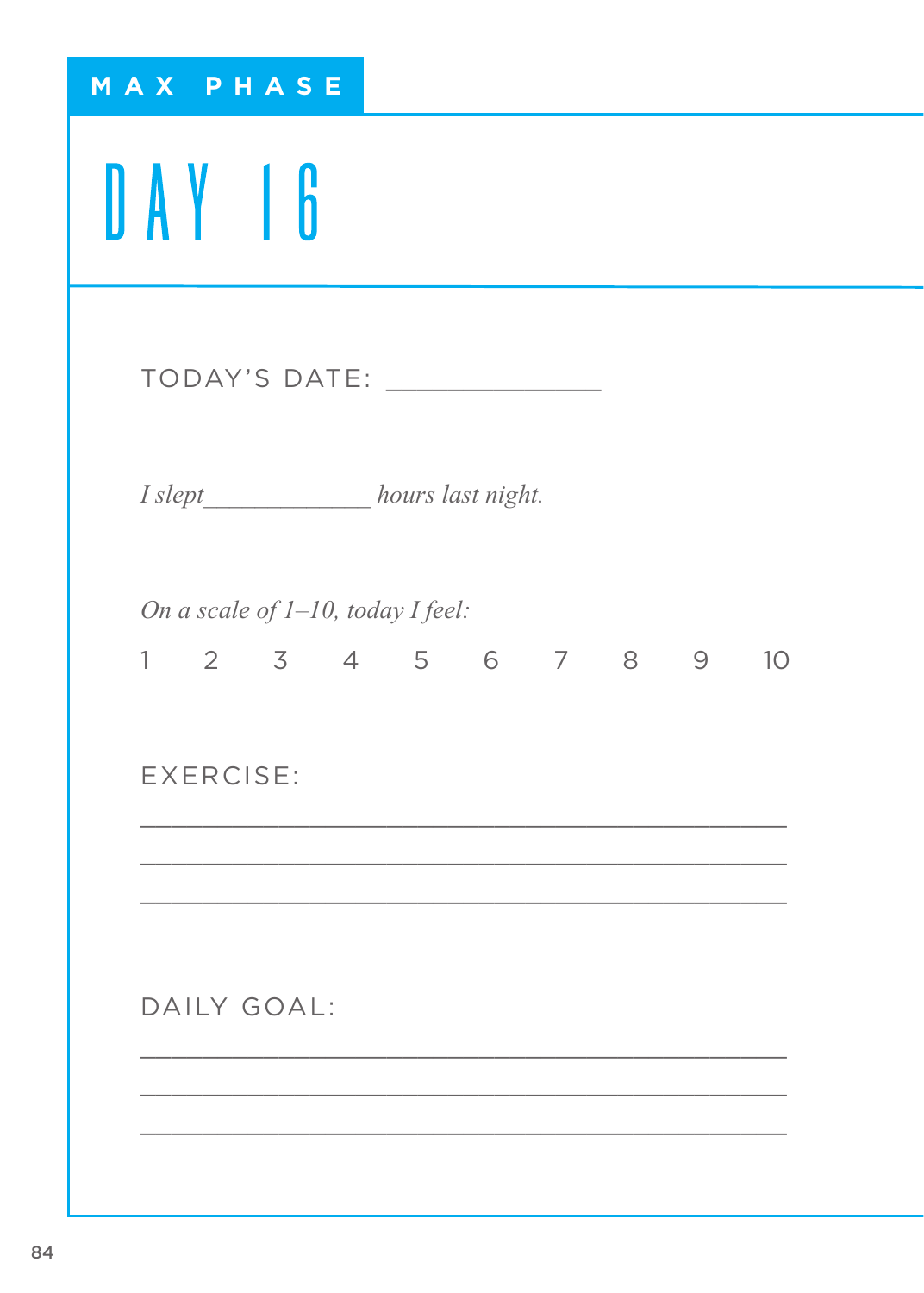MAX PHASE

# DAY 16

TODAY'S DATE: _______________

*I slept____________ hours last night.*

*On a scale of 1–10, today I feel:*

1 2 3 4 5 6 7 8 9 10

EXERCISE:

_______________________________________________

_______________________________________________

_______________________________________________

DAILY GOAL:

_______________________________________________

_______________________________________________

_______________________________________________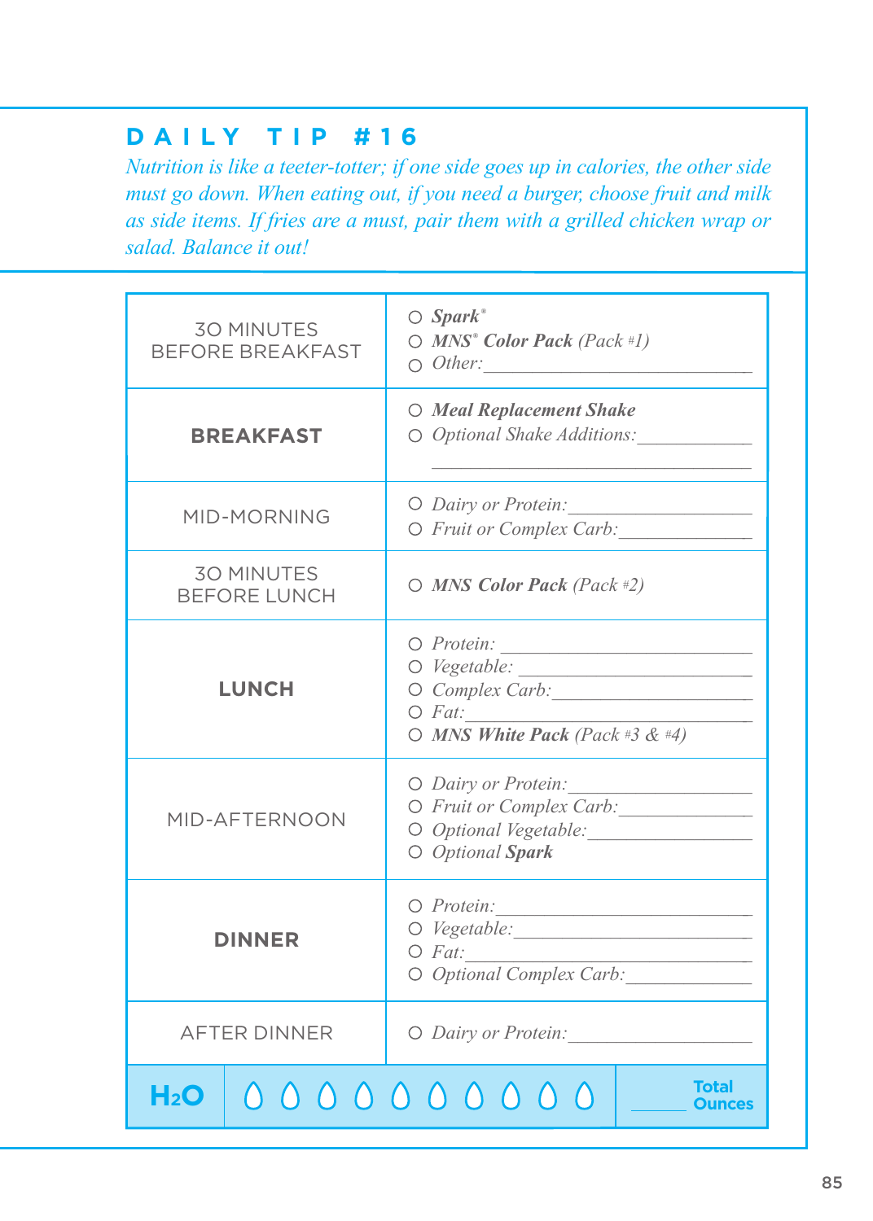## DAILY TIP #16

*Nutrition is like a teeter-totter; if one side goes up in calories, the other side must go down. When eating out, if you need a burger, choose fruit and milk as side items. If fries are a must, pair them with a grilled chicken wrap or salad. Balance it out!*

| | |
|---|---|
| 30 MINUTES BEFORE BREAKFAST | ○ ***Spark***® <br> ○ ***MNS*® *Color Pack*** *(Pack #1)* <br> ○ *Other:*\_\_\_\_\_\_\_\_\_\_\_\_ |
| **BREAKFAST** | ○ ***Meal Replacement Shake*** <br> ○ *Optional Shake Additions:*\_\_\_\_\_\_\_\_\_\_\_\_ |
| MID-MORNING | ○ *Dairy or Protein:*\_\_\_\_\_\_\_\_\_\_\_\_ <br> ○ *Fruit or Complex Carb:*\_\_\_\_\_\_\_\_\_\_\_\_ |
| 30 MINUTES BEFORE LUNCH | ○ ***MNS Color Pack*** *(Pack #2)* |
| **LUNCH** | ○ *Protein:*\_\_\_\_\_\_\_\_\_\_\_\_ <br> ○ *Vegetable:*\_\_\_\_\_\_\_\_\_\_\_\_ <br> ○ *Complex Carb:*\_\_\_\_\_\_\_\_\_\_\_\_ <br> ○ *Fat:*\_\_\_\_\_\_\_\_\_\_\_\_ <br> ○ ***MNS White Pack*** *(Pack #3 & #4)* |
| MID-AFTERNOON | ○ *Dairy or Protein:*\_\_\_\_\_\_\_\_\_\_\_\_ <br> ○ *Fruit or Complex Carb:*\_\_\_\_\_\_\_\_\_\_\_\_ <br> ○ *Optional Vegetable:*\_\_\_\_\_\_\_\_\_\_\_\_ <br> ○ *Optional* ***Spark*** |
| **DINNER** | ○ *Protein:*\_\_\_\_\_\_\_\_\_\_\_\_ <br> ○ *Vegetable:*\_\_\_\_\_\_\_\_\_\_\_\_ <br> ○ *Fat:*\_\_\_\_\_\_\_\_\_\_\_\_ <br> ○ *Optional Complex Carb:*\_\_\_\_\_\_\_\_\_\_\_\_ |
| AFTER DINNER | ○ *Dairy or Protein:*\_\_\_\_\_\_\_\_\_\_\_\_ |

| $H_2O$ | ○ ○ ○ ○ ○ ○ ○ ○ ○ ○ | \_\_\_\_\_\_ **Total Ounces** |
|---|---|---|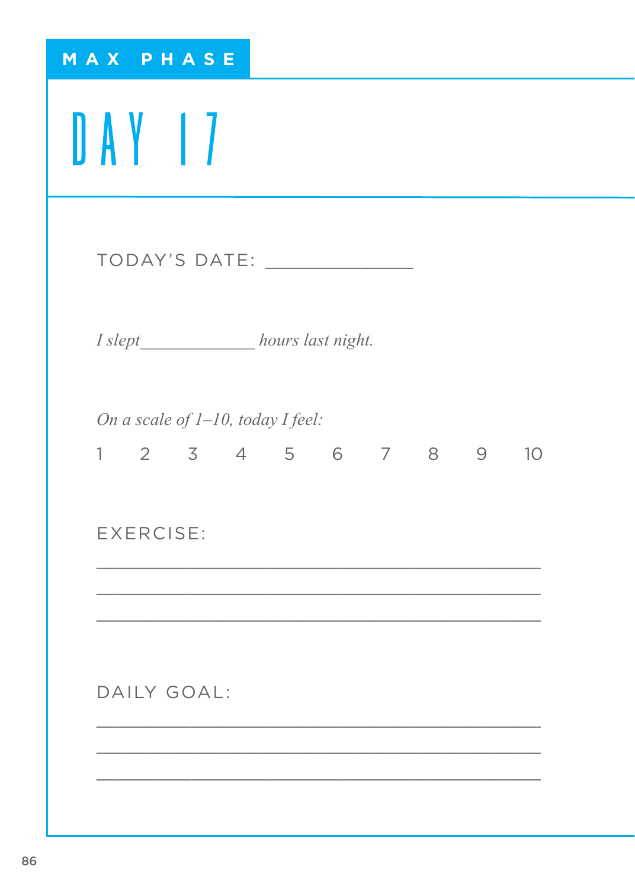MAX PHASE

# DAY 17

TODAY'S DATE: ______________

*I slept____________ hours last night.*

*On a scale of 1–10, today I feel:*

1 2 3 4 5 6 7 8 9 10

EXERCISE:

___________________________________________

___________________________________________

___________________________________________

DAILY GOAL:

___________________________________________

___________________________________________

___________________________________________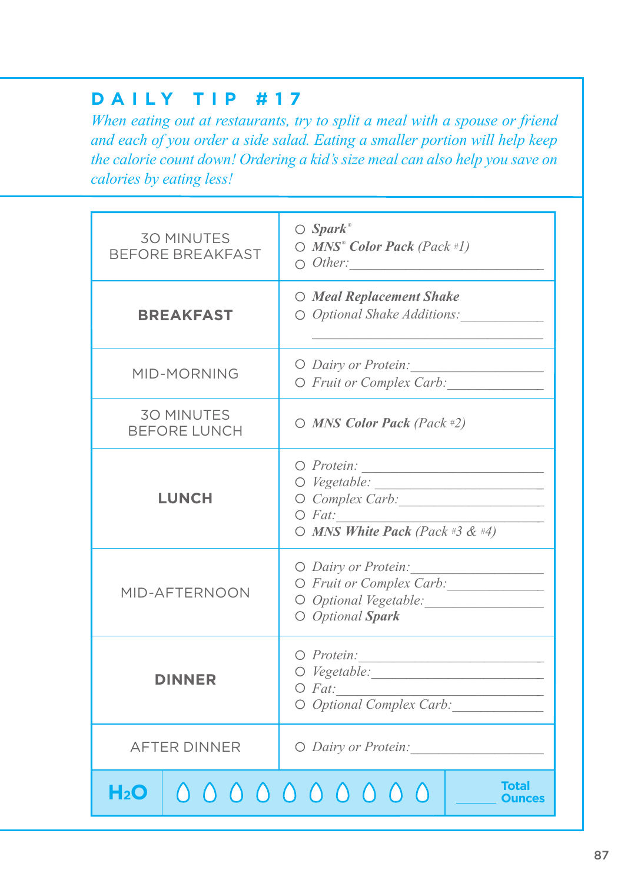## DAILY TIP #17

*When eating out at restaurants, try to split a meal with a spouse or friend and each of you order a side salad. Eating a smaller portion will help keep the calorie count down! Ordering a kid's size meal can also help you save on calories by eating less!*

| | |
|---|---|
| 30 MINUTES BEFORE BREAKFAST | ○ ***Spark***® <br> ○ ***MNS***® ***Color Pack*** *(Pack #1)* <br> ○ *Other:*\_\_\_\_\_\_\_\_\_\_\_\_\_\_\_\_ |
| **BREAKFAST** | ○ ***Meal Replacement Shake*** <br> ○ *Optional Shake Additions:*\_\_\_\_\_\_\_\_\_\_\_\_ <br> \_\_\_\_\_\_\_\_\_\_\_\_\_\_\_\_\_\_\_\_ |
| MID-MORNING | ○ *Dairy or Protein:*\_\_\_\_\_\_\_\_\_\_\_\_ <br> ○ *Fruit or Complex Carb:*\_\_\_\_\_\_\_\_\_\_ |
| 30 MINUTES BEFORE LUNCH | ○ ***MNS Color Pack*** *(Pack #2)* |
| **LUNCH** | ○ *Protein:* \_\_\_\_\_\_\_\_\_\_\_\_\_\_\_\_ <br> ○ *Vegetable:* \_\_\_\_\_\_\_\_\_\_\_\_\_\_\_ <br> ○ *Complex Carb:*\_\_\_\_\_\_\_\_\_\_\_\_\_ <br> ○ *Fat:*\_\_\_\_\_\_\_\_\_\_\_\_\_\_\_\_\_\_ <br> ○ ***MNS White Pack*** *(Pack #3 & #4)* |
| MID-AFTERNOON | ○ *Dairy or Protein:*\_\_\_\_\_\_\_\_\_\_\_\_ <br> ○ *Fruit or Complex Carb:*\_\_\_\_\_\_\_\_\_\_ <br> ○ *Optional Vegetable:*\_\_\_\_\_\_\_\_\_\_\_ <br> ○ *Optional* ***Spark*** |
| **DINNER** | ○ *Protein:*\_\_\_\_\_\_\_\_\_\_\_\_\_\_\_\_ <br> ○ *Vegetable:*\_\_\_\_\_\_\_\_\_\_\_\_\_\_\_ <br> ○ *Fat:*\_\_\_\_\_\_\_\_\_\_\_\_\_\_\_\_\_\_ <br> ○ *Optional Complex Carb:*\_\_\_\_\_\_\_\_\_\_ |
| AFTER DINNER | ○ *Dairy or Protein:*\_\_\_\_\_\_\_\_\_\_\_\_ |

| $H_2O$ | 💧 💧 💧 💧 💧 💧 💧 💧 💧 💧 | \_\_\_\_\_ **Total Ounces** |
|---|---|---|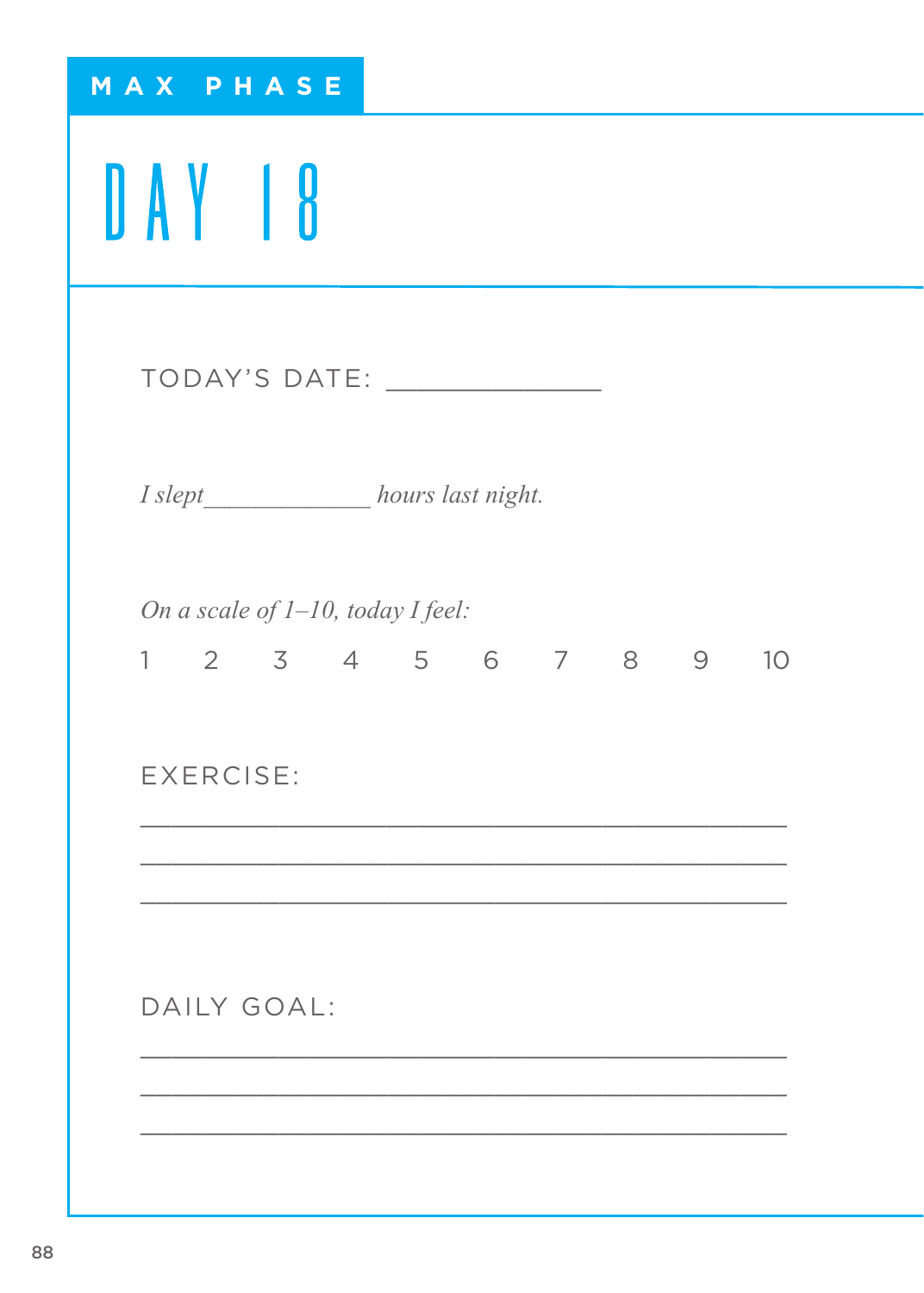MAX PHASE

# DAY 18

TODAY'S DATE: ______________

*I slept____________ hours last night.*

*On a scale of 1–10, today I feel:*

1 2 3 4 5 6 7 8 9 10

EXERCISE:

___________________________________________

___________________________________________

___________________________________________

DAILY GOAL:

___________________________________________

___________________________________________

___________________________________________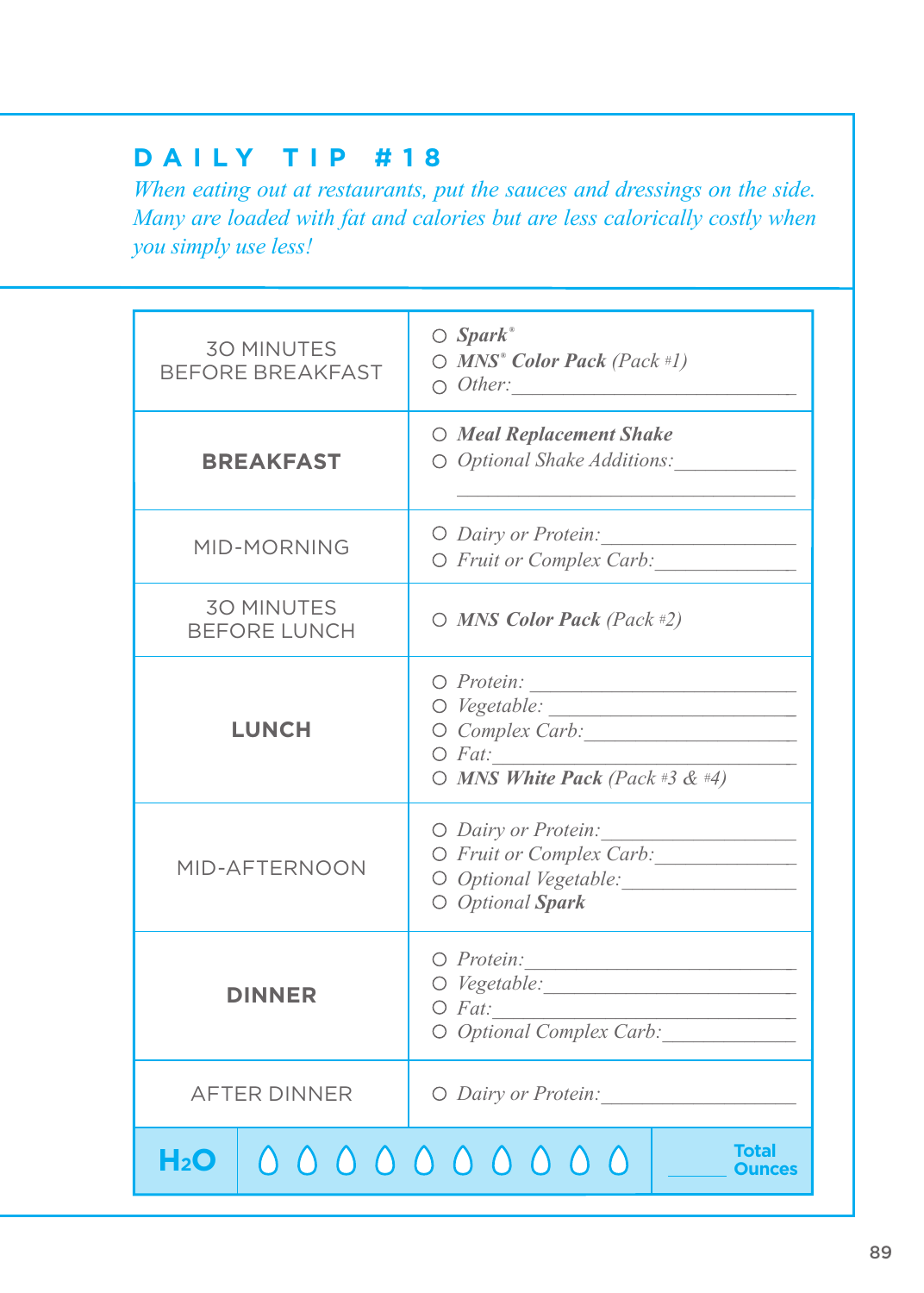## DAILY TIP #18

*When eating out at restaurants, put the sauces and dressings on the side. Many are loaded with fat and calories but are less calorically costly when you simply use less!*

| | |
|---|---|
| 30 MINUTES BEFORE BREAKFAST | ○ ***Spark***® <br> ○ ***MNS*® *Color Pack*** *(Pack #1)* <br> ○ *Other:*________________________ |
| **BREAKFAST** | ○ ***Meal Replacement Shake*** <br> ○ *Optional Shake Additions:*__________ <br> ________________________ |
| MID-MORNING | ○ *Dairy or Protein:*______________ <br> ○ *Fruit or Complex Carb:*___________ |
| 30 MINUTES BEFORE LUNCH | ○ ***MNS Color Pack*** *(Pack #2)* |
| **LUNCH** | ○ *Protein:* ____________________ <br> ○ *Vegetable:* __________________ <br> ○ *Complex Carb:*________________ <br> ○ *Fat:*_______________________ <br> ○ ***MNS White Pack*** *(Pack #3 & #4)* |
| MID-AFTERNOON | ○ *Dairy or Protein:*______________ <br> ○ *Fruit or Complex Carb:*___________ <br> ○ *Optional Vegetable:*_____________ <br> ○ *Optional **Spark*** |
| **DINNER** | ○ *Protein:*____________________ <br> ○ *Vegetable:*__________________ <br> ○ *Fat:*_______________________ <br> ○ *Optional Complex Carb:*__________ |
| AFTER DINNER | ○ *Dairy or Protein:*______________ |
| **$H_2O$** ○ ○ ○ ○ ○ ○ ○ ○ ○ ○ | ______ **Total Ounces** |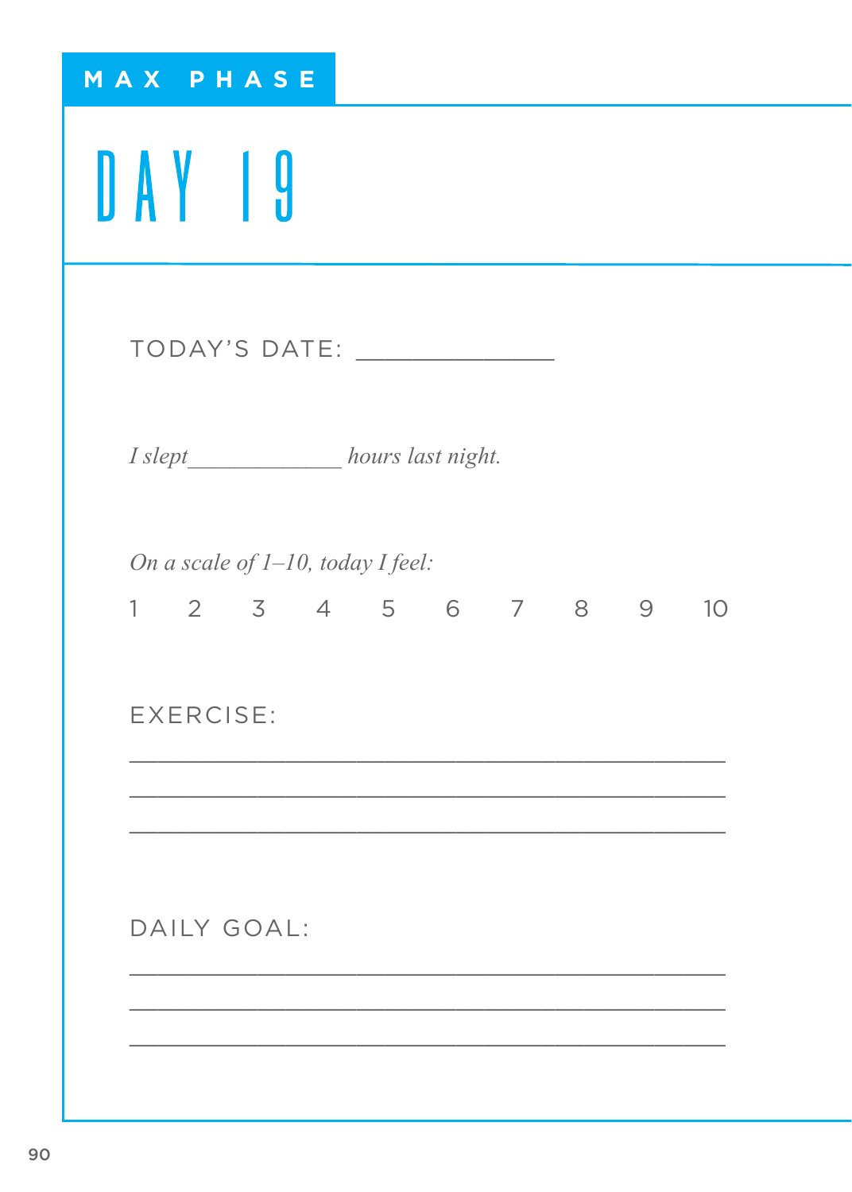MAX PHASE

# DAY 19

TODAY'S DATE: ______________

*I slept____________ hours last night.*

*On a scale of 1–10, today I feel:*

1 2 3 4 5 6 7 8 9 10

EXERCISE:

___________________________________________

___________________________________________

___________________________________________

DAILY GOAL:

___________________________________________

___________________________________________

___________________________________________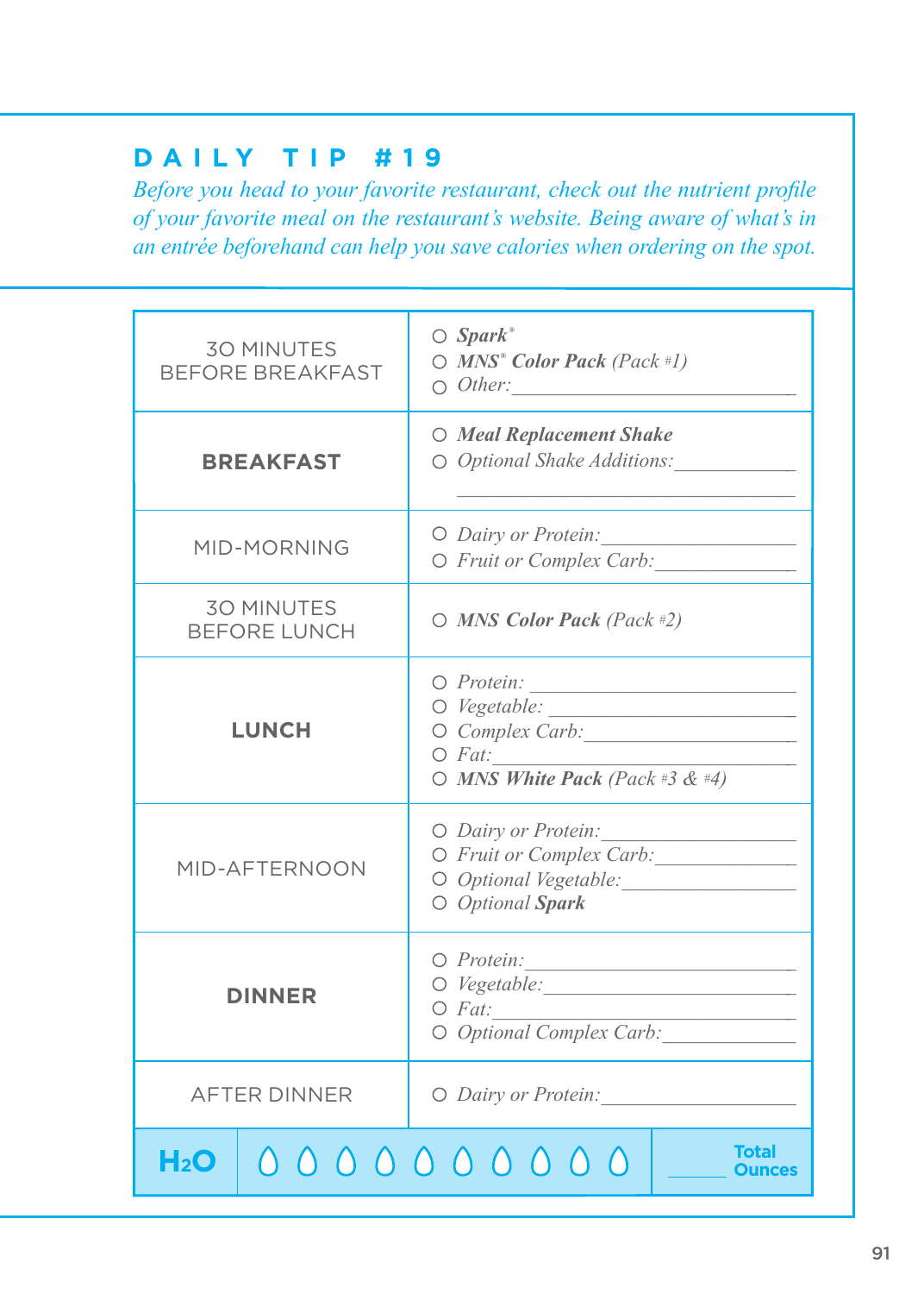## DAILY TIP #19

*Before you head to your favorite restaurant, check out the nutrient profile of your favorite meal on the restaurant's website. Being aware of what's in an entrée beforehand can help you save calories when ordering on the spot.*

| | |
|---|---|
| 30 MINUTES BEFORE BREAKFAST | ○ ***Spark***® <br> ○ ***MNS***® ***Color Pack*** *(Pack #1)* <br> ○ *Other:*______________ |
| **BREAKFAST** | ○ ***Meal Replacement Shake*** <br> ○ *Optional Shake Additions:*______________ <br> ______________ |
| MID-MORNING | ○ *Dairy or Protein:*______________ <br> ○ *Fruit or Complex Carb:*______________ |
| 30 MINUTES BEFORE LUNCH | ○ ***MNS Color Pack*** *(Pack #2)* |
| **LUNCH** | ○ *Protein:* ______________ <br> ○ *Vegetable:* ______________ <br> ○ *Complex Carb:*______________ <br> ○ *Fat:*______________ <br> ○ ***MNS White Pack*** *(Pack #3 & #4)* |
| MID-AFTERNOON | ○ *Dairy or Protein:*______________ <br> ○ *Fruit or Complex Carb:*______________ <br> ○ *Optional Vegetable:*______________ <br> ○ *Optional* ***Spark*** |
| **DINNER** | ○ *Protein:*______________ <br> ○ *Vegetable:*______________ <br> ○ *Fat:*______________ <br> ○ *Optional Complex Carb:*______________ |
| AFTER DINNER | ○ *Dairy or Protein:*______________ |

**$H_2O$** ○ ○ ○ ○ ○ ○ ○ ○ ○ ○ ______ **Total Ounces**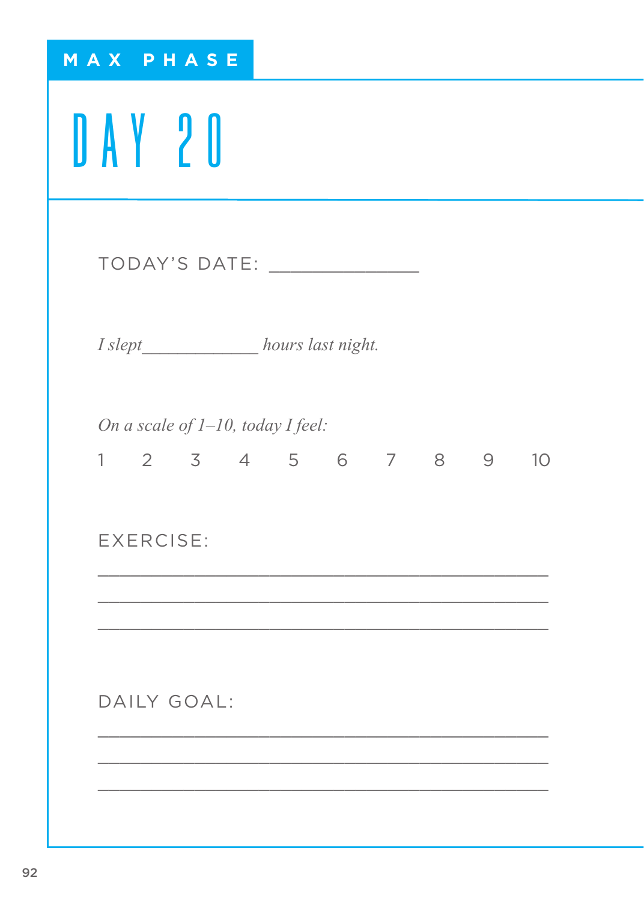MAX PHASE

# DAY 20

TODAY'S DATE: ______________

*I slept* ____________ *hours last night.*

*On a scale of 1–10, today I feel:*

1 2 3 4 5 6 7 8 9 10

EXERCISE:

___________________________________________

___________________________________________

___________________________________________

DAILY GOAL:

___________________________________________

___________________________________________

___________________________________________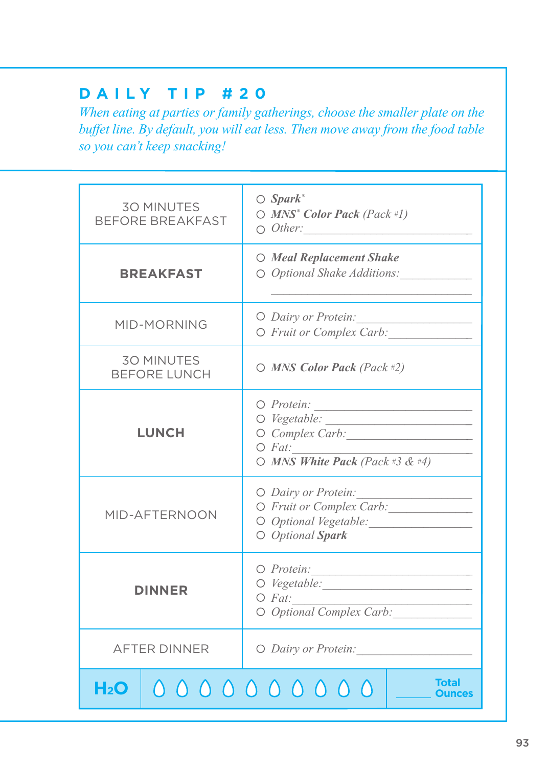## DAILY TIP #20

*When eating at parties or family gatherings, choose the smaller plate on the buffet line. By default, you will eat less. Then move away from the food table so you can't keep snacking!*

| | |
|---|---|
| 30 MINUTES BEFORE BREAKFAST | ○ ***Spark***® <br> ○ ***MNS® Color Pack*** *(Pack #1)* <br> ○ *Other:*\_\_\_\_\_\_\_\_\_\_\_\_\_\_\_\_ |
| **BREAKFAST** | ○ ***Meal Replacement Shake*** <br> ○ *Optional Shake Additions:*\_\_\_\_\_\_\_\_\_\_ <br> \_\_\_\_\_\_\_\_\_\_\_\_\_\_\_\_\_\_\_\_ |
| MID-MORNING | ○ *Dairy or Protein:*\_\_\_\_\_\_\_\_\_\_ <br> ○ *Fruit or Complex Carb:*\_\_\_\_\_\_\_\_\_\_ |
| 30 MINUTES BEFORE LUNCH | ○ ***MNS Color Pack*** *(Pack #2)* |
| **LUNCH** | ○ *Protein:* \_\_\_\_\_\_\_\_\_\_ <br> ○ *Vegetable:* \_\_\_\_\_\_\_\_\_\_ <br> ○ *Complex Carb:*\_\_\_\_\_\_\_\_\_\_ <br> ○ *Fat:*\_\_\_\_\_\_\_\_\_\_ <br> ○ ***MNS White Pack*** *(Pack #3 & #4)* |
| MID-AFTERNOON | ○ *Dairy or Protein:*\_\_\_\_\_\_\_\_\_\_ <br> ○ *Fruit or Complex Carb:*\_\_\_\_\_\_\_\_\_\_ <br> ○ *Optional Vegetable:*\_\_\_\_\_\_\_\_\_\_ <br> ○ *Optional* ***Spark*** |
| **DINNER** | ○ *Protein:*\_\_\_\_\_\_\_\_\_\_ <br> ○ *Vegetable:*\_\_\_\_\_\_\_\_\_\_ <br> ○ *Fat:*\_\_\_\_\_\_\_\_\_\_ <br> ○ *Optional Complex Carb:*\_\_\_\_\_\_\_\_\_\_ |
| AFTER DINNER | ○ *Dairy or Protein:*\_\_\_\_\_\_\_\_\_\_ |

**$H_2O$** ○ ○ ○ ○ ○ ○ ○ ○ ○ ○ \_\_\_\_\_ **Total Ounces**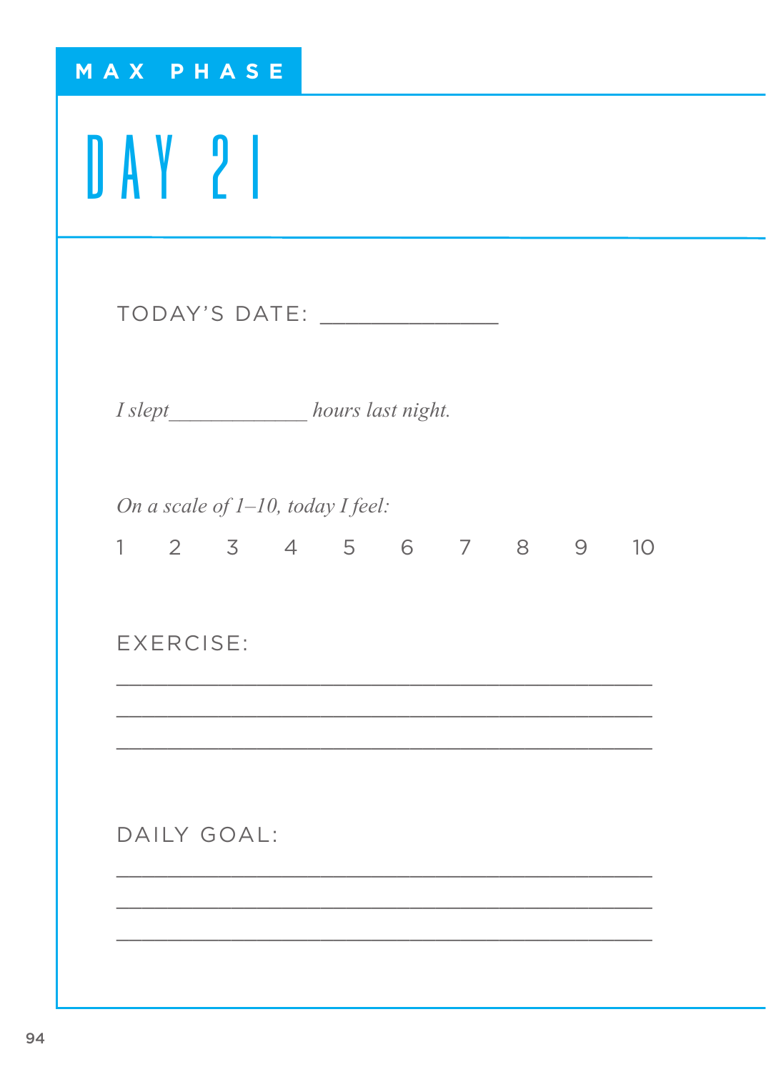MAX PHASE

# DAY 21

TODAY'S DATE: _______________

*I slept_____________ hours last night.*

*On a scale of 1–10, today I feel:*

1 2 3 4 5 6 7 8 9 10

EXERCISE:

_______________________________________________
_______________________________________________
_______________________________________________

DAILY GOAL:

_______________________________________________
_______________________________________________
_______________________________________________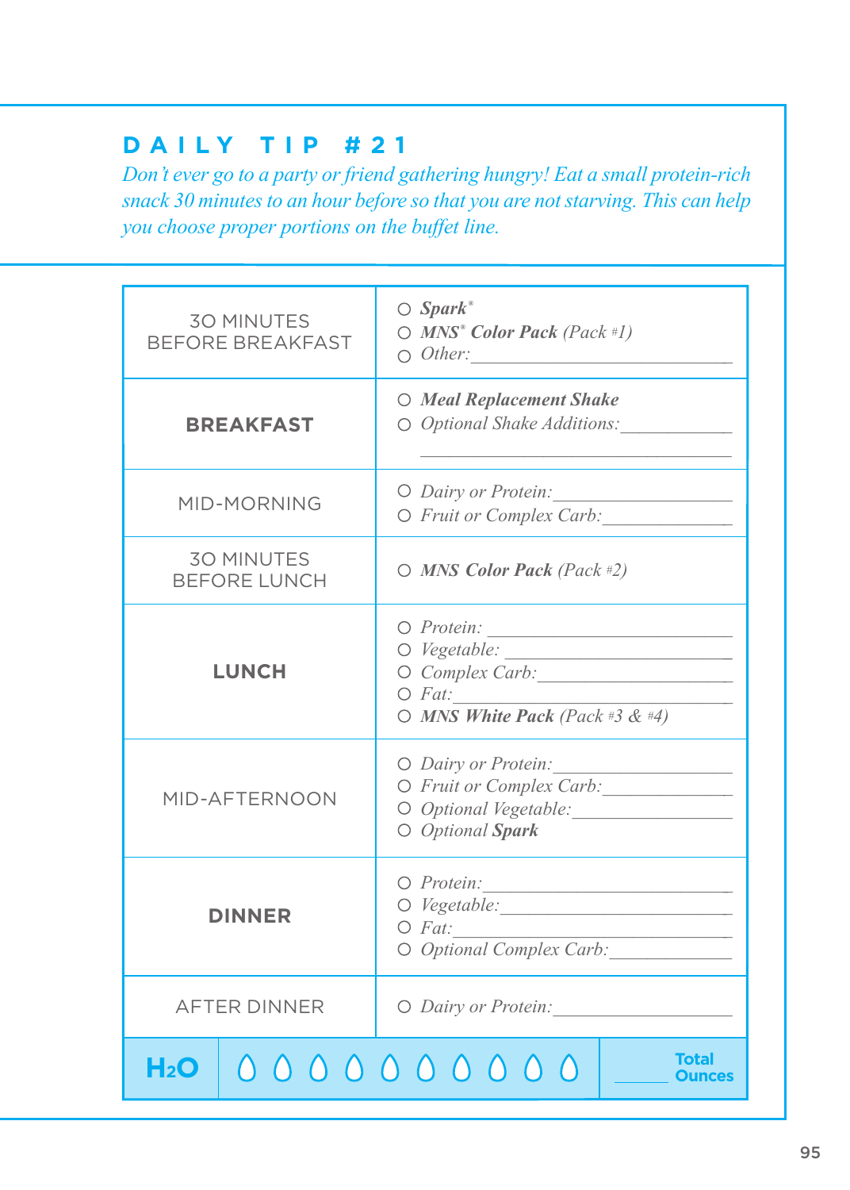## DAILY TIP #21

*Don't ever go to a party or friend gathering hungry! Eat a small protein-rich snack 30 minutes to an hour before so that you are not starving. This can help you choose proper portions on the buffet line.*

| | |
|---|---|
| 30 MINUTES BEFORE BREAKFAST | ○ ***Spark***® <br> ○ ***MNS® Color Pack*** *(Pack #1)* <br> ○ *Other:*\_\_\_\_\_\_\_\_\_\_\_\_\_\_\_\_ |
| **BREAKFAST** | ○ ***Meal Replacement Shake*** <br> ○ *Optional Shake Additions:*\_\_\_\_\_\_\_\_\_\_ <br> \_\_\_\_\_\_\_\_\_\_\_\_\_\_\_\_\_\_\_\_ |
| MID-MORNING | ○ *Dairy or Protein:*\_\_\_\_\_\_\_\_\_\_ <br> ○ *Fruit or Complex Carb:*\_\_\_\_\_\_\_\_\_\_ |
| 30 MINUTES BEFORE LUNCH | ○ ***MNS Color Pack*** *(Pack #2)* |
| **LUNCH** | ○ *Protein:* \_\_\_\_\_\_\_\_\_\_ <br> ○ *Vegetable:* \_\_\_\_\_\_\_\_\_\_ <br> ○ *Complex Carb:*\_\_\_\_\_\_\_\_\_\_ <br> ○ *Fat:*\_\_\_\_\_\_\_\_\_\_ <br> ○ ***MNS White Pack*** *(Pack #3 & #4)* |
| MID-AFTERNOON | ○ *Dairy or Protein:*\_\_\_\_\_\_\_\_\_\_ <br> ○ *Fruit or Complex Carb:*\_\_\_\_\_\_\_\_\_\_ <br> ○ *Optional Vegetable:*\_\_\_\_\_\_\_\_\_\_ <br> ○ *Optional* ***Spark*** |
| **DINNER** | ○ *Protein:*\_\_\_\_\_\_\_\_\_\_ <br> ○ *Vegetable:*\_\_\_\_\_\_\_\_\_\_ <br> ○ *Fat:*\_\_\_\_\_\_\_\_\_\_ <br> ○ *Optional Complex Carb:*\_\_\_\_\_\_\_\_\_\_ |
| AFTER DINNER | ○ *Dairy or Protein:*\_\_\_\_\_\_\_\_\_\_ |
| **$H_2O$** | ○ ○ ○ ○ ○ ○ ○ ○ ○ ○ &nbsp;&nbsp; \_\_\_\_\_ **Total Ounces** |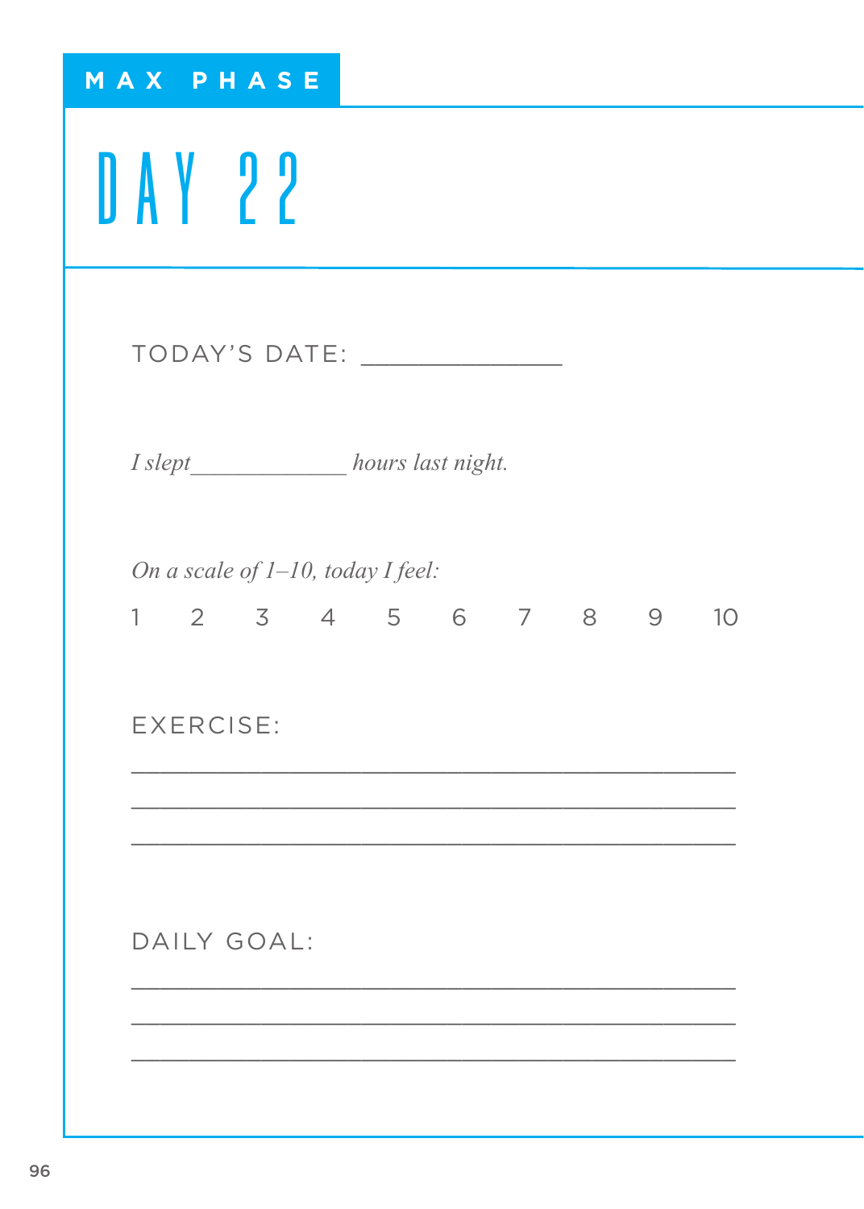MAX PHASE

# DAY 22

TODAY'S DATE: ______________

*I slept____________ hours last night.*

*On a scale of 1–10, today I feel:*

1   2   3   4   5   6   7   8   9   10

EXERCISE:

___________________________________________

___________________________________________

___________________________________________

DAILY GOAL:

___________________________________________

___________________________________________

___________________________________________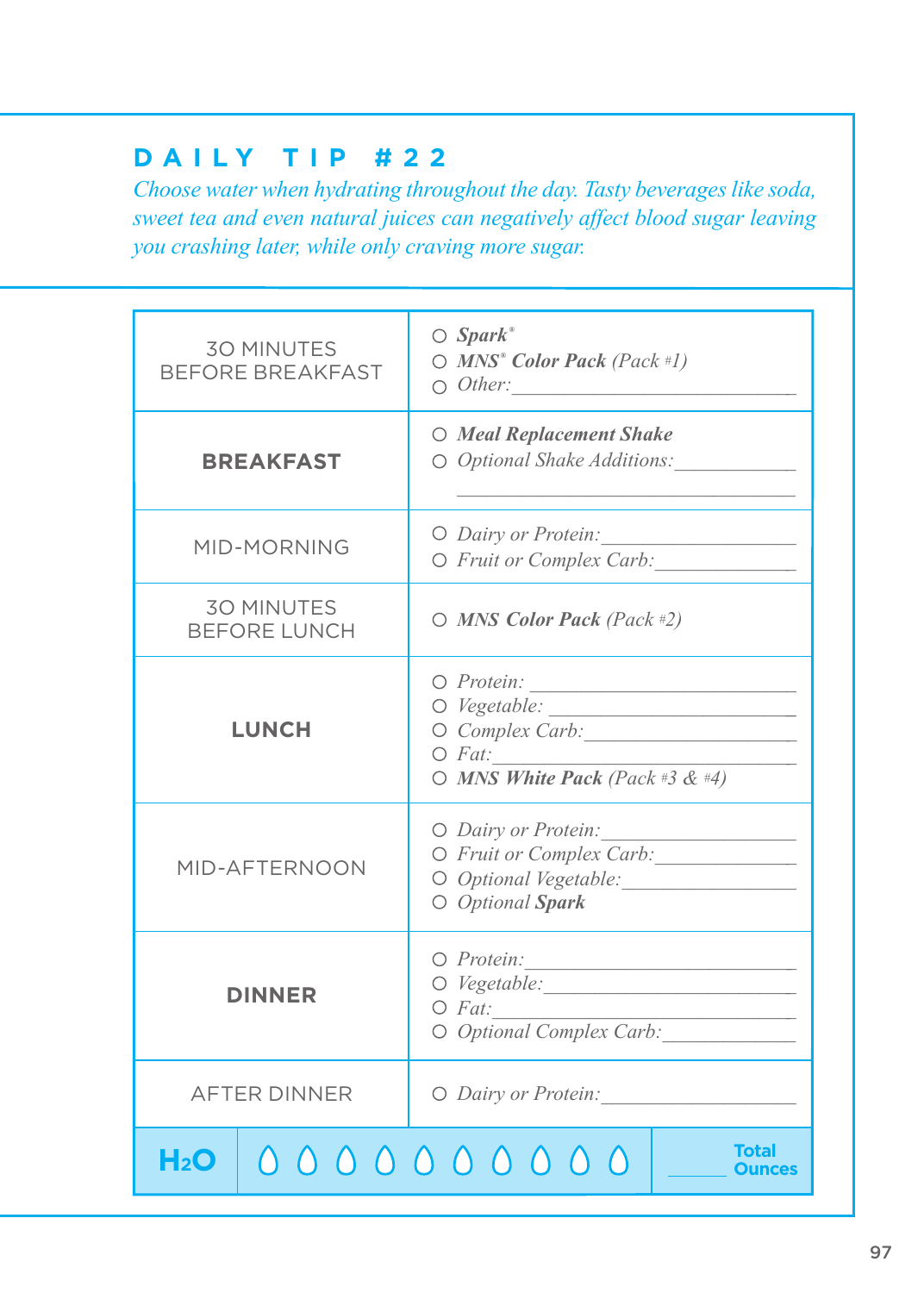## DAILY TIP #22

*Choose water when hydrating throughout the day. Tasty beverages like soda, sweet tea and even natural juices can negatively affect blood sugar leaving you crashing later, while only craving more sugar.*

| | |
|---|---|
| 30 MINUTES BEFORE BREAKFAST | ○ ***Spark***® <br> ○ ***MNS***® ***Color Pack*** *(Pack #1)* <br> ○ *Other:*\_\_\_\_\_\_\_\_\_\_\_\_\_\_\_\_ |
| **BREAKFAST** | ○ ***Meal Replacement Shake*** <br> ○ *Optional Shake Additions:*\_\_\_\_\_\_\_\_\_\_ <br> \_\_\_\_\_\_\_\_\_\_\_\_\_\_\_\_\_\_\_\_ |
| MID-MORNING | ○ *Dairy or Protein:*\_\_\_\_\_\_\_\_\_\_ <br> ○ *Fruit or Complex Carb:*\_\_\_\_\_\_\_\_\_\_ |
| 30 MINUTES BEFORE LUNCH | ○ ***MNS Color Pack*** *(Pack #2)* |
| **LUNCH** | ○ *Protein:* \_\_\_\_\_\_\_\_\_\_ <br> ○ *Vegetable:* \_\_\_\_\_\_\_\_\_\_ <br> ○ *Complex Carb:*\_\_\_\_\_\_\_\_\_\_ <br> ○ *Fat:*\_\_\_\_\_\_\_\_\_\_ <br> ○ ***MNS White Pack*** *(Pack #3 & #4)* |
| MID-AFTERNOON | ○ *Dairy or Protein:*\_\_\_\_\_\_\_\_\_\_ <br> ○ *Fruit or Complex Carb:*\_\_\_\_\_\_\_\_\_\_ <br> ○ *Optional Vegetable:*\_\_\_\_\_\_\_\_\_\_ <br> ○ *Optional* ***Spark*** |
| **DINNER** | ○ *Protein:*\_\_\_\_\_\_\_\_\_\_ <br> ○ *Vegetable:*\_\_\_\_\_\_\_\_\_\_ <br> ○ *Fat:*\_\_\_\_\_\_\_\_\_\_ <br> ○ *Optional Complex Carb:*\_\_\_\_\_\_\_\_\_\_ |
| AFTER DINNER | ○ *Dairy or Protein:*\_\_\_\_\_\_\_\_\_\_ |

| $H_2O$ | ○ ○ ○ ○ ○ ○ ○ ○ ○ ○ | \_\_\_\_\_ **Total Ounces** |
|---|---|---|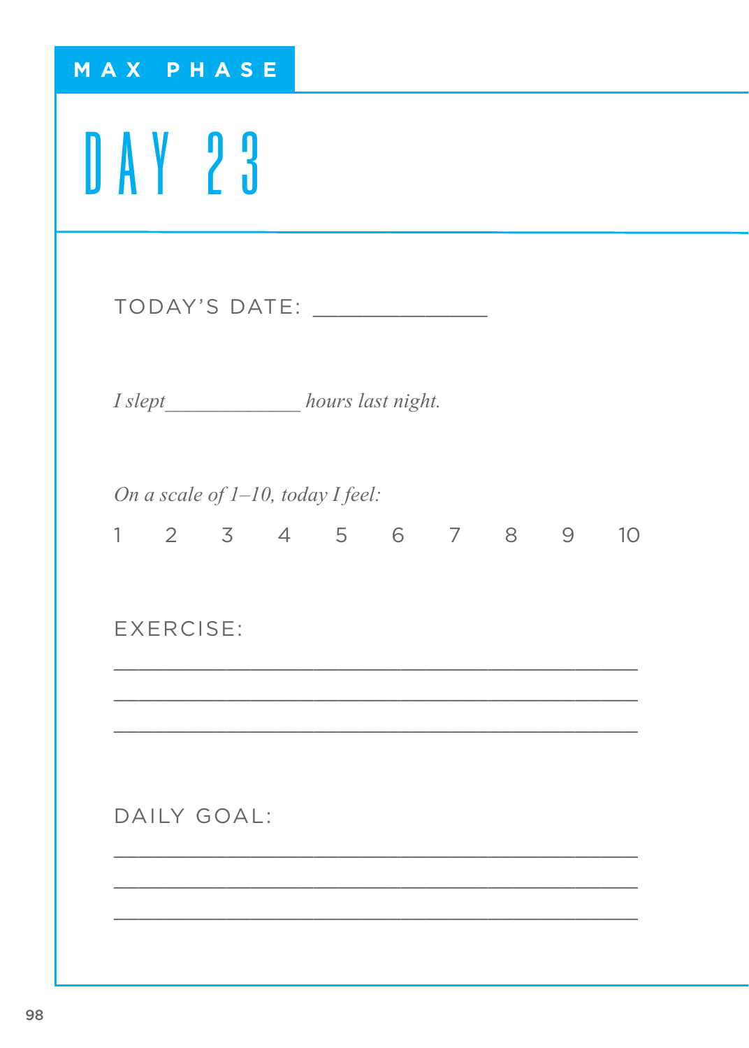MAX PHASE

# DAY 23

TODAY'S DATE: ______________

*I slept____________ hours last night.*

*On a scale of 1–10, today I feel:*

1 2 3 4 5 6 7 8 9 10

EXERCISE:

___________________________________________

___________________________________________

___________________________________________

DAILY GOAL:

___________________________________________

___________________________________________

___________________________________________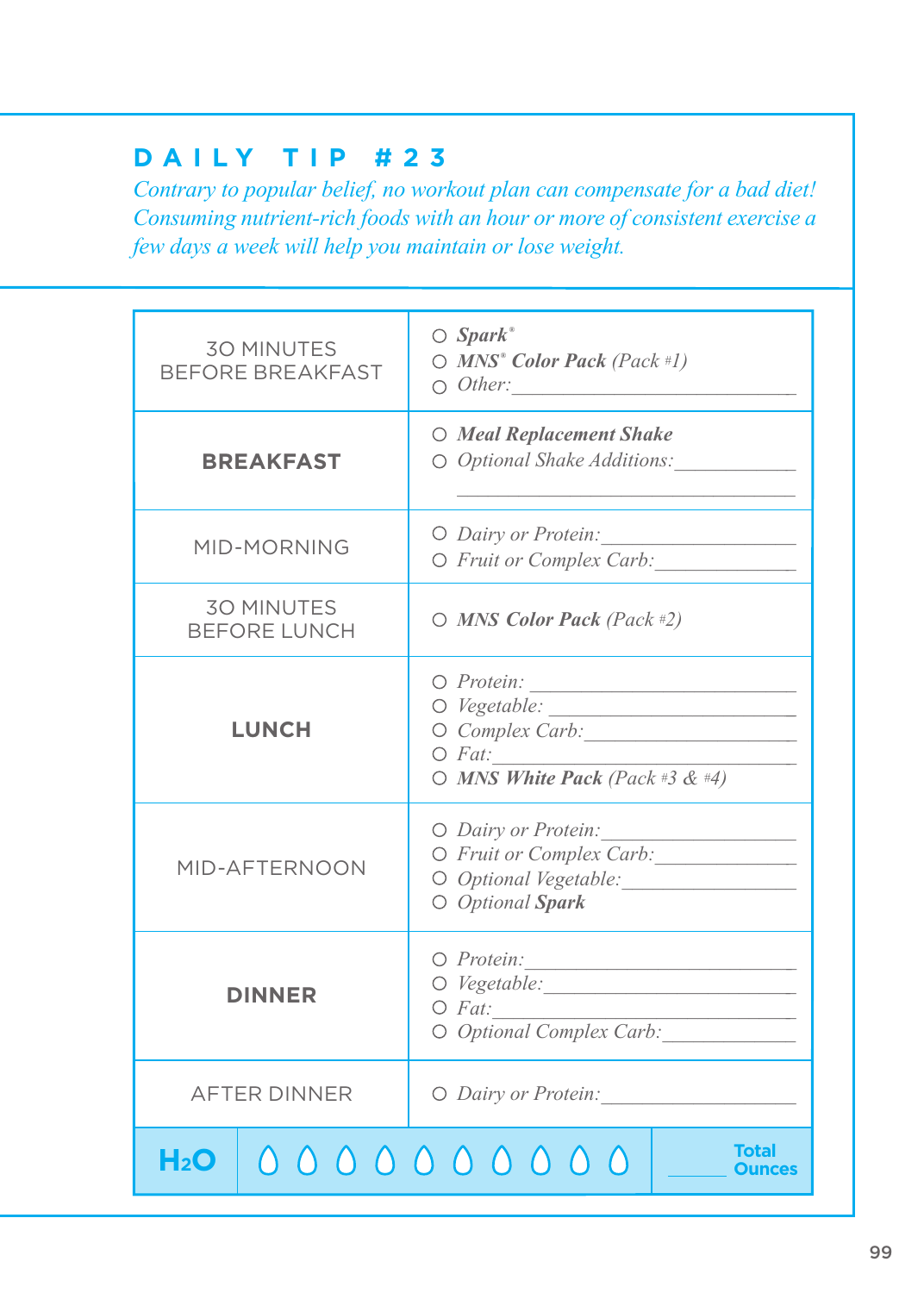## DAILY TIP #23

*Contrary to popular belief, no workout plan can compensate for a bad diet! Consuming nutrient-rich foods with an hour or more of consistent exercise a few days a week will help you maintain or lose weight.*

| | |
|---|---|
| 30 MINUTES BEFORE BREAKFAST | ○ ***Spark***® <br> ○ ***MNS***® ***Color Pack*** *(Pack #1)* <br> ○ *Other:*\_\_\_\_\_\_\_\_\_\_\_\_\_\_\_\_ |
| **BREAKFAST** | ○ ***Meal Replacement Shake*** <br> ○ *Optional Shake Additions:*\_\_\_\_\_\_\_\_\_\_\_\_ <br> \_\_\_\_\_\_\_\_\_\_\_\_\_\_\_\_\_\_\_\_\_\_ |
| MID-MORNING | ○ *Dairy or Protein:*\_\_\_\_\_\_\_\_\_\_\_\_ <br> ○ *Fruit or Complex Carb:*\_\_\_\_\_\_\_\_\_\_\_\_ |
| 30 MINUTES BEFORE LUNCH | ○ ***MNS Color Pack*** *(Pack #2)* |
| **LUNCH** | ○ *Protein:* \_\_\_\_\_\_\_\_\_\_\_\_ <br> ○ *Vegetable:* \_\_\_\_\_\_\_\_\_\_\_\_ <br> ○ *Complex Carb:*\_\_\_\_\_\_\_\_\_\_\_\_ <br> ○ *Fat:*\_\_\_\_\_\_\_\_\_\_\_\_ <br> ○ ***MNS White Pack*** *(Pack #3 & #4)* |
| MID-AFTERNOON | ○ *Dairy or Protein:*\_\_\_\_\_\_\_\_\_\_\_\_ <br> ○ *Fruit or Complex Carb:*\_\_\_\_\_\_\_\_\_\_\_\_ <br> ○ *Optional Vegetable:*\_\_\_\_\_\_\_\_\_\_\_\_ <br> ○ *Optional* ***Spark*** |
| **DINNER** | ○ *Protein:*\_\_\_\_\_\_\_\_\_\_\_\_ <br> ○ *Vegetable:*\_\_\_\_\_\_\_\_\_\_\_\_ <br> ○ *Fat:*\_\_\_\_\_\_\_\_\_\_\_\_ <br> ○ *Optional Complex Carb:*\_\_\_\_\_\_\_\_\_\_\_\_ |
| AFTER DINNER | ○ *Dairy or Protein:*\_\_\_\_\_\_\_\_\_\_\_\_ |

| $H_2O$ | ○ ○ ○ ○ ○ ○ ○ ○ ○ ○ | \_\_\_\_\_ Total Ounces |
|---|---|---|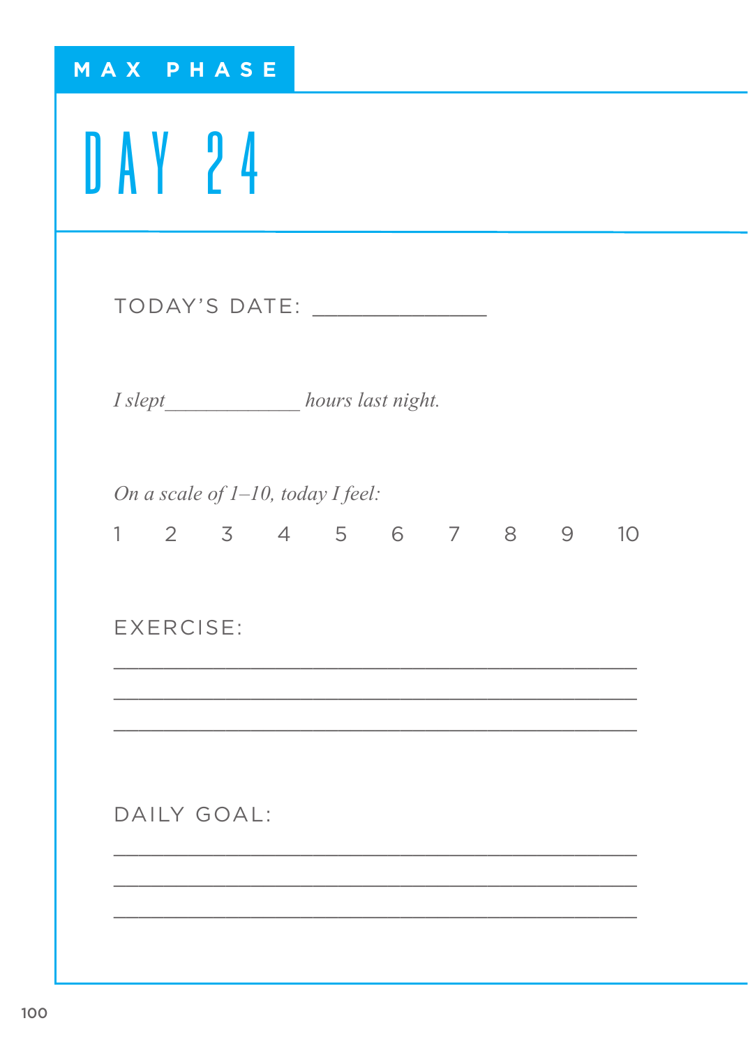MAX PHASE

# DAY 24

TODAY'S DATE: ______________

*I slept_____________ hours last night.*

*On a scale of 1–10, today I feel:*

1 2 3 4 5 6 7 8 9 10

EXERCISE:

_______________________________________________

_______________________________________________

_______________________________________________

DAILY GOAL:

_______________________________________________

_______________________________________________

_______________________________________________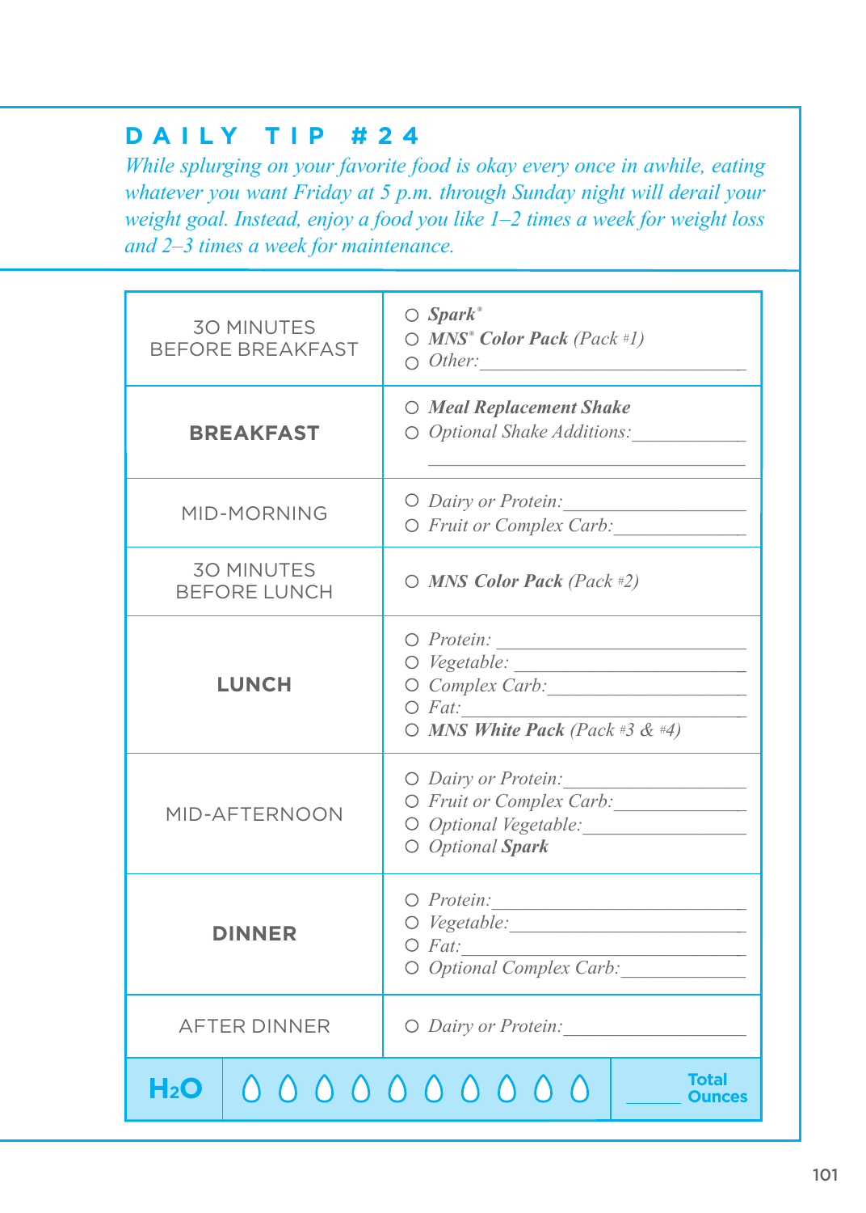## DAILY TIP #24

*While splurging on your favorite food is okay every once in awhile, eating whatever you want Friday at 5 p.m. through Sunday night will derail your weight goal. Instead, enjoy a food you like 1–2 times a week for weight loss and 2–3 times a week for maintenance.*

| | |
|---|---|
| 30 MINUTES BEFORE BREAKFAST | ○ ***Spark***® <br> ○ ***MNS***® ***Color Pack*** *(Pack #1)* <br> ○ *Other:*\_\_\_\_\_\_\_\_\_\_\_\_\_\_\_\_ |
| **BREAKFAST** | ○ ***Meal Replacement Shake*** <br> ○ *Optional Shake Additions:*\_\_\_\_\_\_\_\_\_\_ |
| MID-MORNING | ○ *Dairy or Protein:*\_\_\_\_\_\_\_\_\_\_ <br> ○ *Fruit or Complex Carb:*\_\_\_\_\_\_\_\_\_\_ |
| 30 MINUTES BEFORE LUNCH | ○ ***MNS Color Pack*** *(Pack #2)* |
| **LUNCH** | ○ *Protein:*\_\_\_\_\_\_\_\_\_\_ <br> ○ *Vegetable:*\_\_\_\_\_\_\_\_\_\_ <br> ○ *Complex Carb:*\_\_\_\_\_\_\_\_\_\_ <br> ○ *Fat:*\_\_\_\_\_\_\_\_\_\_ <br> ○ ***MNS White Pack*** *(Pack #3 & #4)* |
| MID-AFTERNOON | ○ *Dairy or Protein:*\_\_\_\_\_\_\_\_\_\_ <br> ○ *Fruit or Complex Carb:*\_\_\_\_\_\_\_\_\_\_ <br> ○ *Optional Vegetable:*\_\_\_\_\_\_\_\_\_\_ <br> ○ *Optional* ***Spark*** |
| **DINNER** | ○ *Protein:*\_\_\_\_\_\_\_\_\_\_ <br> ○ *Vegetable:*\_\_\_\_\_\_\_\_\_\_ <br> ○ *Fat:*\_\_\_\_\_\_\_\_\_\_ <br> ○ *Optional Complex Carb:*\_\_\_\_\_\_\_\_\_\_ |
| AFTER DINNER | ○ *Dairy or Protein:*\_\_\_\_\_\_\_\_\_\_ |
| **$H_2O$** | 💧 💧 💧 💧 💧 💧 💧 💧 💧 💧 \_\_\_\_\_ **Total Ounces** |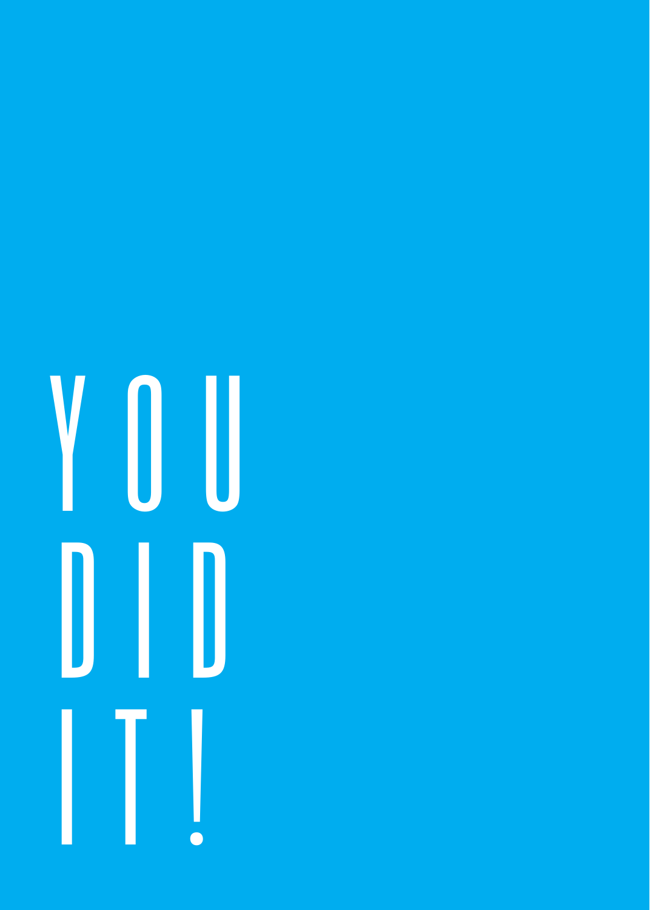YOU

DID

IT!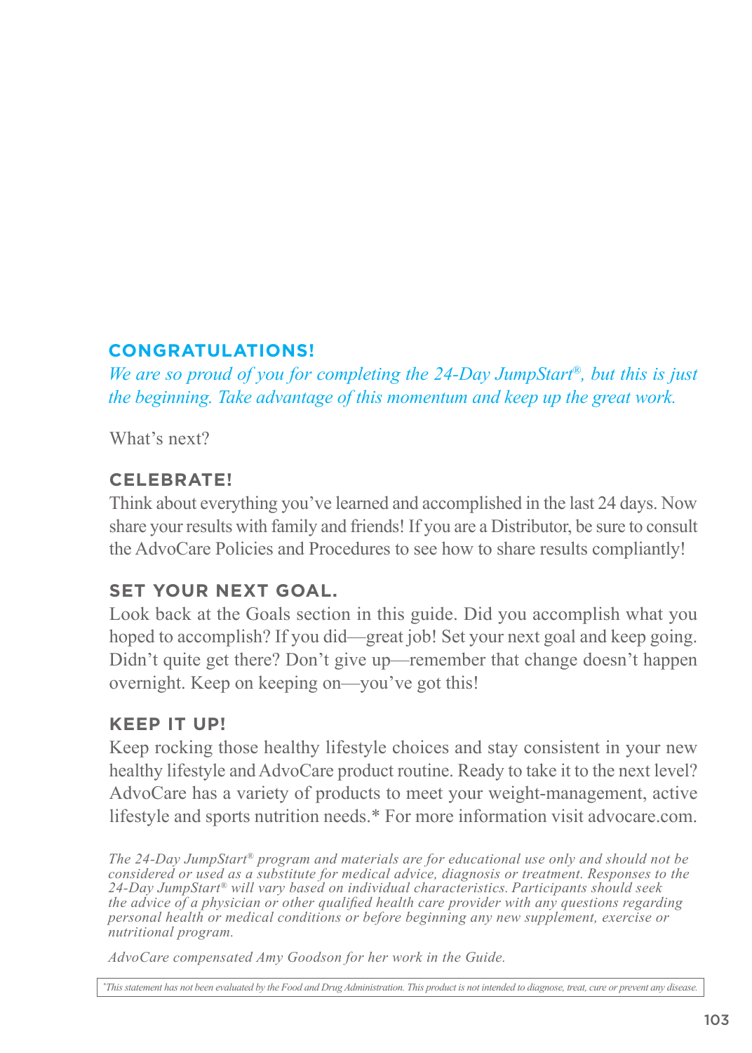## CONGRATULATIONS!

*We are so proud of you for completing the 24-Day JumpStart®, but this is just the beginning. Take advantage of this momentum and keep up the great work.*

What's next?

### CELEBRATE!

Think about everything you've learned and accomplished in the last 24 days. Now share your results with family and friends! If you are a Distributor, be sure to consult the AdvoCare Policies and Procedures to see how to share results compliantly!

### SET YOUR NEXT GOAL.

Look back at the Goals section in this guide. Did you accomplish what you hoped to accomplish? If you did—great job! Set your next goal and keep going. Didn't quite get there? Don't give up—remember that change doesn't happen overnight. Keep on keeping on—you've got this!

### KEEP IT UP!

Keep rocking those healthy lifestyle choices and stay consistent in your new healthy lifestyle and AdvoCare product routine. Ready to take it to the next level? AdvoCare has a variety of products to meet your weight-management, active lifestyle and sports nutrition needs.* For more information visit advocare.com.

*The 24-Day JumpStart® program and materials are for educational use only and should not be considered or used as a substitute for medical advice, diagnosis or treatment. Responses to the 24-Day JumpStart® will vary based on individual characteristics. Participants should seek the advice of a physician or other qualified health care provider with any questions regarding personal health or medical conditions or before beginning any new supplement, exercise or nutritional program.*

*AdvoCare compensated Amy Goodson for her work in the Guide.*

*This statement has not been evaluated by the Food and Drug Administration. This product is not intended to diagnose, treat, cure or prevent any disease.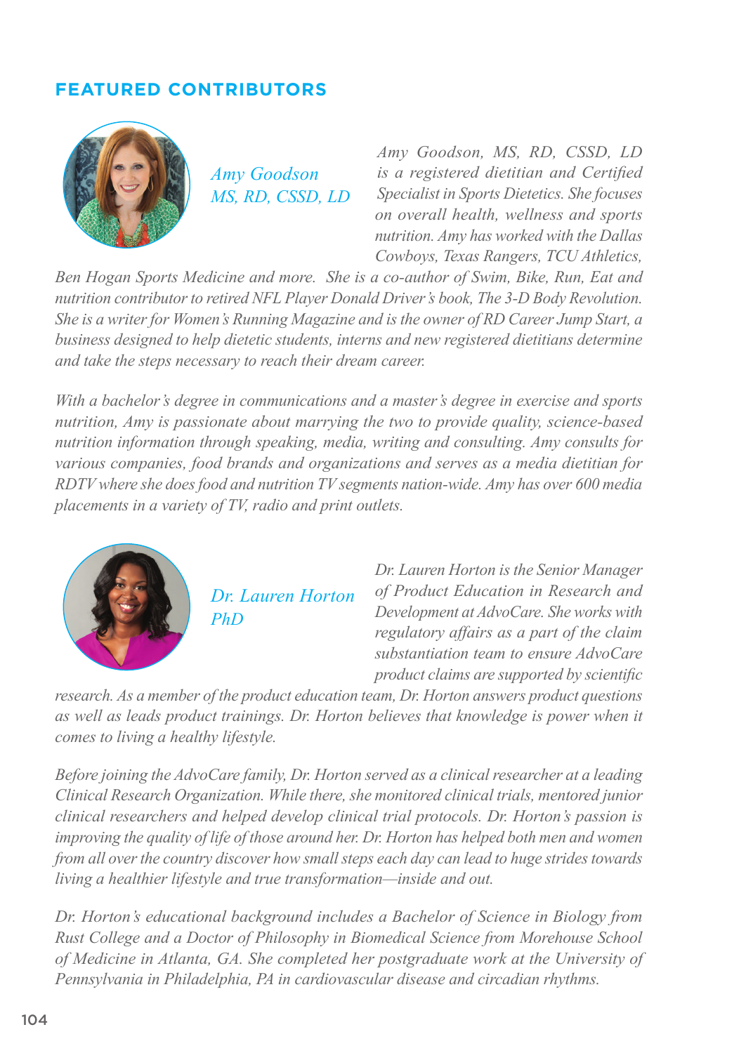## FEATURED CONTRIBUTORS

### *Amy Goodson MS, RD, CSSD, LD*

*Amy Goodson, MS, RD, CSSD, LD is a registered dietitian and Certified Specialist in Sports Dietetics. She focuses on overall health, wellness and sports nutrition. Amy has worked with the Dallas Cowboys, Texas Rangers, TCU Athletics, Ben Hogan Sports Medicine and more. She is a co-author of Swim, Bike, Run, Eat and nutrition contributor to retired NFL Player Donald Driver's book, The 3-D Body Revolution. She is a writer for Women's Running Magazine and is the owner of RD Career Jump Start, a business designed to help dietetic students, interns and new registered dietitians determine and take the steps necessary to reach their dream career.*

*With a bachelor's degree in communications and a master's degree in exercise and sports nutrition, Amy is passionate about marrying the two to provide quality, science-based nutrition information through speaking, media, writing and consulting. Amy consults for various companies, food brands and organizations and serves as a media dietitian for RDTV where she does food and nutrition TV segments nation-wide. Amy has over 600 media placements in a variety of TV, radio and print outlets.*

### *Dr. Lauren Horton PhD*

*Dr. Lauren Horton is the Senior Manager of Product Education in Research and Development at AdvoCare. She works with regulatory affairs as a part of the claim substantiation team to ensure AdvoCare product claims are supported by scientific research. As a member of the product education team, Dr. Horton answers product questions as well as leads product trainings. Dr. Horton believes that knowledge is power when it comes to living a healthy lifestyle.*

*Before joining the AdvoCare family, Dr. Horton served as a clinical researcher at a leading Clinical Research Organization. While there, she monitored clinical trials, mentored junior clinical researchers and helped develop clinical trial protocols. Dr. Horton's passion is improving the quality of life of those around her. Dr. Horton has helped both men and women from all over the country discover how small steps each day can lead to huge strides towards living a healthier lifestyle and true transformation—inside and out.*

*Dr. Horton's educational background includes a Bachelor of Science in Biology from Rust College and a Doctor of Philosophy in Biomedical Science from Morehouse School of Medicine in Atlanta, GA. She completed her postgraduate work at the University of Pennsylvania in Philadelphia, PA in cardiovascular disease and circadian rhythms.*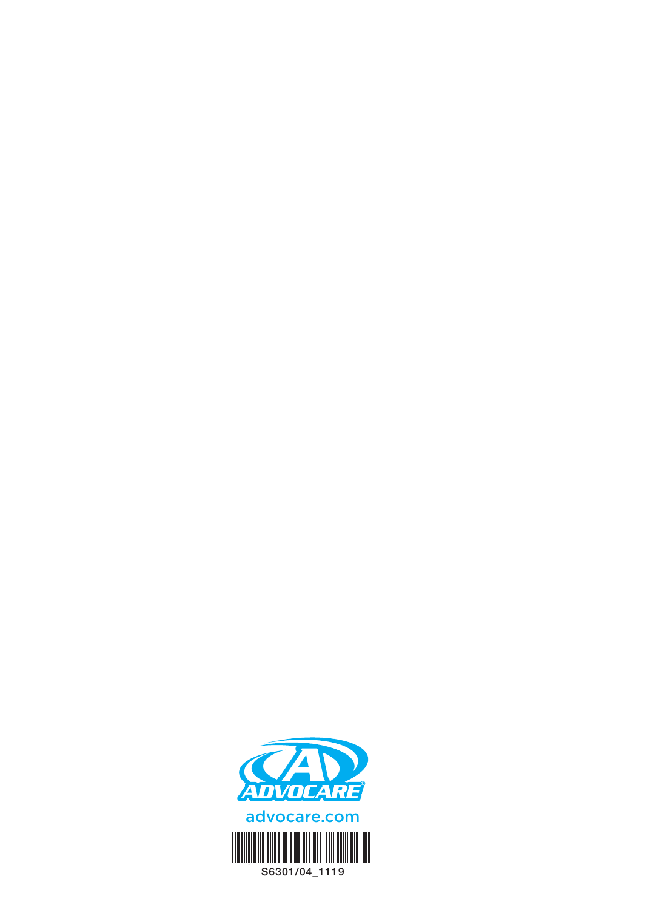ADVOCARE®

advocare.com

S6301/04_1119